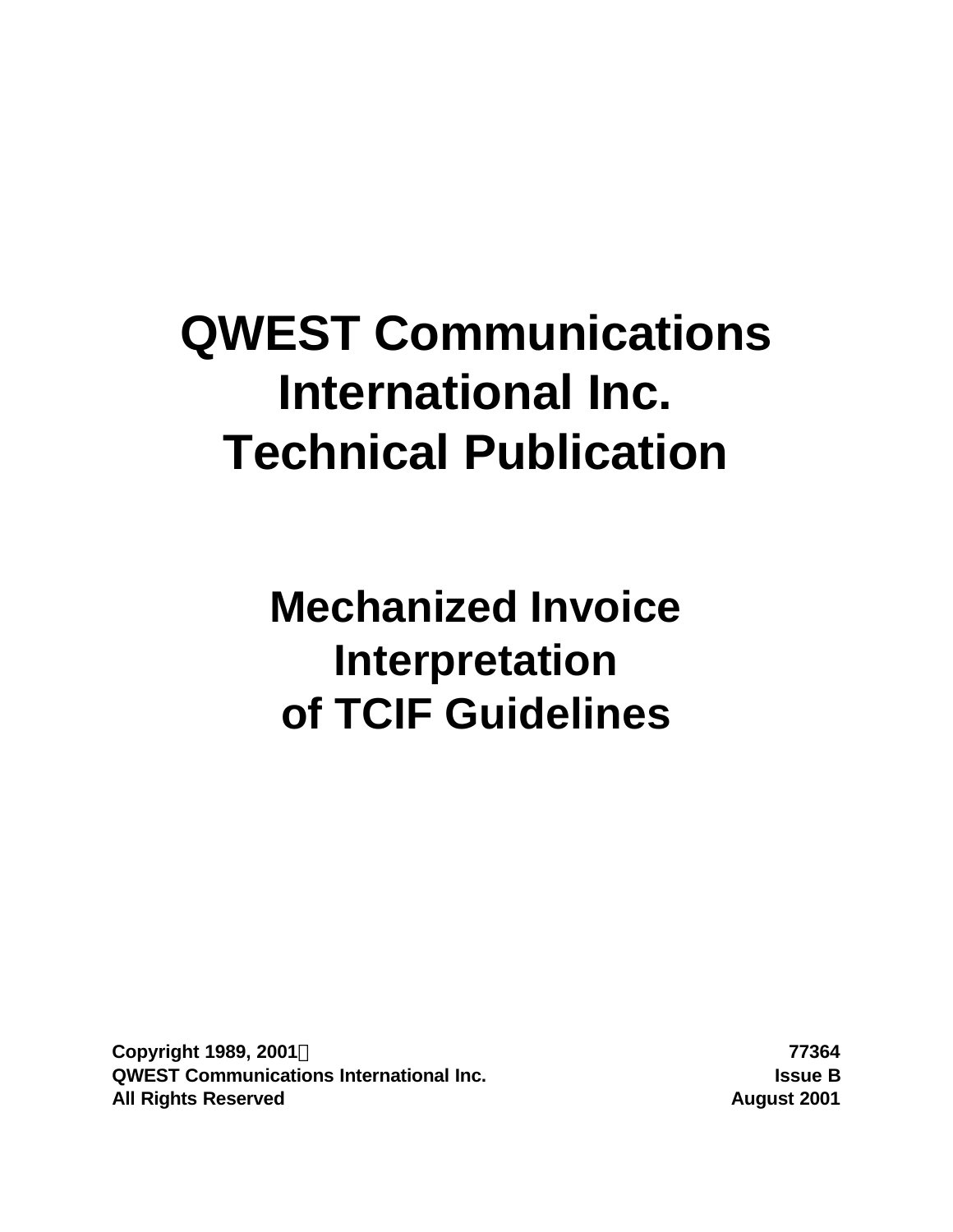# QWEST Communications International Inc. Technical Publication

## Mechanized Invoice Interpretation of TCIF Guidelines

**Copyright 1989, 2001©**
**QWEST Communications International Inc.**
**All Rights Reserved**

**77364**
**Issue B**
**August 2001**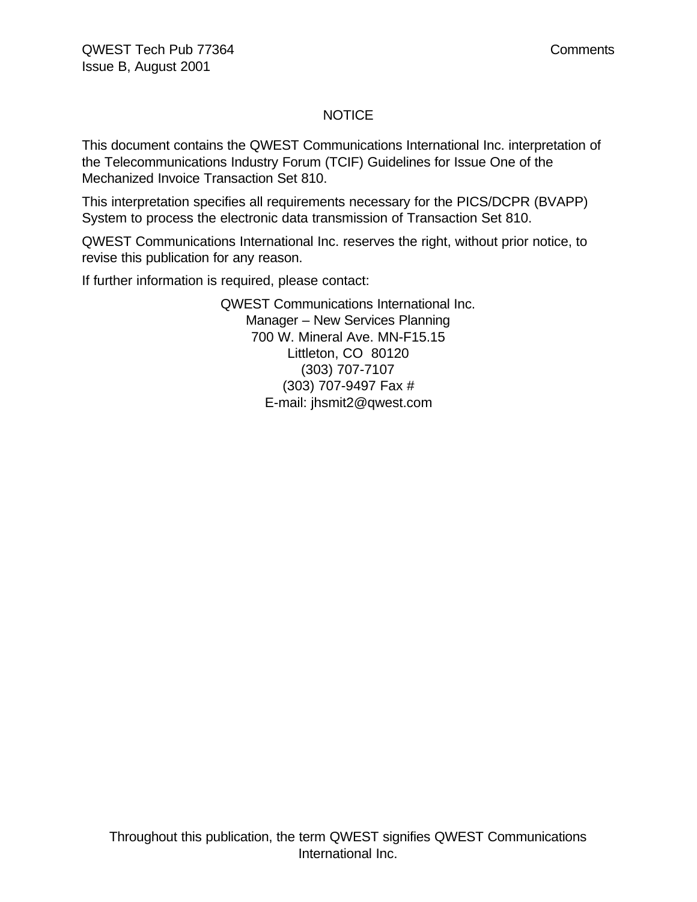# NOTICE

This document contains the QWEST Communications International Inc. interpretation of the Telecommunications Industry Forum (TCIF) Guidelines for Issue One of the Mechanized Invoice Transaction Set 810.

This interpretation specifies all requirements necessary for the PICS/DCPR (BVAPP) System to process the electronic data transmission of Transaction Set 810.

QWEST Communications International Inc. reserves the right, without prior notice, to revise this publication for any reason.

If further information is required, please contact:

QWEST Communications International Inc.
Manager – New Services Planning
700 W. Mineral Ave. MN-F15.15
Littleton, CO 80120
(303) 707-7107
(303) 707-9497 Fax #
E-mail: jhsmit2@qwest.com

Throughout this publication, the term QWEST signifies QWEST Communications International Inc.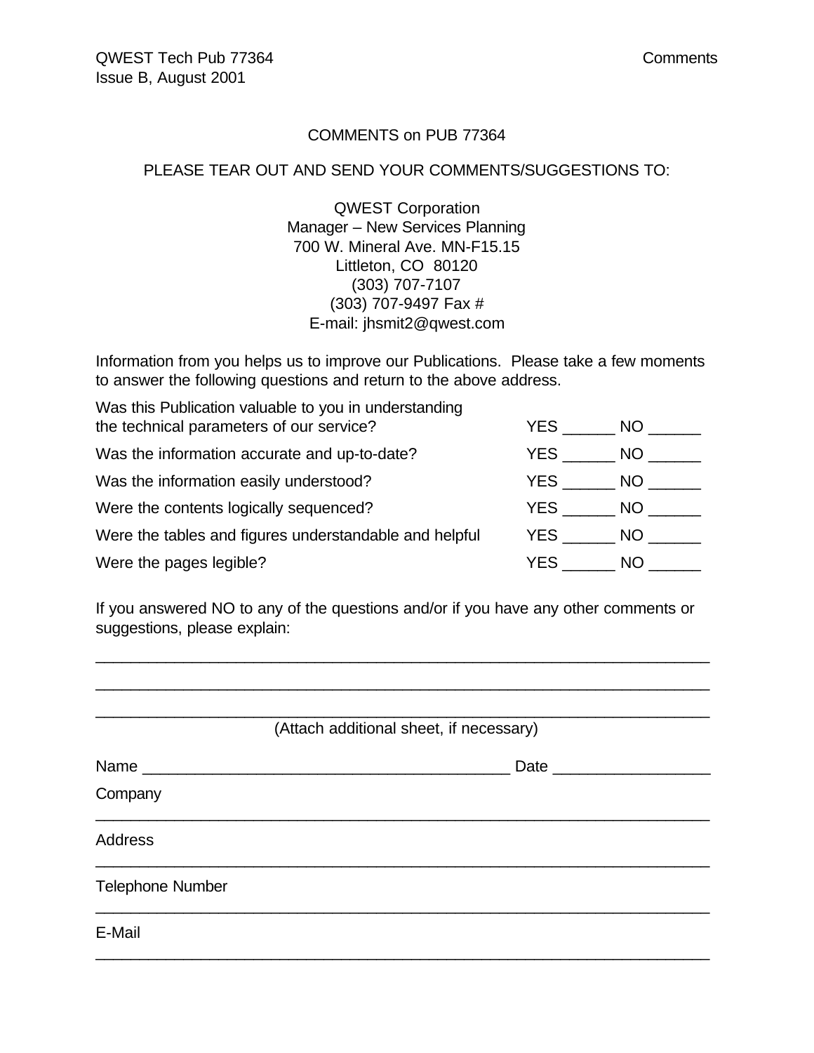# COMMENTS on PUB 77364

PLEASE TEAR OUT AND SEND YOUR COMMENTS/SUGGESTIONS TO:

QWEST Corporation
Manager – New Services Planning
700 W. Mineral Ave. MN-F15.15
Littleton, CO 80120
(303) 707-7107
(303) 707-9497 Fax #
E-mail: jhsmit2@qwest.com

Information from you helps us to improve our Publications. Please take a few moments to answer the following questions and return to the above address.

| | |
|---|---|
| Was this Publication valuable to you in understanding the technical parameters of our service? | YES ______ NO ______ |
| Was the information accurate and up-to-date? | YES ______ NO ______ |
| Was the information easily understood? | YES ______ NO ______ |
| Were the contents logically sequenced? | YES ______ NO ______ |
| Were the tables and figures understandable and helpful | YES ______ NO ______ |
| Were the pages legible? | YES ______ NO ______ |

If you answered NO to any of the questions and/or if you have any other comments or suggestions, please explain:

______________________________________________________________________

______________________________________________________________________

______________________________________________________________________

(Attach additional sheet, if necessary)

Name ________________________________________ Date _________________

Company
______________________________________________________________________

Address
______________________________________________________________________

Telephone Number
______________________________________________________________________

E-Mail
______________________________________________________________________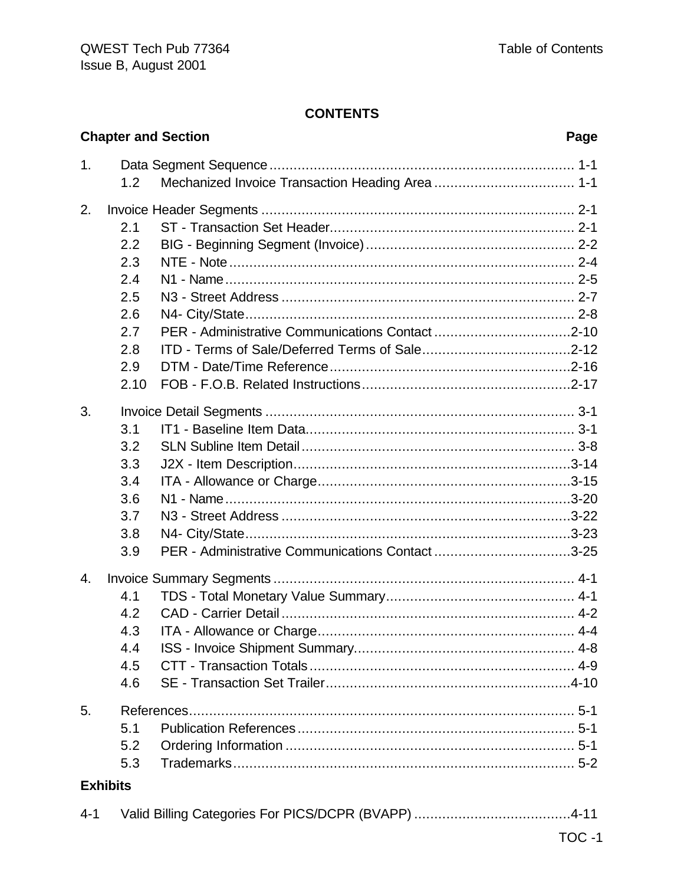# CONTENTS

| Chapter and Section | | Page |
|---|---|---|
| 1. | Data Segment Sequence | 1-1 |
| 1.2 | Mechanized Invoice Transaction Heading Area | 1-1 |
| 2. | Invoice Header Segments | 2-1 |
| 2.1 | ST - Transaction Set Header | 2-1 |
| 2.2 | BIG - Beginning Segment (Invoice) | 2-2 |
| 2.3 | NTE - Note | 2-4 |
| 2.4 | N1 - Name | 2-5 |
| 2.5 | N3 - Street Address | 2-7 |
| 2.6 | N4- City/State | 2-8 |
| 2.7 | PER - Administrative Communications Contact | 2-10 |
| 2.8 | ITD - Terms of Sale/Deferred Terms of Sale | 2-12 |
| 2.9 | DTM - Date/Time Reference | 2-16 |
| 2.10 | FOB - F.O.B. Related Instructions | 2-17 |
| 3. | Invoice Detail Segments | 3-1 |
| 3.1 | IT1 - Baseline Item Data | 3-1 |
| 3.2 | SLN Subline Item Detail | 3-8 |
| 3.3 | J2X - Item Description | 3-14 |
| 3.4 | ITA - Allowance or Charge | 3-15 |
| 3.6 | N1 - Name | 3-20 |
| 3.7 | N3 - Street Address | 3-22 |
| 3.8 | N4- City/State | 3-23 |
| 3.9 | PER - Administrative Communications Contact | 3-25 |
| 4. | Invoice Summary Segments | 4-1 |
| 4.1 | TDS - Total Monetary Value Summary | 4-1 |
| 4.2 | CAD - Carrier Detail | 4-2 |
| 4.3 | ITA - Allowance or Charge | 4-4 |
| 4.4 | ISS - Invoice Shipment Summary | 4-8 |
| 4.5 | CTT - Transaction Totals | 4-9 |
| 4.6 | SE - Transaction Set Trailer | 4-10 |
| 5. | References | 5-1 |
| 5.1 | Publication References | 5-1 |
| 5.2 | Ordering Information | 5-1 |
| 5.3 | Trademarks | 5-2 |

**Exhibits**

| | | |
|---|---|---|
| 4-1 | Valid Billing Categories For PICS/DCPR (BVAPP) | 4-11 |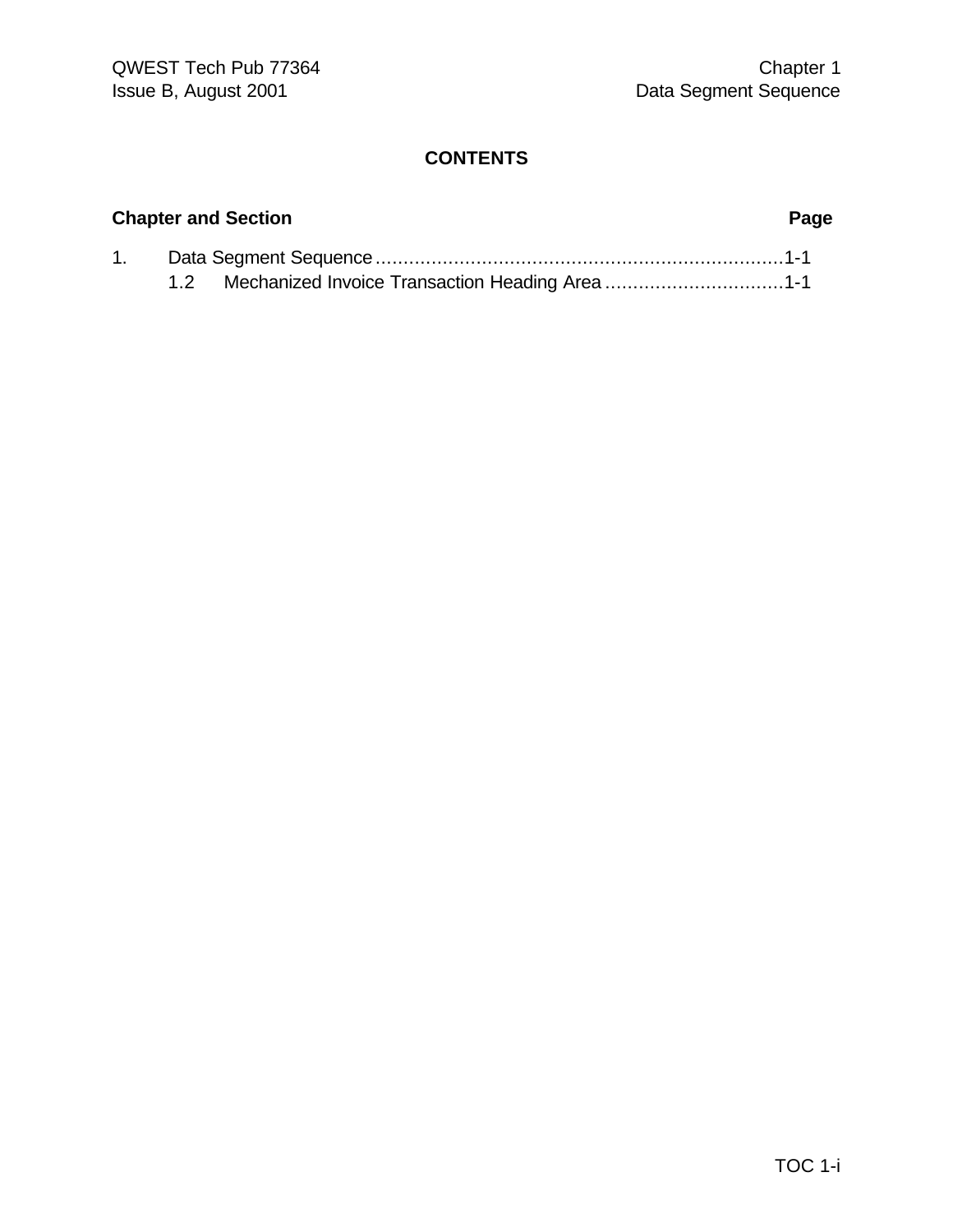# CONTENTS

**Chapter and Section** **Page**

1. Data Segment Sequence ........................................................................1-1
   1.2 Mechanized Invoice Transaction Heading Area ................................1-1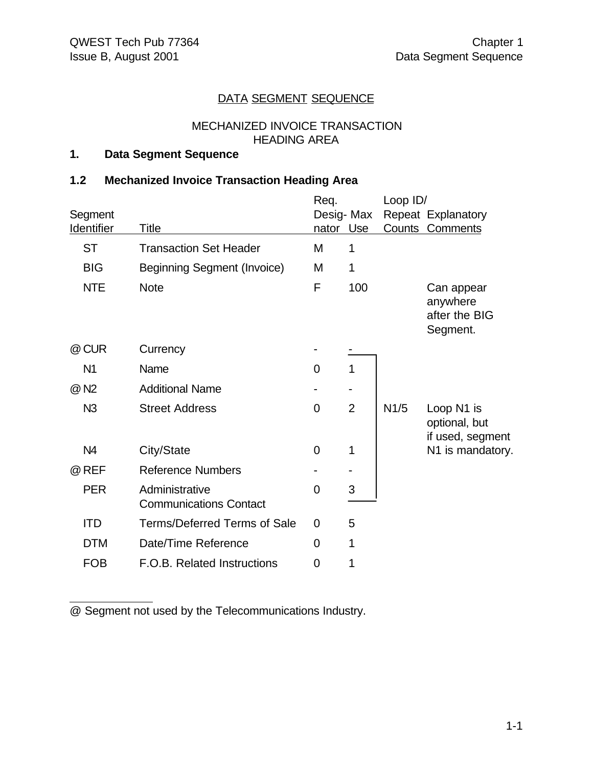DATA SEGMENT SEQUENCE

MECHANIZED INVOICE TRANSACTION
HEADING AREA

## 1. Data Segment Sequence

### 1.2 Mechanized Invoice Transaction Heading Area

| Segment Identifier | Title | Req. Desig-nator | Max Use | Loop ID/ Repeat Counts | Explanatory Comments |
|---|---|---|---|---|---|
| ST | Transaction Set Header | M | 1 | | |
| BIG | Beginning Segment (Invoice) | M | 1 | | |
| NTE | Note | F | 100 | | Can appear anywhere after the BIG Segment. |
| @ CUR | Currency | - | - | | |
| N1 | Name | 0 | 1 | N1/5 | Loop N1 is optional, but if used, segment N1 is mandatory. |
| @ N2 | Additional Name | - | - | | |
| N3 | Street Address | 0 | 2 | | |
| N4 | City/State | 0 | 1 | | |
| @ REF | Reference Numbers | - | - | | |
| PER | Administrative Communications Contact | 0 | 3 | | |
| ITD | Terms/Deferred Terms of Sale | 0 | 5 | | |
| DTM | Date/Time Reference | 0 | 1 | | |
| FOB | F.O.B. Related Instructions | 0 | 1 | | |

@ Segment not used by the Telecommunications Industry.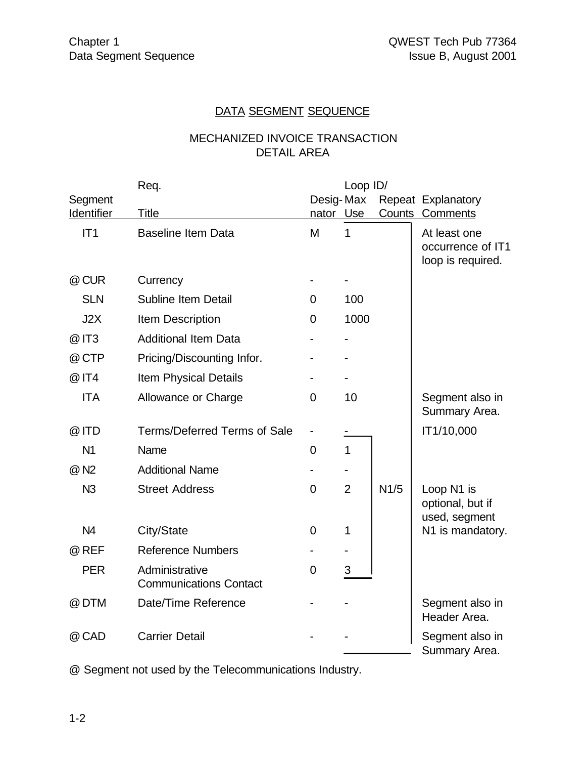# DATA SEGMENT SEQUENCE

## MECHANIZED INVOICE TRANSACTION DETAIL AREA

| Segment Identifier | Title | Req. Desig-nator | Max Use | Loop ID/ Repeat Counts | Explanatory Comments |
|---|---|---|---|---|---|
| IT1 | Baseline Item Data | M | 1 | | At least one occurrence of IT1 loop is required. |
| @ CUR | Currency | - | - | | |
| SLN | Subline Item Detail | 0 | 100 | | |
| J2X | Item Description | 0 | 1000 | | |
| @ IT3 | Additional Item Data | - | - | | |
| @ CTP | Pricing/Discounting Infor. | - | - | | |
| @ IT4 | Item Physical Details | - | - | | |
| ITA | Allowance or Charge | 0 | 10 | | Segment also in Summary Area. |
| @ ITD | Terms/Deferred Terms of Sale | - | - | | IT1/10,000 |
| N1 | Name | 0 | 1 | | |
| @ N2 | Additional Name | - | - | | |
| N3 | Street Address | 0 | 2 | N1/5 | Loop N1 is optional, but if used, segment |
| N4 | City/State | 0 | 1 | | N1 is mandatory. |
| @ REF | Reference Numbers | - | - | | |
| PER | Administrative Communications Contact | 0 | 3 | | |
| @ DTM | Date/Time Reference | - | - | | Segment also in Header Area. |
| @ CAD | Carrier Detail | - | - | | Segment also in Summary Area. |

@ Segment not used by the Telecommunications Industry.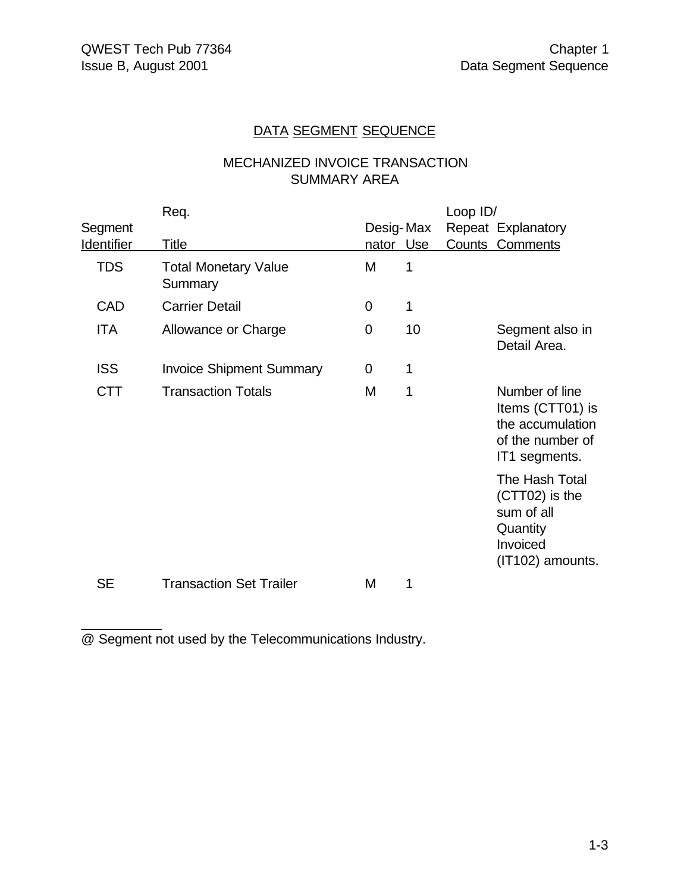# DATA SEGMENT SEQUENCE

## MECHANIZED INVOICE TRANSACTION SUMMARY AREA

| Segment Identifier | Title | Req. Desig-nator | Max Use | Loop ID/ Repeat Counts | Explanatory Comments |
|---|---|---|---|---|---|
| TDS | Total Monetary Value Summary | M | 1 | | |
| CAD | Carrier Detail | 0 | 1 | | |
| ITA | Allowance or Charge | 0 | 10 | | Segment also in Detail Area. |
| ISS | Invoice Shipment Summary | 0 | 1 | | |
| CTT | Transaction Totals | M | 1 | | Number of line Items (CTT01) is the accumulation of the number of IT1 segments. The Hash Total (CTT02) is the sum of all Quantity Invoiced (IT102) amounts. |
| SE | Transaction Set Trailer | M | 1 | | |

---

@ Segment not used by the Telecommunications Industry.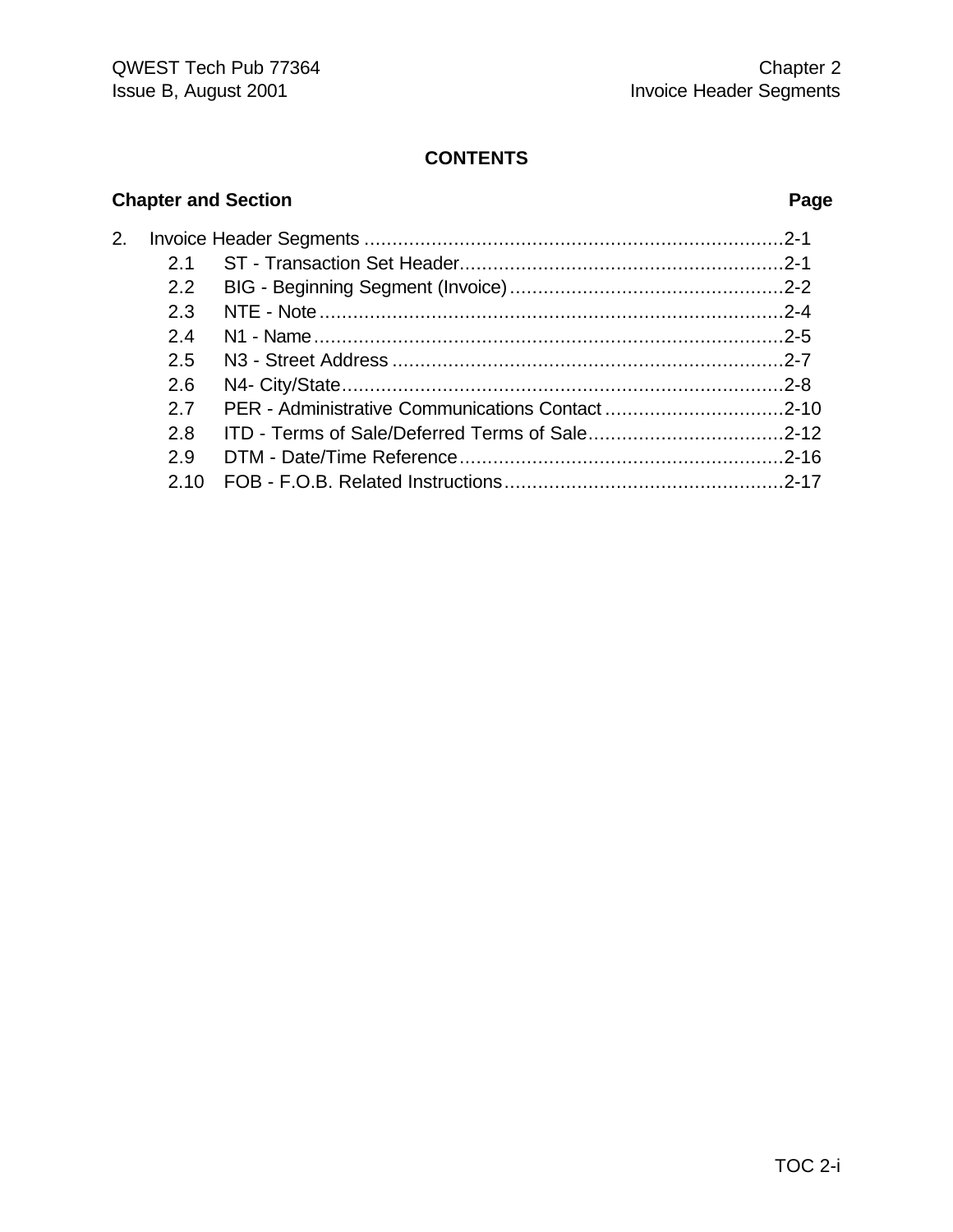# CONTENTS

**Chapter and Section** **Page**

2. Invoice Header Segments ..........................................................................2-1
   - 2.1 ST - Transaction Set Header..........................................................2-1
   - 2.2 BIG - Beginning Segment (Invoice).................................................2-2
   - 2.3 NTE - Note..................................................................................2-4
   - 2.4 N1 - Name...................................................................................2-5
   - 2.5 N3 - Street Address .....................................................................2-7
   - 2.6 N4- City/State..............................................................................2-8
   - 2.7 PER - Administrative Communications Contact ................................2-10
   - 2.8 ITD - Terms of Sale/Deferred Terms of Sale..................................2-12
   - 2.9 DTM - Date/Time Reference..........................................................2-16
   - 2.10 FOB - F.O.B. Related Instructions..................................................2-17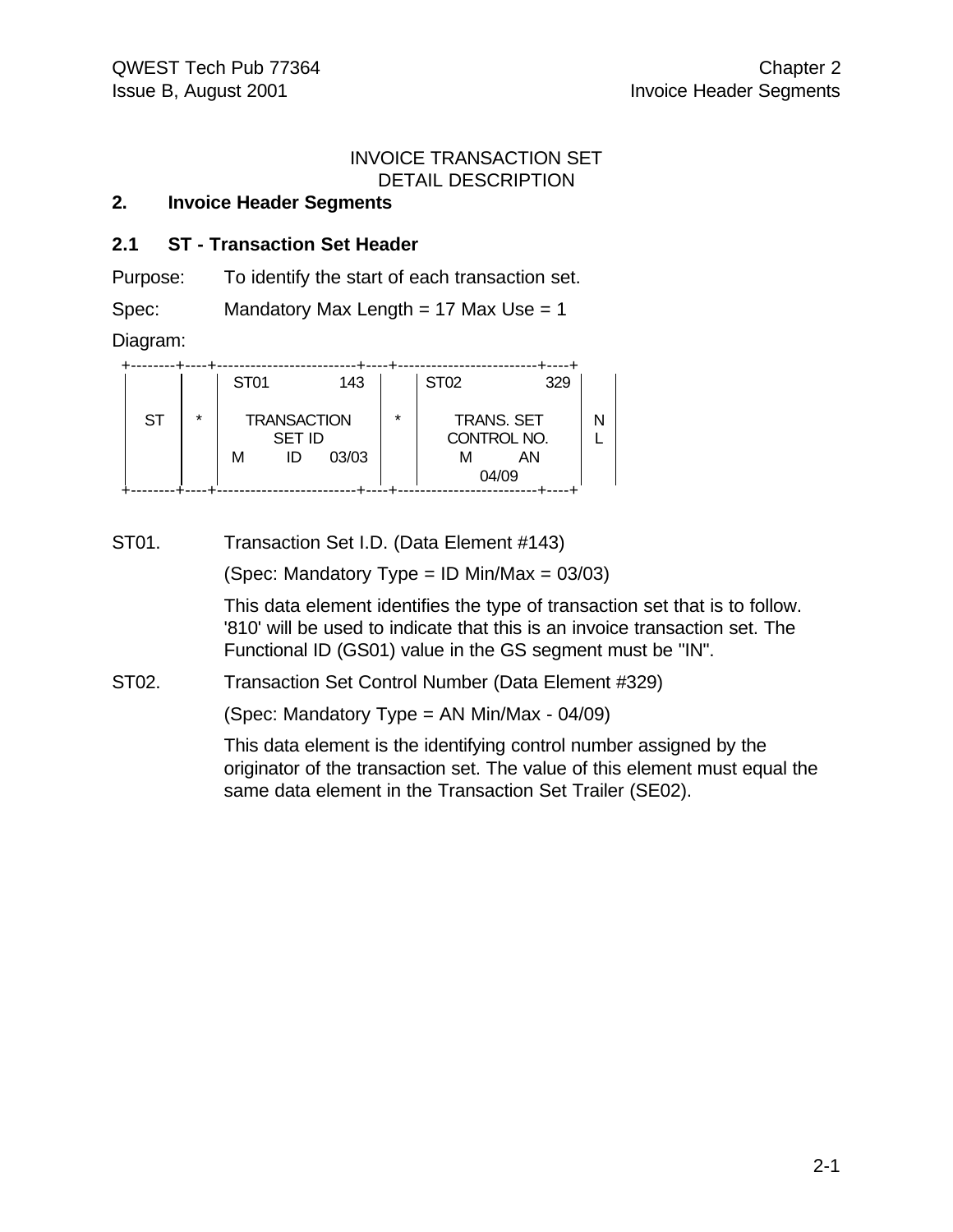INVOICE TRANSACTION SET
DETAIL DESCRIPTION

## 2. Invoice Header Segments

### 2.1 ST - Transaction Set Header

Purpose: To identify the start of each transaction set.

Spec: Mandatory Max Length = 17 Max Use = 1

Diagram:

```
+--------+----+-------------------------+----+-------------------------+----+
|        |    | ST01             143    |    | ST02              329   |    |
|        |    |                         |    |                         |    |
|   ST   |  * |      TRANSACTION        |  * |       TRANS. SET        | N  |
|        |    |         SET ID          |    |      CONTROL NO.        | L  |
|        |    | M        ID      03/03  |    |    M          AN        |    |
|        |    |                         |    |         04/09           |    |
+--------+----+-------------------------+----+-------------------------+----+
```

ST01. Transaction Set I.D. (Data Element #143)

(Spec: Mandatory Type = ID Min/Max = 03/03)

This data element identifies the type of transaction set that is to follow. '810' will be used to indicate that this is an invoice transaction set. The Functional ID (GS01) value in the GS segment must be "IN".

ST02. Transaction Set Control Number (Data Element #329)

(Spec: Mandatory Type = AN Min/Max - 04/09)

This data element is the identifying control number assigned by the originator of the transaction set. The value of this element must equal the same data element in the Transaction Set Trailer (SE02).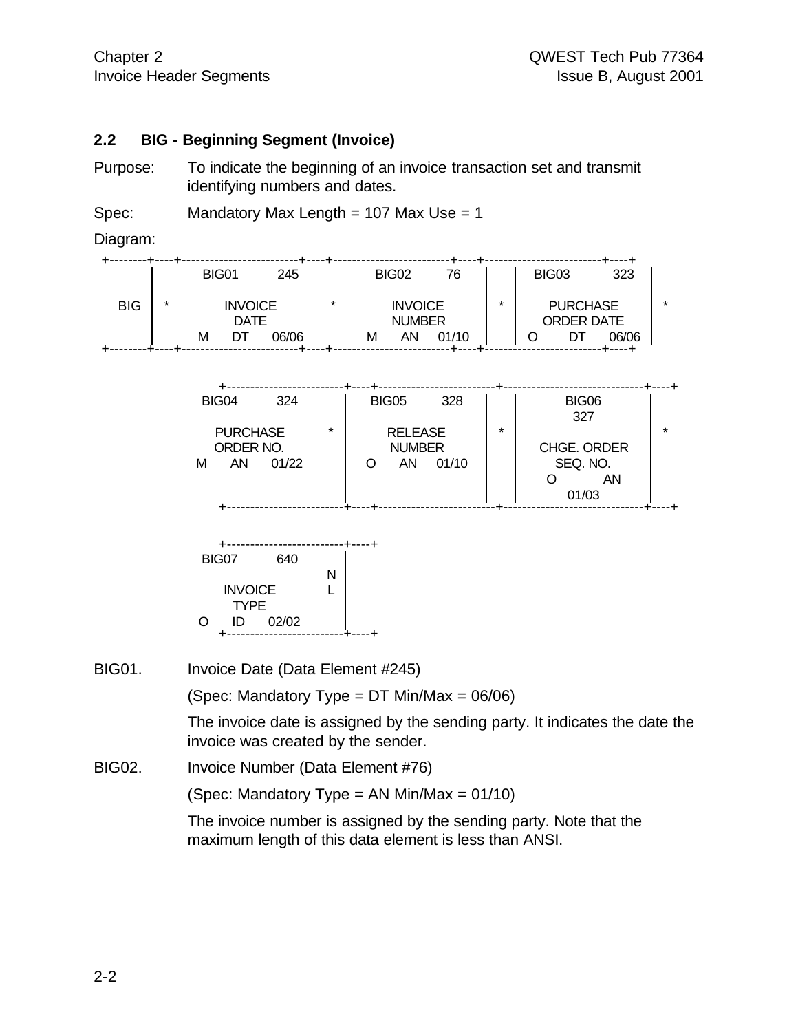## 2.2 BIG - Beginning Segment (Invoice)

Purpose: To indicate the beginning of an invoice transaction set and transmit identifying numbers and dates.

Spec: Mandatory Max Length = 107 Max Use = 1

Diagram:

```
+--------+----+-------------------------+----+-------------------------+----+-------------------------+----+
|        |    | BIG01          245      |    | BIG02          76       |    | BIG03          323      |    |
|  BIG   | *  |      INVOICE            | *  |      INVOICE            | *  |      PURCHASE           | *  |
|        |    |       DATE              |    |      NUMBER             |    |     ORDER DATE          |    |
|        |    | M     DT     06/06      |    | M     AN     01/10      |    | O     DT     06/06      |    |
+--------+----+-------------------------+----+-------------------------+----+-------------------------+----+

              +-------------------------+----+-------------------------+----+------------------------------+----+
              | BIG04          324      |    | BIG05          328      |    |            BIG06             |    |
              |                         |    |                         |    |             327              |    |
              |      PURCHASE           | *  |      RELEASE            | *  |                              | *  |
              |     ORDER NO.           |    |      NUMBER             |    |         CHGE. ORDER          |    |
              | M     AN     01/22      |    | O     AN     01/10      |    |          SEQ. NO.            |    |
              |                         |    |                         |    |         O        AN          |    |
              |                         |    |                         |    |            01/03             |    |
              +-------------------------+----+-------------------------+----+------------------------------+----+

              +-------------------------+----+
              | BIG07          640      |    |
              |                         | N  |
              |      INVOICE            | L  |
              |       TYPE              |    |
              | O     ID     02/02      |    |
              +-------------------------+----+
```

BIG01. Invoice Date (Data Element #245)

(Spec: Mandatory Type = DT Min/Max = 06/06)

The invoice date is assigned by the sending party. It indicates the date the invoice was created by the sender.

BIG02. Invoice Number (Data Element #76)

(Spec: Mandatory Type = AN Min/Max = 01/10)

The invoice number is assigned by the sending party. Note that the maximum length of this data element is less than ANSI.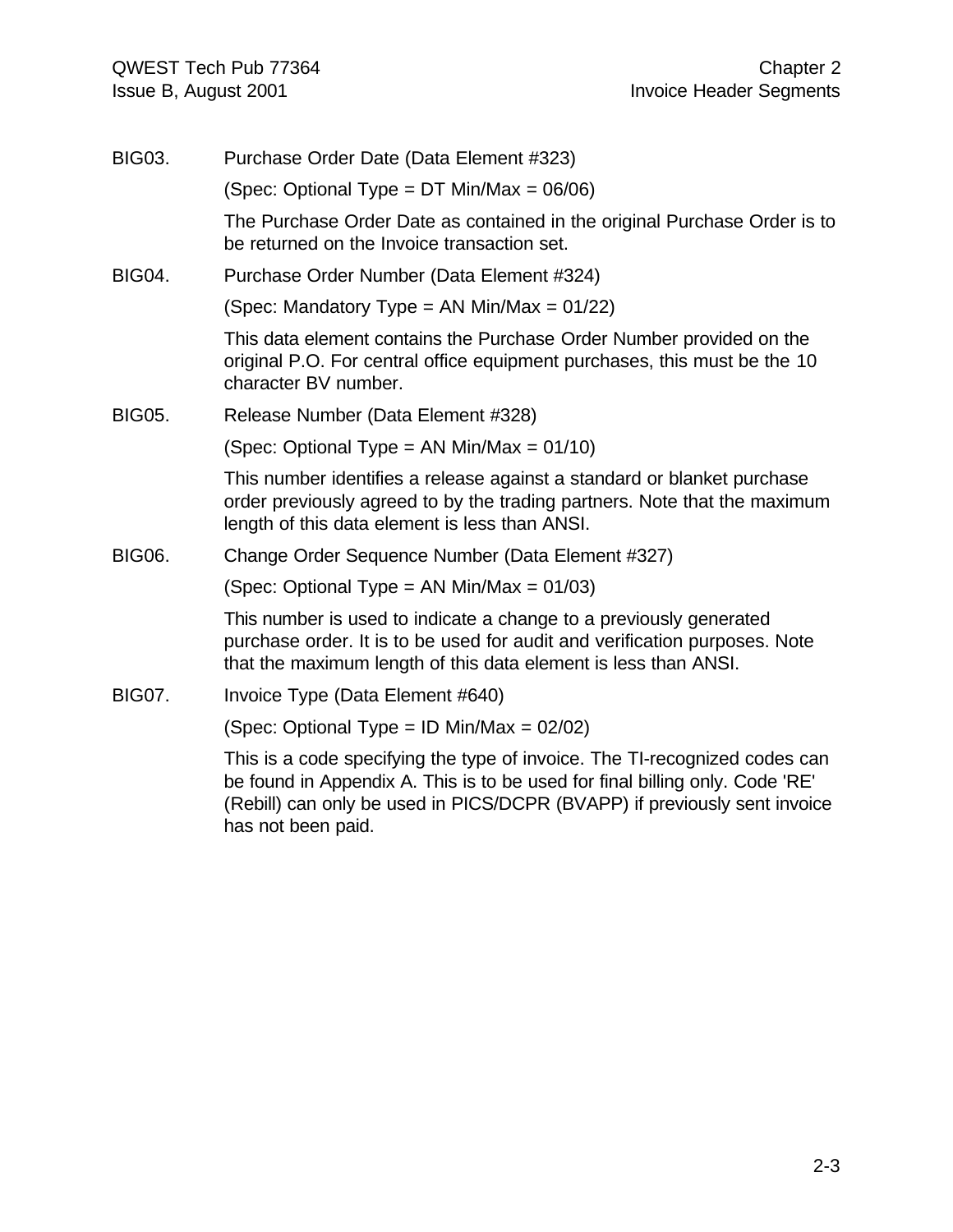BIG03. Purchase Order Date (Data Element #323)

(Spec: Optional Type = DT Min/Max = 06/06)

The Purchase Order Date as contained in the original Purchase Order is to be returned on the Invoice transaction set.

BIG04. Purchase Order Number (Data Element #324)

(Spec: Mandatory Type = AN Min/Max = 01/22)

This data element contains the Purchase Order Number provided on the original P.O. For central office equipment purchases, this must be the 10 character BV number.

BIG05. Release Number (Data Element #328)

(Spec: Optional Type = AN Min/Max = 01/10)

This number identifies a release against a standard or blanket purchase order previously agreed to by the trading partners. Note that the maximum length of this data element is less than ANSI.

BIG06. Change Order Sequence Number (Data Element #327)

(Spec: Optional Type = AN Min/Max = 01/03)

This number is used to indicate a change to a previously generated purchase order. It is to be used for audit and verification purposes. Note that the maximum length of this data element is less than ANSI.

BIG07. Invoice Type (Data Element #640)

(Spec: Optional Type = ID Min/Max = 02/02)

This is a code specifying the type of invoice. The TI-recognized codes can be found in Appendix A. This is to be used for final billing only. Code 'RE' (Rebill) can only be used in PICS/DCPR (BVAPP) if previously sent invoice has not been paid.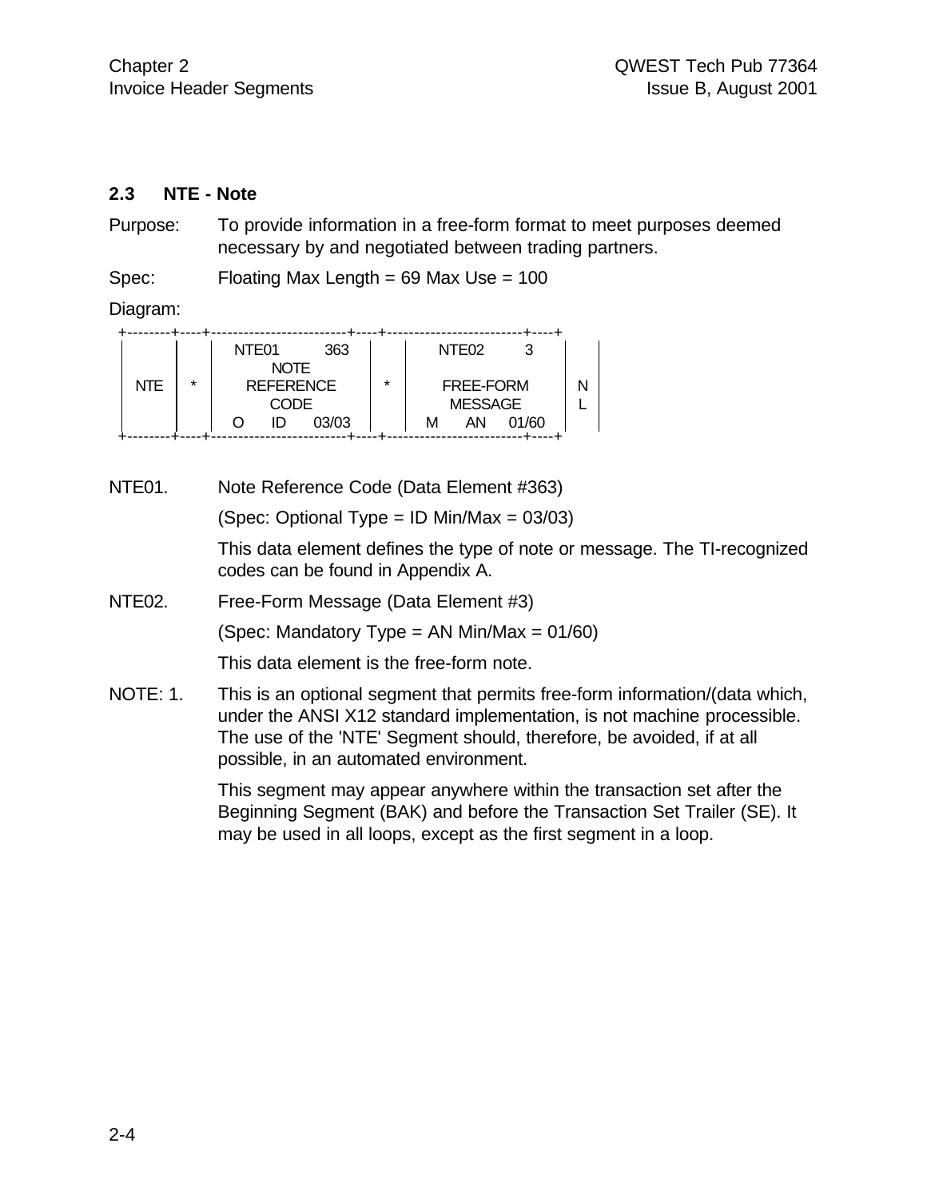## 2.3 NTE - Note

Purpose: To provide information in a free-form format to meet purposes deemed necessary by and negotiated between trading partners.

Spec: Floating Max Length = 69 Max Use = 100

Diagram:

```
 +--------+----+-------------------------+----+-------------------------+----+
 |        |    |   NTE01          363    |    |    NTE02          3     |    |
 |        |    |          NOTE           |    |                         |    |
 |  NTE   | *  |       REFERENCE         | *  |       FREE-FORM         | N  |
 |        |    |          CODE           |    |        MESSAGE          | L  |
 |        |    |   O     ID     03/03    |    |   M     AN     01/60    |    |
 +--------+----+-------------------------+----+-------------------------+----+
```

NTE01. Note Reference Code (Data Element #363)

(Spec: Optional Type = ID Min/Max = 03/03)

This data element defines the type of note or message. The TI-recognized codes can be found in Appendix A.

NTE02. Free-Form Message (Data Element #3)

(Spec: Mandatory Type = AN Min/Max = 01/60)

This data element is the free-form note.

NOTE: 1. This is an optional segment that permits free-form information/(data which, under the ANSI X12 standard implementation, is not machine processible. The use of the 'NTE' Segment should, therefore, be avoided, if at all possible, in an automated environment.

This segment may appear anywhere within the transaction set after the Beginning Segment (BAK) and before the Transaction Set Trailer (SE). It may be used in all loops, except as the first segment in a loop.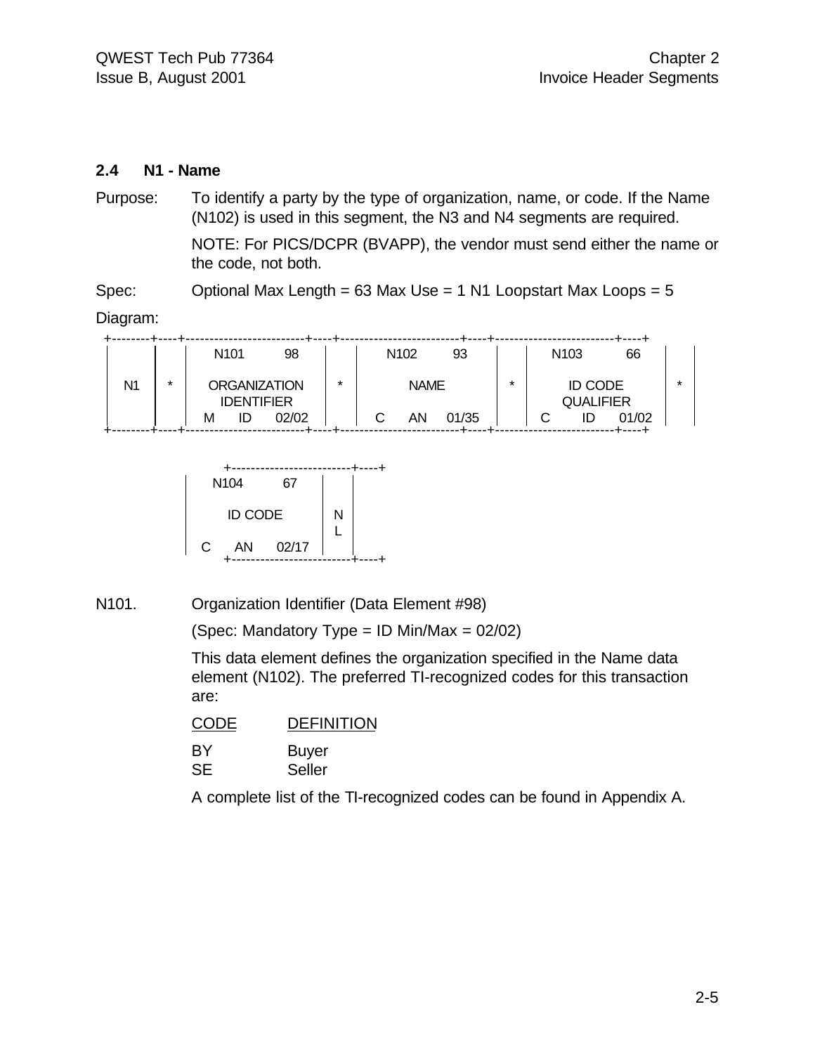## 2.4 N1 - Name

Purpose: To identify a party by the type of organization, name, or code. If the Name (N102) is used in this segment, the N3 and N4 segments are required.

NOTE: For PICS/DCPR (BVAPP), the vendor must send either the name or the code, not both.

Spec: Optional Max Length = 63 Max Use = 1 N1 Loopstart Max Loops = 5

Diagram:

```
+--------+----+-------------------------+----+-------------------------+----+-------------------------+----+
|        |    |   N101          98      |    |   N102          93      |    |   N103          66      |    |
|  N1    | *  |  ORGANIZATION           | *  |        NAME             | *  |     ID CODE             | *  |
|        |    |   IDENTIFIER            |    |                         |    |    QUALIFIER            |    |
|        |    |  M     ID     02/02     |    |  C     AN     01/35     |    |  C     ID     01/02     |    |
+--------+----+-------------------------+----+-------------------------+----+-------------------------+----+

+-------------------------+----+
|   N104          67      |    |
|       ID CODE           | N  |
|                         | L  |
|  C     AN     02/17     |    |
+-------------------------+----+
```

N101. Organization Identifier (Data Element #98)

(Spec: Mandatory Type = ID Min/Max = 02/02)

This data element defines the organization specified in the Name data element (N102). The preferred TI-recognized codes for this transaction are:

| CODE | DEFINITION |
|---|---|
| BY | Buyer |
| SE | Seller |

A complete list of the TI-recognized codes can be found in Appendix A.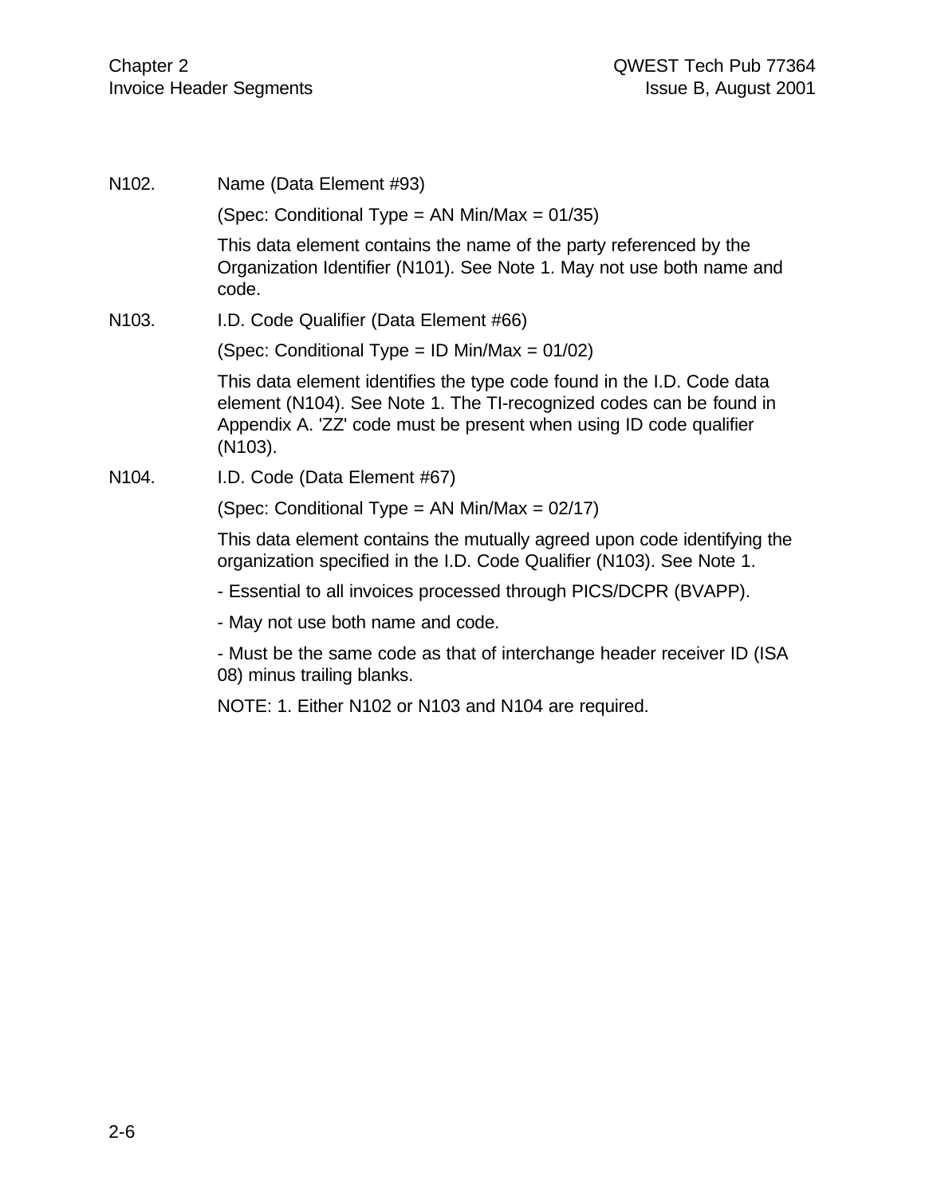N102. Name (Data Element #93)

(Spec: Conditional Type = AN Min/Max = 01/35)

This data element contains the name of the party referenced by the Organization Identifier (N101). See Note 1. May not use both name and code.

N103. I.D. Code Qualifier (Data Element #66)

(Spec: Conditional Type = ID Min/Max = 01/02)

This data element identifies the type code found in the I.D. Code data element (N104). See Note 1. The TI-recognized codes can be found in Appendix A. 'ZZ' code must be present when using ID code qualifier (N103).

N104. I.D. Code (Data Element #67)

(Spec: Conditional Type = AN Min/Max = 02/17)

This data element contains the mutually agreed upon code identifying the organization specified in the I.D. Code Qualifier (N103). See Note 1.

- Essential to all invoices processed through PICS/DCPR (BVAPP).

- May not use both name and code.

- Must be the same code as that of interchange header receiver ID (ISA 08) minus trailing blanks.

NOTE: 1. Either N102 or N103 and N104 are required.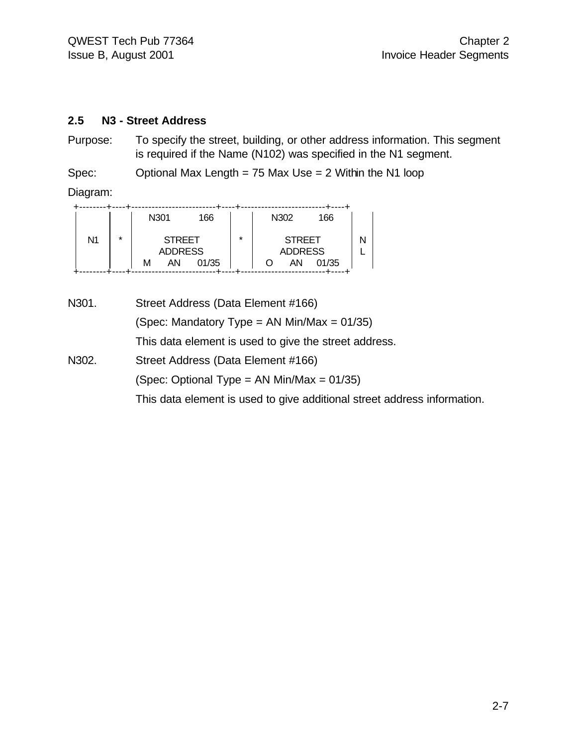## 2.5 N3 - Street Address

Purpose: To specify the street, building, or other address information. This segment is required if the Name (N102) was specified in the N1 segment.

Spec: Optional Max Length = 75 Max Use = 2 Within the N1 loop

Diagram:

```
 +--------+----+-------------------------+----+-------------------------+----+
 |        |    |     N301       166      |    |     N302       166      |    |
 |        |    |                         |    |                         |    |
 |   N1   | *  |        STREET           | *  |        STREET           | N  |
 |        |    |        ADDRESS          |    |        ADDRESS          | L  |
 |        |    |   M     AN     01/35    |    |   O     AN     01/35    |    |
 +--------+----+-------------------------+----+-------------------------+----+
```

N301. Street Address (Data Element #166)

(Spec: Mandatory Type = AN Min/Max = 01/35)

This data element is used to give the street address.

N302. Street Address (Data Element #166)

(Spec: Optional Type = AN Min/Max = 01/35)

This data element is used to give additional street address information.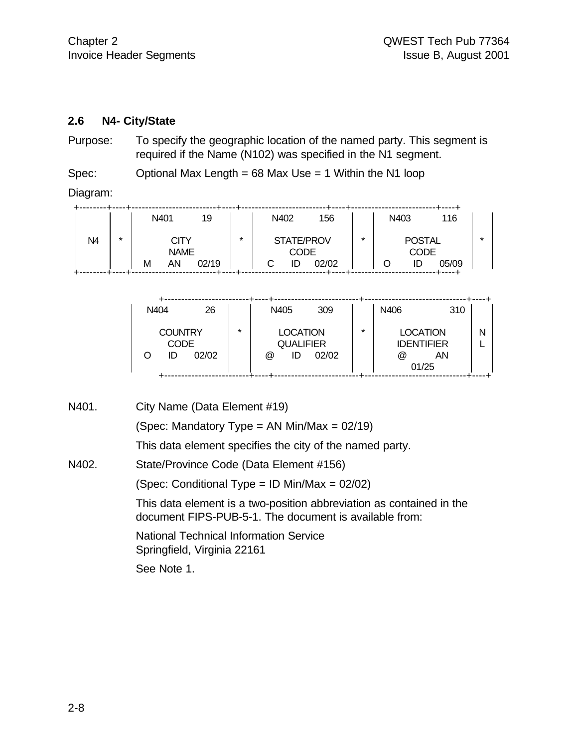## 2.6 N4- City/State

Purpose: To specify the geographic location of the named party. This segment is required if the Name (N102) was specified in the N1 segment.

Spec: Optional Max Length = 68 Max Use = 1 Within the N1 loop

Diagram:

```
+--------+----+-------------------------+----+-------------------------+----+-------------------------+----+
|        |    |   N401         19       |    |   N402        156       |    |   N403          116     |    |
|        |    |                         |    |                         |    |                         |    |
|   N4   | *  |         CITY            | *  |      STATE/PROV         | *  |        POSTAL           | *  |
|        |    |         NAME            |    |         CODE            |    |         CODE            |    |
|        |    |   M      AN      02/19  |    |   C      ID     02/02   |    |   O      ID     05/09   |    |
+--------+----+-------------------------+----+-------------------------+----+-------------------------+----+

              +-------------------------+----+-------------------------+------------------------------+----+
              |   N404           26     |    |   N405        309       |   N406                 310   |    |
              |                         |    |                         |                              |    |
              |        COUNTRY          | *  |       LOCATION          | *     LOCATION               | N  |
              |         CODE            |    |       QUALIFIER         |       IDENTIFIER             | L  |
              |   O      ID     02/02   |    |   @      ID     02/02   |       @          AN          |    |
              |                         |    |                         |            01/25             |    |
              +-------------------------+----+-------------------------+------------------------------+----+
```

N401. City Name (Data Element #19)

(Spec: Mandatory Type = AN Min/Max = 02/19)

This data element specifies the city of the named party.

N402. State/Province Code (Data Element #156)

(Spec: Conditional Type = ID Min/Max = 02/02)

This data element is a two-position abbreviation as contained in the document FIPS-PUB-5-1. The document is available from:

National Technical Information Service
Springfield, Virginia 22161

See Note 1.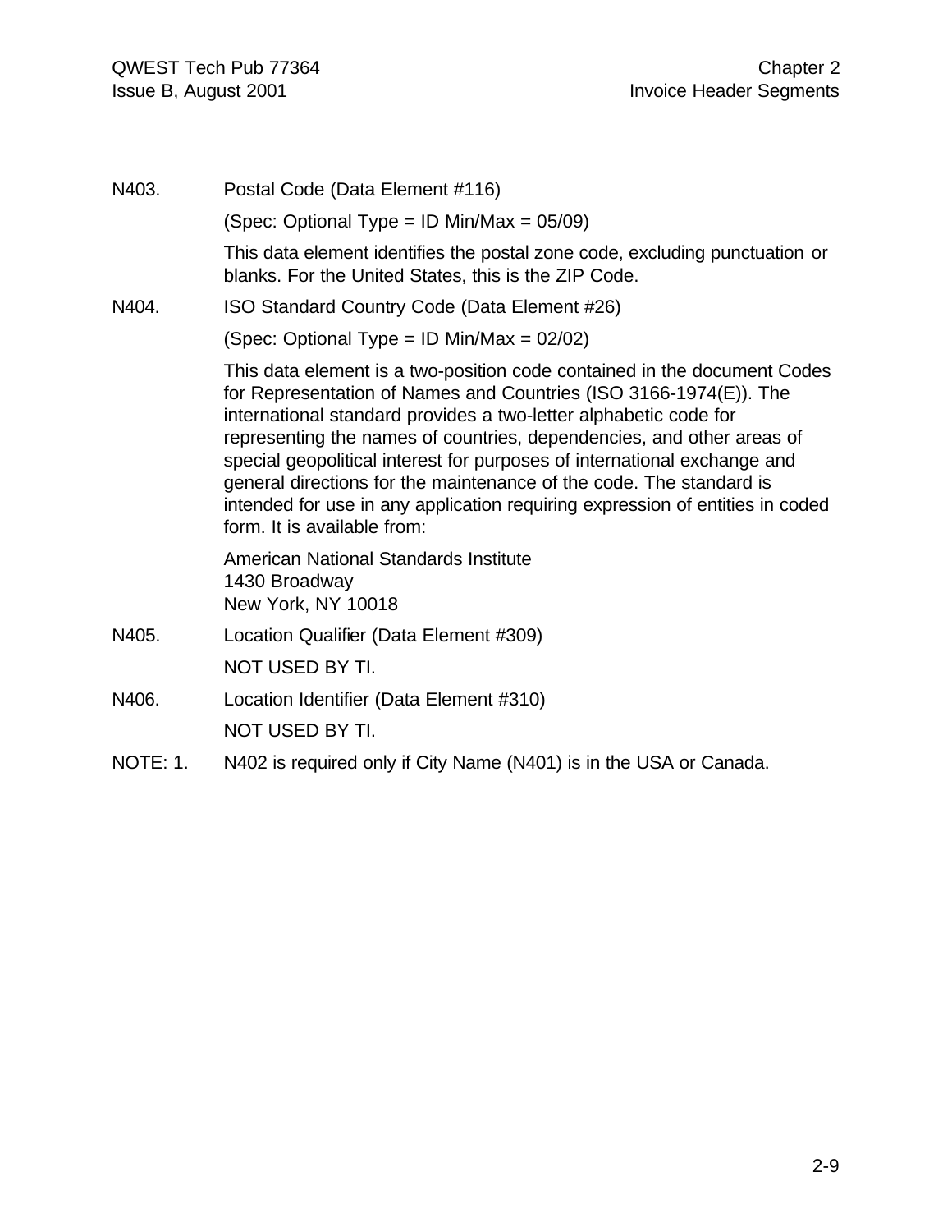N403. Postal Code (Data Element #116)

(Spec: Optional Type = ID Min/Max = 05/09)

This data element identifies the postal zone code, excluding punctuation or blanks. For the United States, this is the ZIP Code.

N404. ISO Standard Country Code (Data Element #26)

(Spec: Optional Type = ID Min/Max = 02/02)

This data element is a two-position code contained in the document Codes for Representation of Names and Countries (ISO 3166-1974(E)). The international standard provides a two-letter alphabetic code for representing the names of countries, dependencies, and other areas of special geopolitical interest for purposes of international exchange and general directions for the maintenance of the code. The standard is intended for use in any application requiring expression of entities in coded form. It is available from:

American National Standards Institute
1430 Broadway
New York, NY 10018

N405. Location Qualifier (Data Element #309)

NOT USED BY TI.

N406. Location Identifier (Data Element #310)

NOT USED BY TI.

NOTE: 1. N402 is required only if City Name (N401) is in the USA or Canada.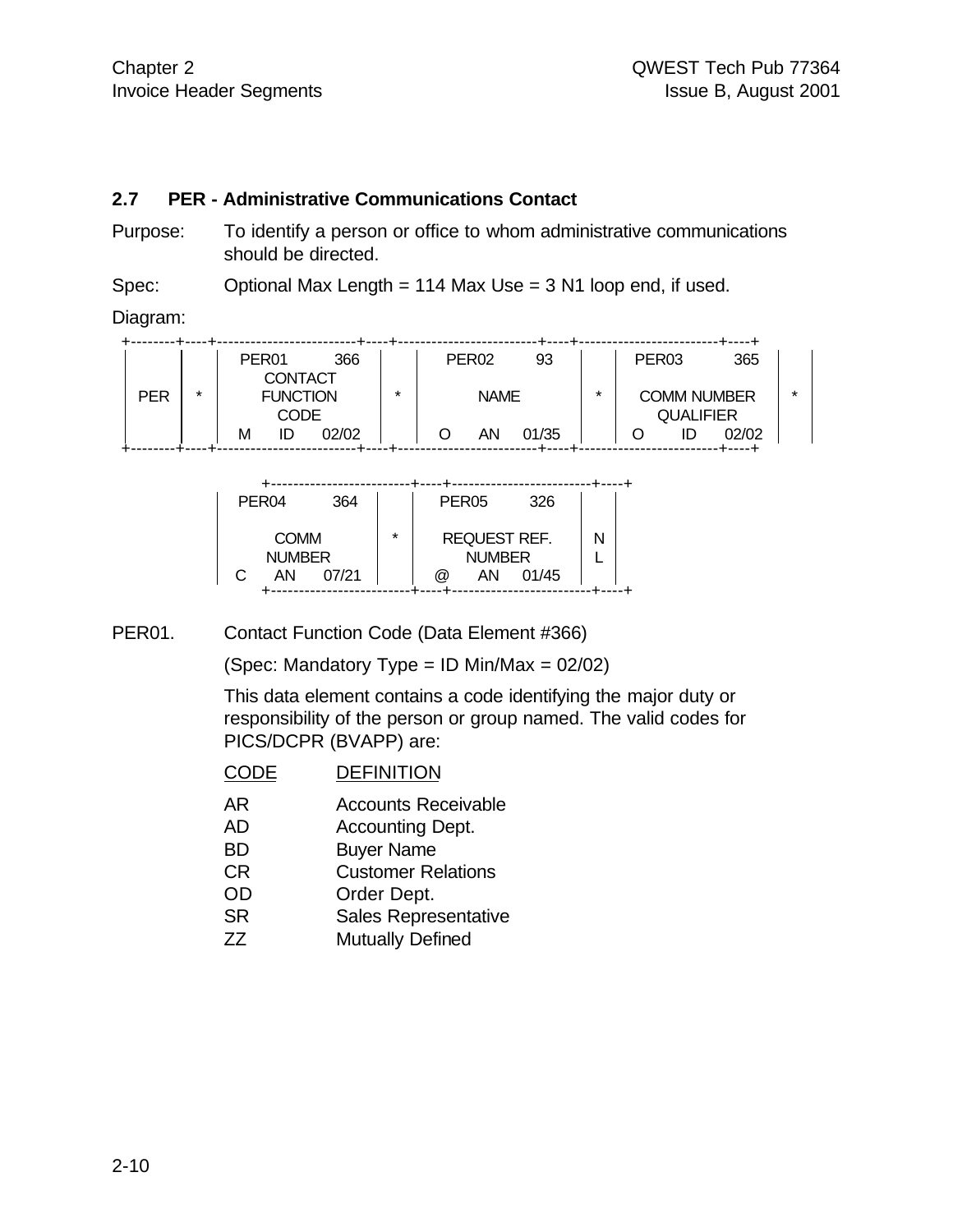## 2.7 PER - Administrative Communications Contact

Purpose: To identify a person or office to whom administrative communications should be directed.

Spec: Optional Max Length = 114 Max Use = 3 N1 loop end, if used.

Diagram:

```
+--------+----+-------------------------+----+-------------------------+----+-------------------------+----+
|        |    |  PER01          366     |    |   PER02          93     |    |  PER03          365     |    |
|        |    |       CONTACT           |    |                         |    |                         |    |
|  PER   | *  |       FUNCTION          | *  |         NAME            | *  |     COMM NUMBER         | *  |
|        |    |        CODE             |    |                         |    |      QUALIFIER          |    |
|        |    |  M      ID     02/02    |    |   O      AN    01/35    |    |  O       ID     02/02   |    |
+--------+----+-------------------------+----+-------------------------+----+-------------------------+----+

              +-------------------------+----+-------------------------+----+
              |  PER04          364     |    |   PER05          326    |    |
              |                         |    |                         |    |
              |        COMM             | *  |     REQUEST REF.        | N  |
              |       NUMBER            |    |       NUMBER            | L  |
              |  C      AN     07/21    |    |   @      AN    01/45    |    |
              +-------------------------+----+-------------------------+----+
```

PER01. Contact Function Code (Data Element #366)

(Spec: Mandatory Type = ID Min/Max = 02/02)

This data element contains a code identifying the major duty or responsibility of the person or group named. The valid codes for PICS/DCPR (BVAPP) are:

| CODE | DEFINITION |
|---|---|
| AR | Accounts Receivable |
| AD | Accounting Dept. |
| BD | Buyer Name |
| CR | Customer Relations |
| OD | Order Dept. |
| SR | Sales Representative |
| ZZ | Mutually Defined |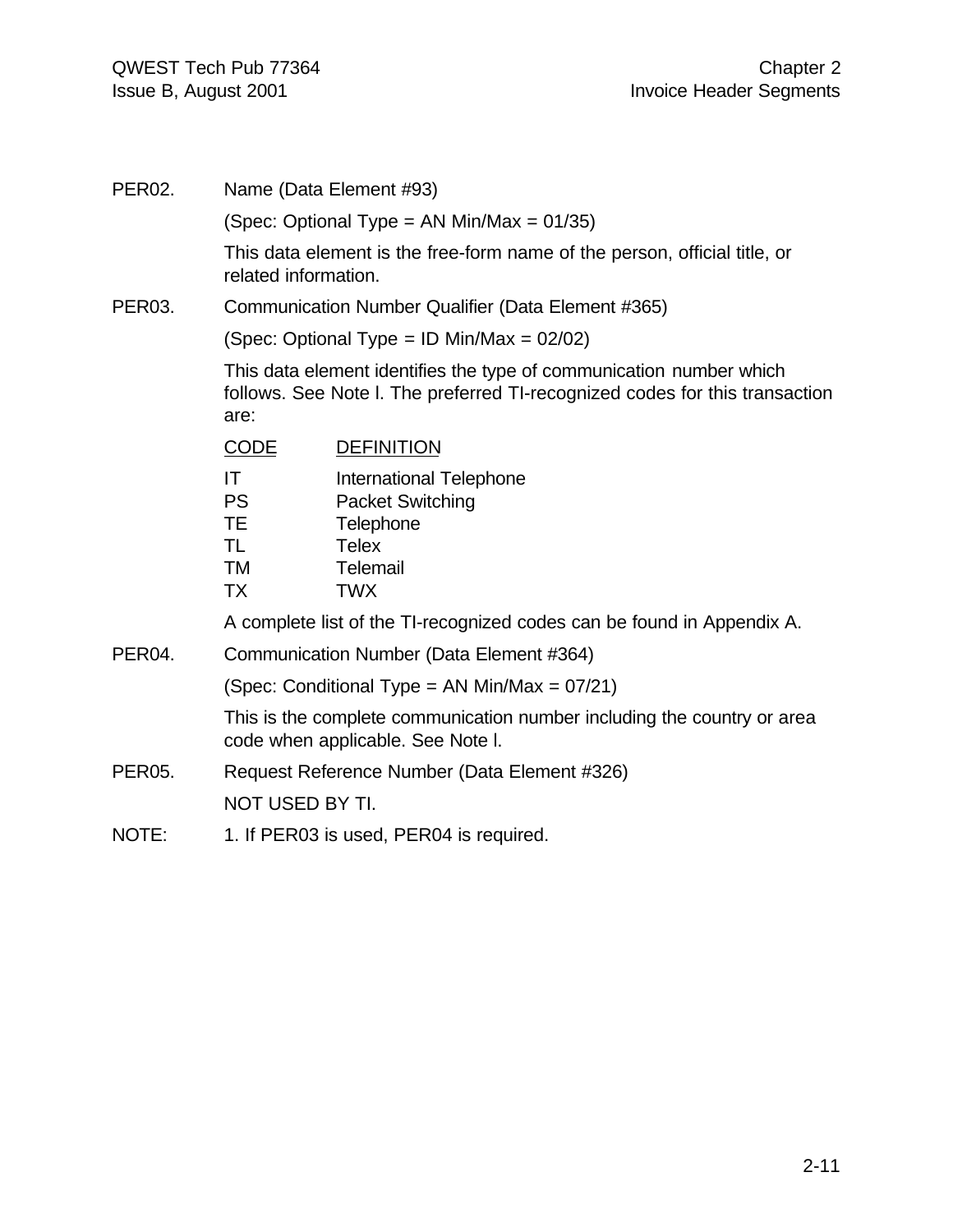PER02. Name (Data Element #93)

(Spec: Optional Type = AN Min/Max = 01/35)

This data element is the free-form name of the person, official title, or related information.

PER03. Communication Number Qualifier (Data Element #365)

(Spec: Optional Type = ID Min/Max = 02/02)

This data element identifies the type of communication number which follows. See Note l. The preferred TI-recognized codes for this transaction are:

| CODE | DEFINITION |
|---|---|
| IT | International Telephone |
| PS | Packet Switching |
| TE | Telephone |
| TL | Telex |
| TM | Telemail |
| TX | TWX |

A complete list of the TI-recognized codes can be found in Appendix A.

PER04. Communication Number (Data Element #364)

(Spec: Conditional Type = AN Min/Max = 07/21)

This is the complete communication number including the country or area code when applicable. See Note l.

PER05. Request Reference Number (Data Element #326)

NOT USED BY TI.

NOTE: 1. If PER03 is used, PER04 is required.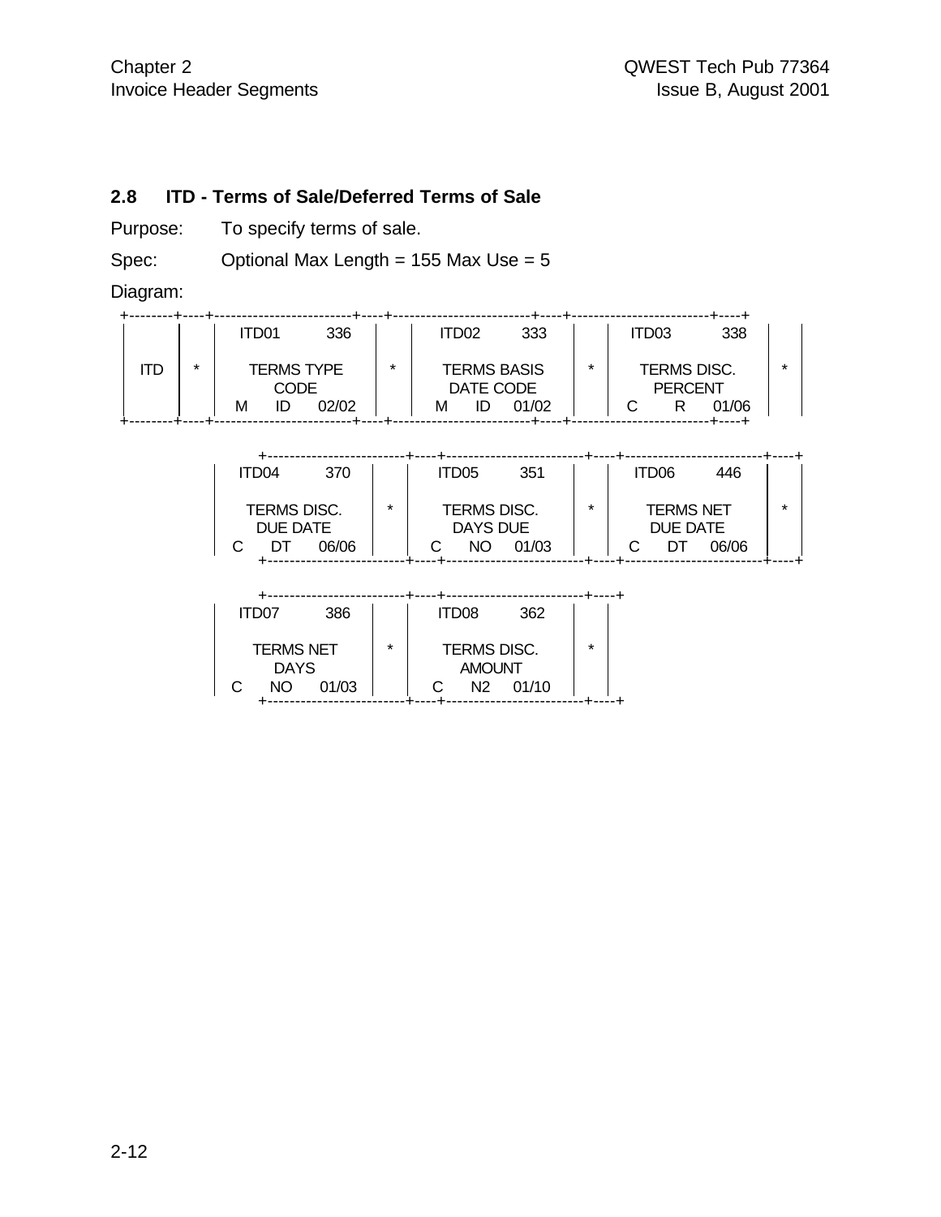## 2.8 ITD - Terms of Sale/Deferred Terms of Sale

Purpose: To specify terms of sale.

Spec: Optional Max Length = 155 Max Use = 5

Diagram:

```
+--------+----+-------------------------+----+-------------------------+----+-------------------------+----+
|        |    | ITD01          336      |    | ITD02          333      |    | ITD03          338      |    |
|  ITD   | *  |     TERMS TYPE          | *  |    TERMS BASIS          | *  |    TERMS DISC.          | *  |
|        |    |        CODE             |    |     DATE CODE           |    |      PERCENT            |    |
|        |    | M      ID      02/02    |    | M      ID      01/02    |    | C       R      01/06    |    |
+--------+----+-------------------------+----+-------------------------+----+-------------------------+----+

              +-------------------------+----+-------------------------+----+-------------------------+----+
              | ITD04          370      |    | ITD05          351      |    | ITD06          446      |    |
              |    TERMS DISC.          | *  |    TERMS DISC.          | *  |    TERMS NET            | *  |
              |     DUE DATE            |    |     DAYS DUE            |    |     DUE DATE            |    |
              | C      DT      06/06    |    | C      NO      01/03    |    | C      DT      06/06    |    |
              +-------------------------+----+-------------------------+----+-------------------------+----+

              +-------------------------+----+-------------------------+----+
              | ITD07          386      |    | ITD08          362      |    |
              |    TERMS NET            | *  |    TERMS DISC.          | *  |
              |       DAYS              |    |      AMOUNT             |    |
              | C      NO      01/03    |    | C      N2      01/10    |    |
              +-------------------------+----+-------------------------+----+
```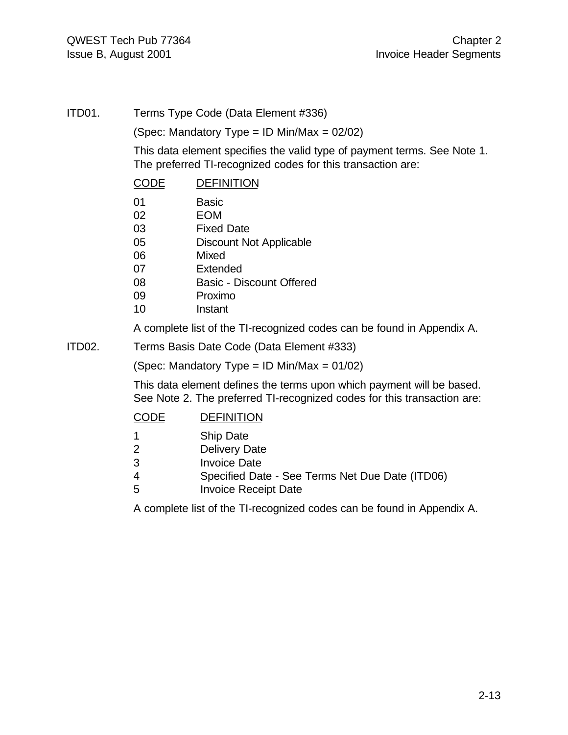ITD01. Terms Type Code (Data Element #336)

(Spec: Mandatory Type = ID Min/Max = 02/02)

This data element specifies the valid type of payment terms. See Note 1. The preferred TI-recognized codes for this transaction are:

| CODE | DEFINITION |
|---|---|
| 01 | Basic |
| 02 | EOM |
| 03 | Fixed Date |
| 05 | Discount Not Applicable |
| 06 | Mixed |
| 07 | Extended |
| 08 | Basic - Discount Offered |
| 09 | Proximo |
| 10 | Instant |

A complete list of the TI-recognized codes can be found in Appendix A.

ITD02. Terms Basis Date Code (Data Element #333)

(Spec: Mandatory Type = ID Min/Max = 01/02)

This data element defines the terms upon which payment will be based. See Note 2. The preferred TI-recognized codes for this transaction are:

| CODE | DEFINITION |
|---|---|
| 1 | Ship Date |
| 2 | Delivery Date |
| 3 | Invoice Date |
| 4 | Specified Date - See Terms Net Due Date (ITD06) |
| 5 | Invoice Receipt Date |

A complete list of the TI-recognized codes can be found in Appendix A.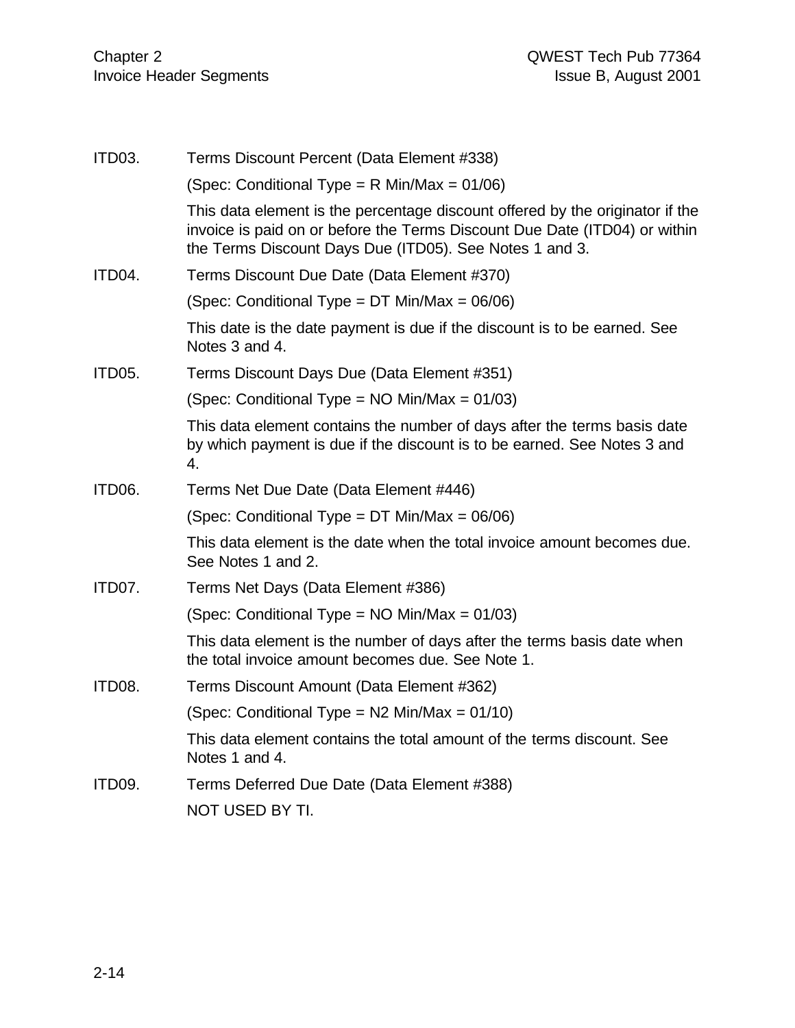ITD03. Terms Discount Percent (Data Element #338)

(Spec: Conditional Type = R Min/Max = 01/06)

This data element is the percentage discount offered by the originator if the invoice is paid on or before the Terms Discount Due Date (ITD04) or within the Terms Discount Days Due (ITD05). See Notes 1 and 3.

ITD04. Terms Discount Due Date (Data Element #370)

(Spec: Conditional Type = DT Min/Max = 06/06)

This date is the date payment is due if the discount is to be earned. See Notes 3 and 4.

ITD05. Terms Discount Days Due (Data Element #351)

(Spec: Conditional Type = NO Min/Max = 01/03)

This data element contains the number of days after the terms basis date by which payment is due if the discount is to be earned. See Notes 3 and 4.

ITD06. Terms Net Due Date (Data Element #446)

(Spec: Conditional Type = DT Min/Max = 06/06)

This data element is the date when the total invoice amount becomes due. See Notes 1 and 2.

ITD07. Terms Net Days (Data Element #386)

(Spec: Conditional Type = NO Min/Max = 01/03)

This data element is the number of days after the terms basis date when the total invoice amount becomes due. See Note 1.

ITD08. Terms Discount Amount (Data Element #362)

(Spec: Conditional Type = N2 Min/Max = 01/10)

This data element contains the total amount of the terms discount. See Notes 1 and 4.

ITD09. Terms Deferred Due Date (Data Element #388)

NOT USED BY TI.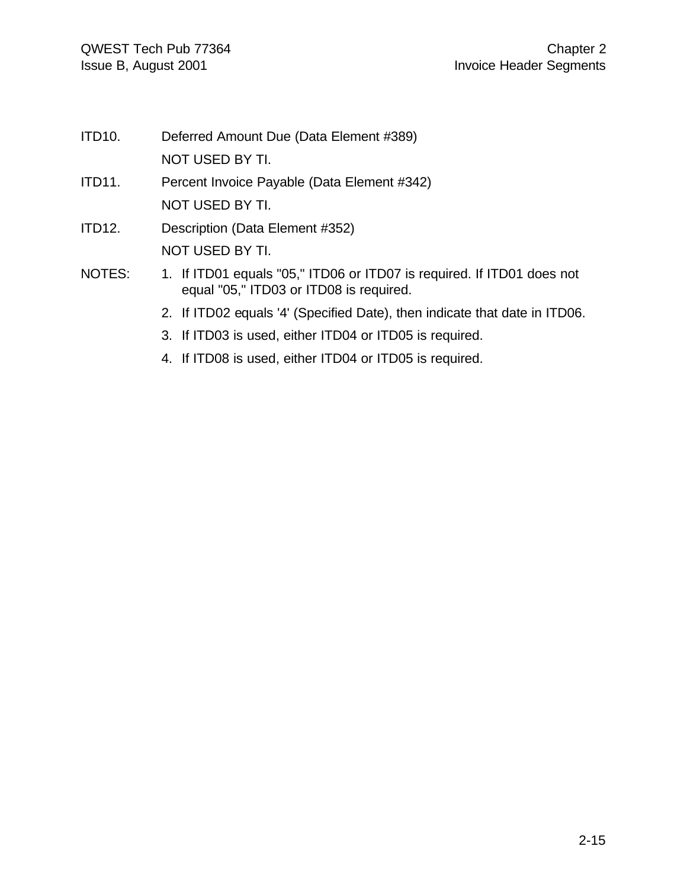ITD10. Deferred Amount Due (Data Element #389)

NOT USED BY TI.

ITD11. Percent Invoice Payable (Data Element #342)

NOT USED BY TI.

ITD12. Description (Data Element #352)

NOT USED BY TI.

NOTES:

1. If ITD01 equals "05," ITD06 or ITD07 is required. If ITD01 does not equal "05," ITD03 or ITD08 is required.
2. If ITD02 equals '4' (Specified Date), then indicate that date in ITD06.
3. If ITD03 is used, either ITD04 or ITD05 is required.
4. If ITD08 is used, either ITD04 or ITD05 is required.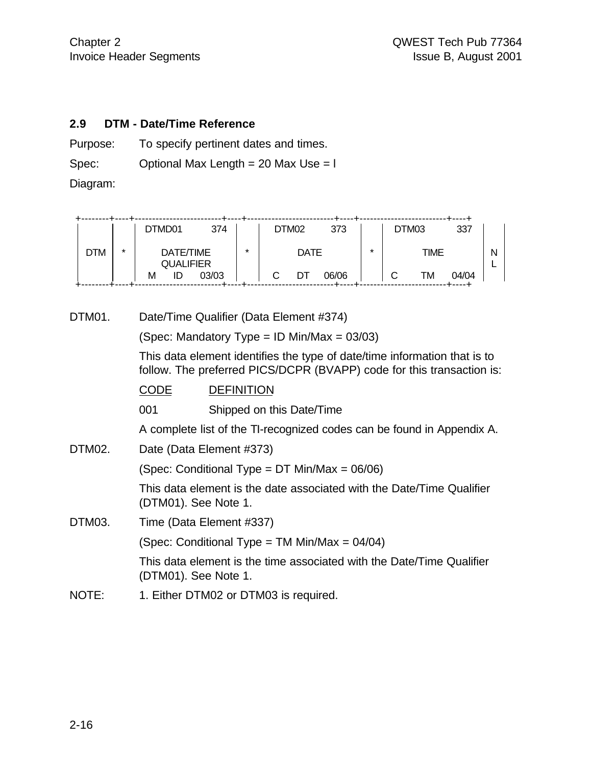## 2.9 DTM - Date/Time Reference

Purpose: To specify pertinent dates and times.

Spec: Optional Max Length = 20 Max Use = l

Diagram:

```
+--------+----+------------------------+----+------------------------+----+------------------------+----+
|        |    | DTMD01          374    |    |  DTM02          373    |    |  DTM03          337    |    |
|  DTM   | *  |    DATE/TIME           | *  |        DATE            | *  |        TIME            | N  |
|        |    |    QUALIFIER           |    |                        |    |                        | L  |
|        |    |  M    ID    03/03      |    |  C    DT    06/06      |    |  C    TM    04/04      |    |
+--------+----+------------------------+----+------------------------+----+------------------------+----+
```

DTM01. Date/Time Qualifier (Data Element #374)

(Spec: Mandatory Type = ID Min/Max = 03/03)

This data element identifies the type of date/time information that is to follow. The preferred PICS/DCPR (BVAPP) code for this transaction is:

| CODE | DEFINITION |
|---|---|
| 001 | Shipped on this Date/Time |

A complete list of the TI-recognized codes can be found in Appendix A.

DTM02. Date (Data Element #373)

(Spec: Conditional Type = DT Min/Max = 06/06)

This data element is the date associated with the Date/Time Qualifier (DTM01). See Note 1.

DTM03. Time (Data Element #337)

(Spec: Conditional Type = TM Min/Max = 04/04)

This data element is the time associated with the Date/Time Qualifier (DTM01). See Note 1.

NOTE: 1. Either DTM02 or DTM03 is required.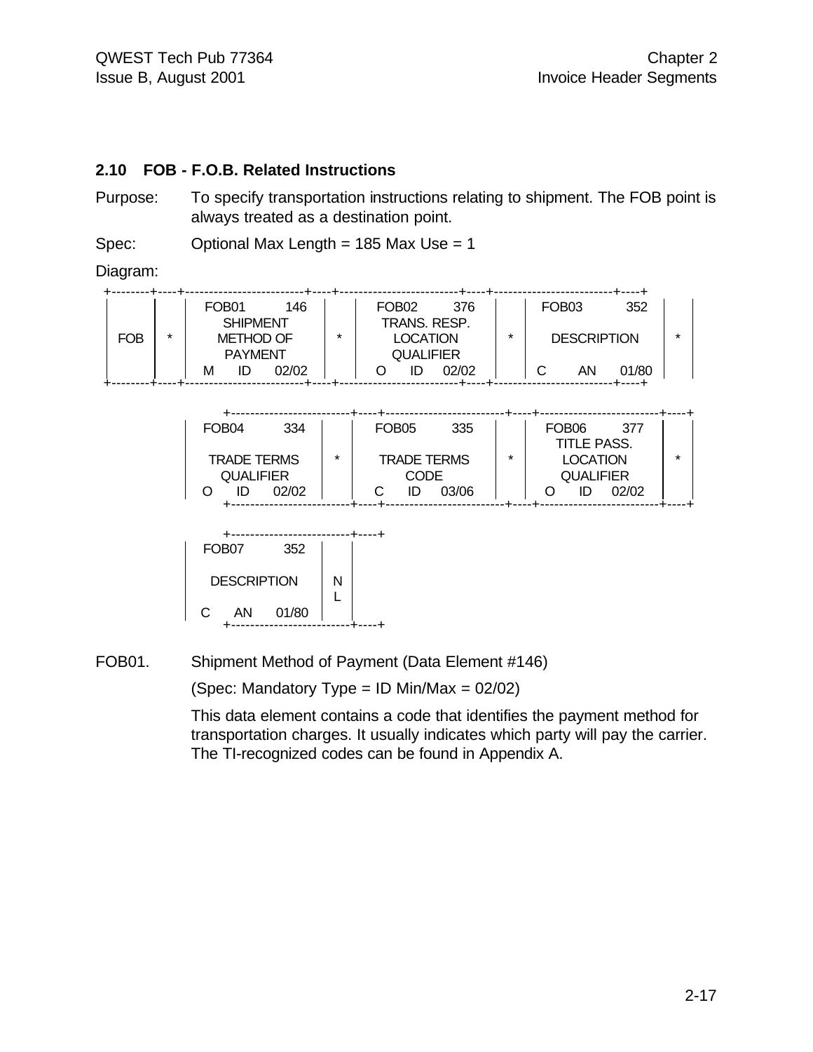## 2.10 FOB - F.O.B. Related Instructions

Purpose: To specify transportation instructions relating to shipment. The FOB point is always treated as a destination point.

Spec: Optional Max Length = 185 Max Use = 1

Diagram:

```
+--------+----+-------------------------+----+-------------------------+----+-------------------------+----+
|        |    | FOB01         146       |    | FOB02         376       |    | FOB03         352       |    |
|        |    |      SHIPMENT           |    |    TRANS. RESP.         |    |                         |    |
|  FOB   | *  |     METHOD OF           | *  |      LOCATION           | *  |     DESCRIPTION         | *  |
|        |    |      PAYMENT            |    |      QUALIFIER          |    |                         |    |
|        |    | M      ID      02/02    |    | O      ID      02/02    |    | C       AN      01/80   |    |
+--------+----+-------------------------+----+-------------------------+----+-------------------------+----+

              +-------------------------+----+-------------------------+----+-------------------------+----+
              | FOB04         334       |    | FOB05         335       |    | FOB06         377       |    |
              |                         |    |                         |    |     TITLE PASS.         |    |
              |    TRADE TERMS          | *  |    TRADE TERMS          | *  |      LOCATION           | *  |
              |     QUALIFIER           |    |        CODE             |    |      QUALIFIER          |    |
              | O      ID      02/02    |    | C      ID      03/06    |    | O      ID      02/02    |    |
              +-------------------------+----+-------------------------+----+-------------------------+----+

              +-------------------------+----+
              | FOB07         352       |    |
              |                         |    |
              |     DESCRIPTION         | N  |
              |                         | L  |
              | C      AN      01/80    |    |
              +-------------------------+----+
```

FOB01. Shipment Method of Payment (Data Element #146)

(Spec: Mandatory Type = ID Min/Max = 02/02)

This data element contains a code that identifies the payment method for transportation charges. It usually indicates which party will pay the carrier. The TI-recognized codes can be found in Appendix A.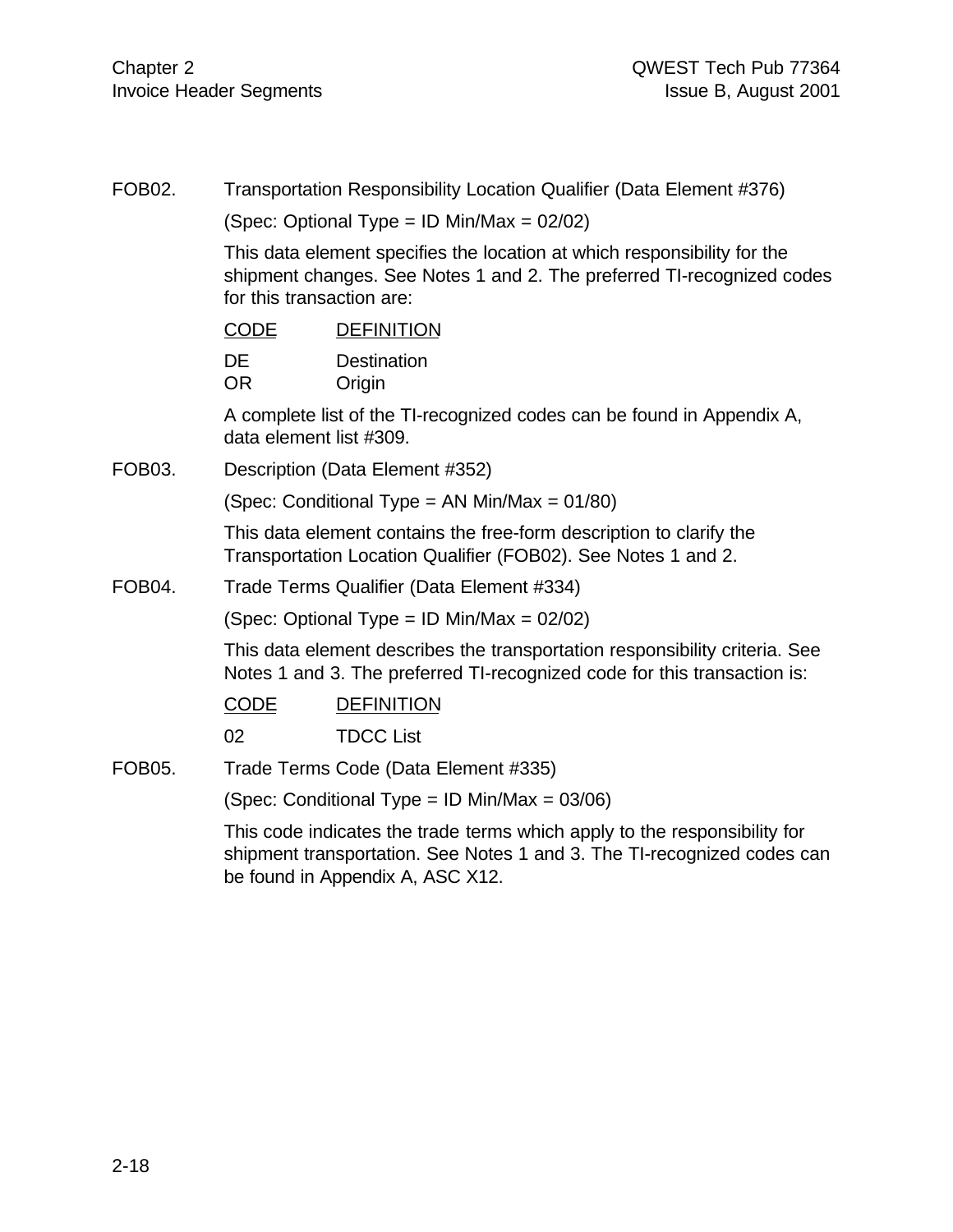FOB02. Transportation Responsibility Location Qualifier (Data Element #376)

(Spec: Optional Type = ID Min/Max = 02/02)

This data element specifies the location at which responsibility for the shipment changes. See Notes 1 and 2. The preferred TI-recognized codes for this transaction are:

| CODE | DEFINITION |
|---|---|
| DE | Destination |
| OR | Origin |

A complete list of the TI-recognized codes can be found in Appendix A, data element list #309.

FOB03. Description (Data Element #352)

(Spec: Conditional Type = AN Min/Max = 01/80)

This data element contains the free-form description to clarify the Transportation Location Qualifier (FOB02). See Notes 1 and 2.

FOB04. Trade Terms Qualifier (Data Element #334)

(Spec: Optional Type = ID Min/Max = 02/02)

This data element describes the transportation responsibility criteria. See Notes 1 and 3. The preferred TI-recognized code for this transaction is:

| CODE | DEFINITION |
|---|---|
| 02 | TDCC List |

FOB05. Trade Terms Code (Data Element #335)

(Spec: Conditional Type = ID Min/Max = 03/06)

This code indicates the trade terms which apply to the responsibility for shipment transportation. See Notes 1 and 3. The TI-recognized codes can be found in Appendix A, ASC X12.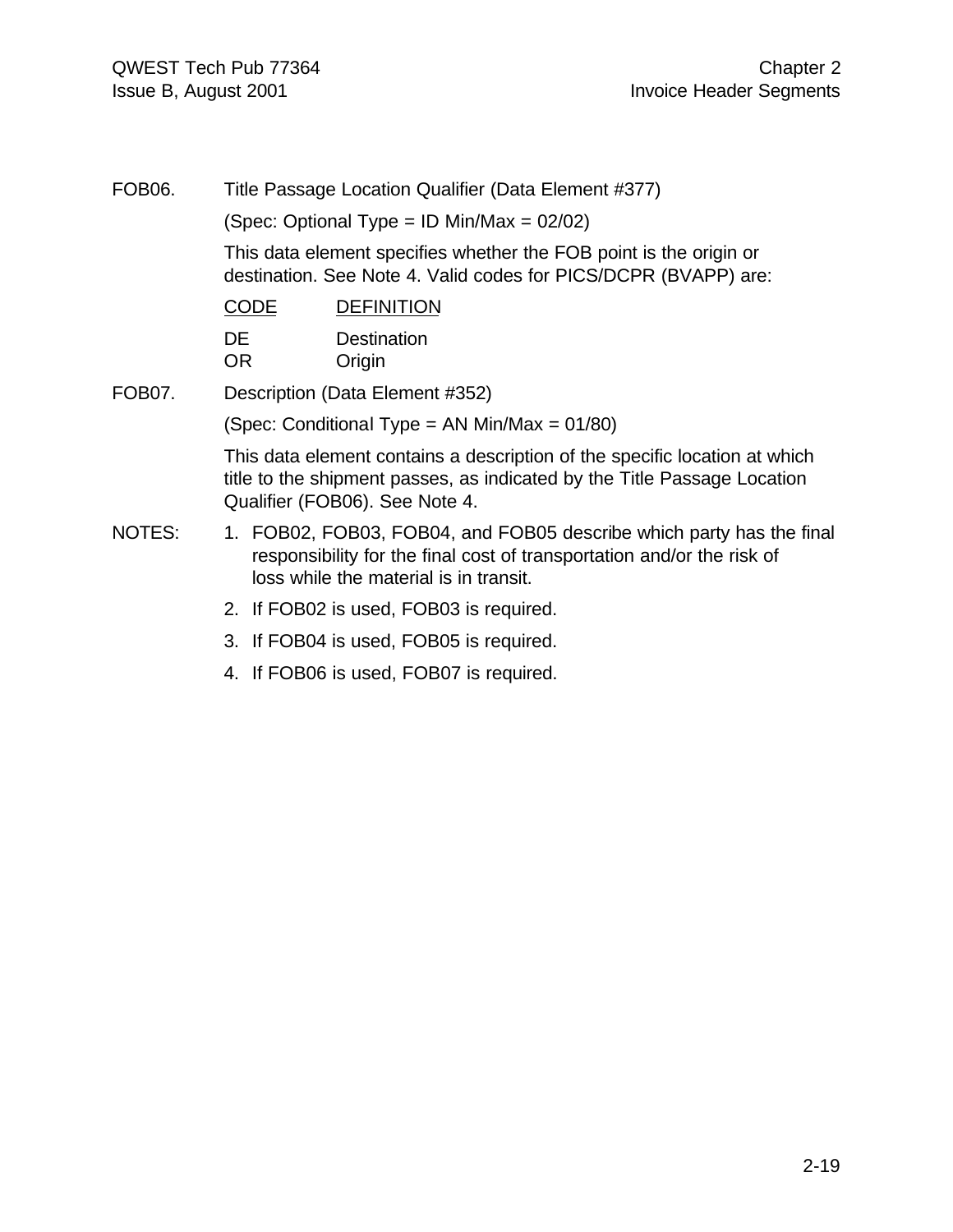FOB06. Title Passage Location Qualifier (Data Element #377)

(Spec: Optional Type = ID Min/Max = 02/02)

This data element specifies whether the FOB point is the origin or destination. See Note 4. Valid codes for PICS/DCPR (BVAPP) are:

| CODE | DEFINITION |
|---|---|
| DE | Destination |
| OR | Origin |

FOB07. Description (Data Element #352)

(Spec: Conditional Type = AN Min/Max = 01/80)

This data element contains a description of the specific location at which title to the shipment passes, as indicated by the Title Passage Location Qualifier (FOB06). See Note 4.

NOTES:

1. FOB02, FOB03, FOB04, and FOB05 describe which party has the final responsibility for the final cost of transportation and/or the risk of loss while the material is in transit.
2. If FOB02 is used, FOB03 is required.
3. If FOB04 is used, FOB05 is required.
4. If FOB06 is used, FOB07 is required.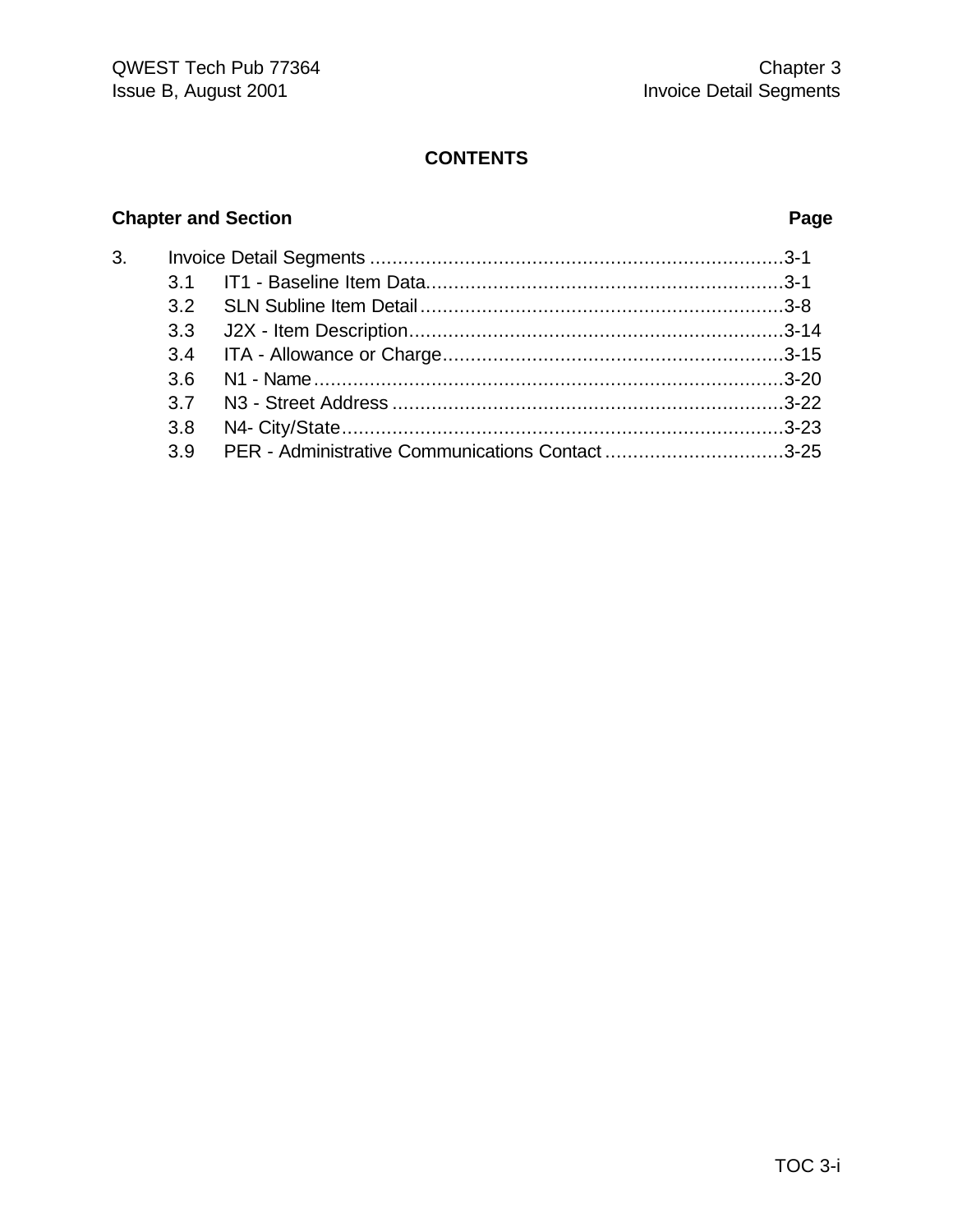# CONTENTS

**Chapter and Section** **Page**

3. Invoice Detail Segments ..........................................................................3-1
   - 3.1 IT1 - Baseline Item Data................................................................3-1
   - 3.2 SLN Subline Item Detail.................................................................3-8
   - 3.3 J2X - Item Description...................................................................3-14
   - 3.4 ITA - Allowance or Charge.............................................................3-15
   - 3.6 N1 - Name....................................................................................3-20
   - 3.7 N3 - Street Address ......................................................................3-22
   - 3.8 N4- City/State...............................................................................3-23
   - 3.9 PER - Administrative Communications Contact ................................3-25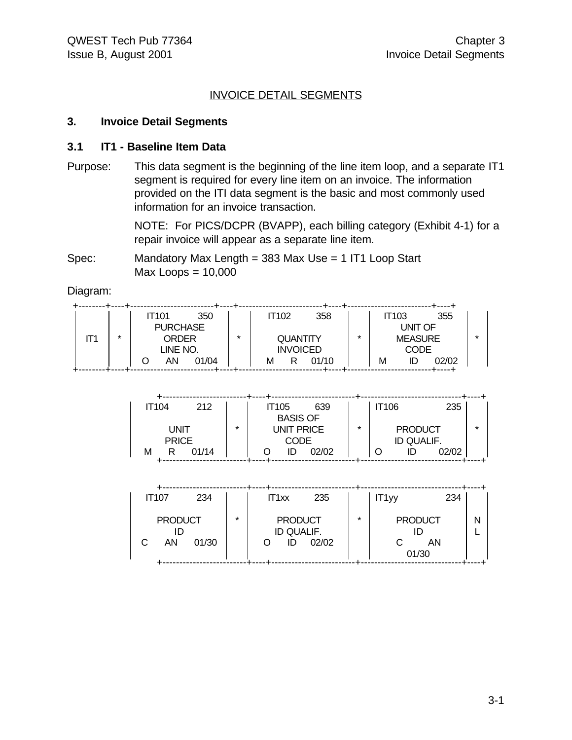INVOICE DETAIL SEGMENTS

## 3. Invoice Detail Segments

### 3.1 IT1 - Baseline Item Data

Purpose: This data segment is the beginning of the line item loop, and a separate IT1 segment is required for every line item on an invoice. The information provided on the ITI data segment is the basic and most commonly used information for an invoice transaction.

NOTE: For PICS/DCPR (BVAPP), each billing category (Exhibit 4-1) for a repair invoice will appear as a separate line item.

Spec: Mandatory Max Length = 383 Max Use = 1 IT1 Loop Start
Max Loops = 10,000

Diagram:

```
+--------+----+-------------------------+----+-------------------------+----+-------------------------+----+
|        |    | IT101           350     |    | IT102           358     |    | IT103           355     |    |
|        |    |      PURCHASE           |    |                         |    |       UNIT OF           |    |
|  IT1   | *  |       ORDER             | *  |      QUANTITY           | *  |      MEASURE            | *  |
|        |    |      LINE NO.           |    |      INVOICED           |    |        CODE             |    |
|        |    | O     AN     01/04      |    | M     R     01/10       |    | M      ID     02/02     |    |
+--------+----+-------------------------+----+-------------------------+----+-------------------------+----+

    +-------------------------+----+-------------------------+------------------------------+----+
    | IT104           212     |    | IT105           639     | IT106                235     |    |
    |                         |    |      BASIS OF           |                              |    |
    |       UNIT              | *  |     UNIT PRICE          | *       PRODUCT              | *  |
    |       PRICE             |    |        CODE             |        ID QUALIF.            |    |
    | M     R     01/14       |    | O     ID     02/02      | O        ID         02/02    |    |
    +-------------------------+----+-------------------------+------------------------------+----+

    +-------------------------+----+-------------------------+------------------------------+----+
    | IT107           234     |    | IT1xx           235     | IT1yy                234     |    |
    |                         |    |                         |                              |    |
    |      PRODUCT            | *  |      PRODUCT            | *       PRODUCT              | N  |
    |        ID               |    |      ID QUALIF.         |           ID                 | L  |
    | C     AN     01/30      |    | O     ID     02/02      |        C         AN          |    |
    |                         |    |                         |           01/30              |    |
    +-------------------------+----+-------------------------+------------------------------+----+
```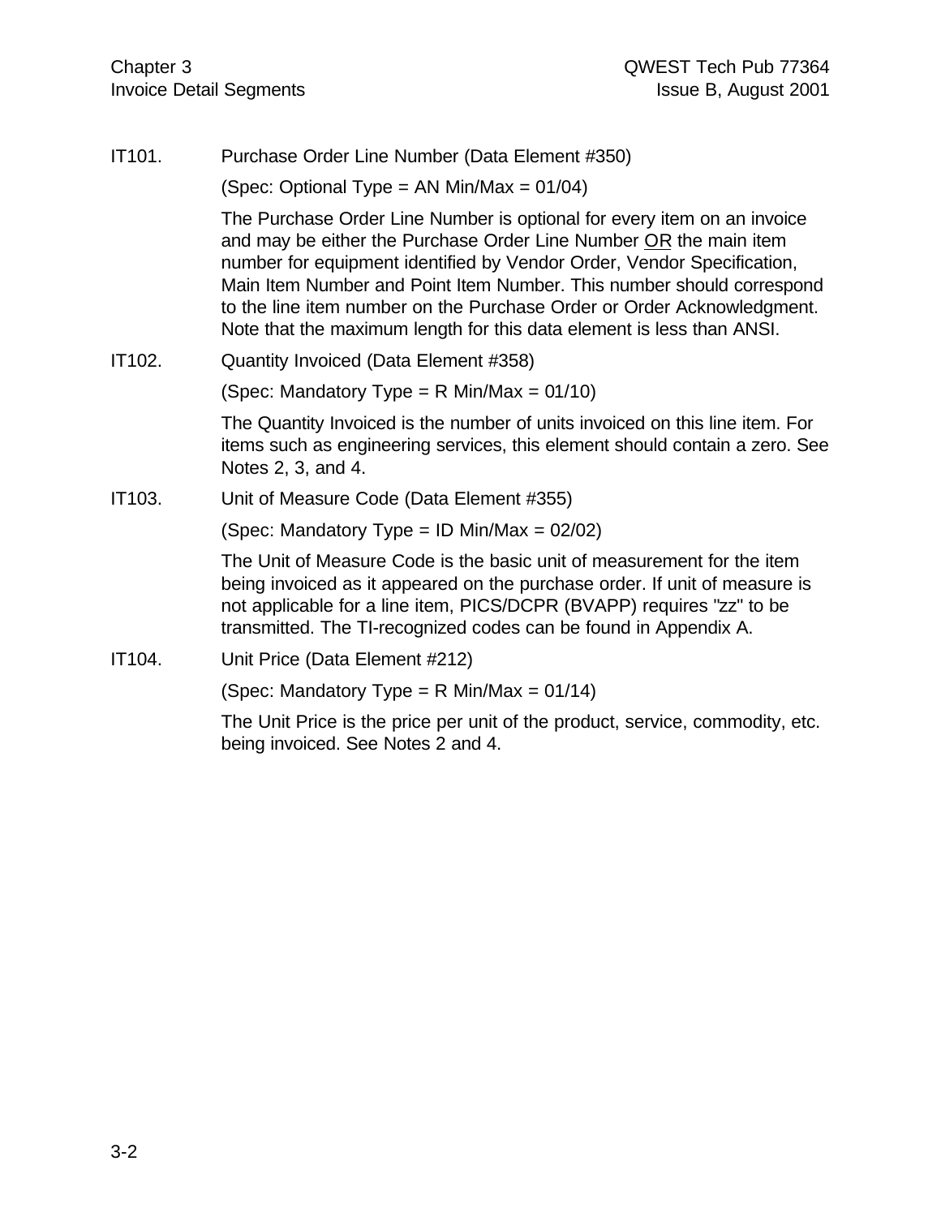IT101. Purchase Order Line Number (Data Element #350)

(Spec: Optional Type = AN Min/Max = 01/04)

The Purchase Order Line Number is optional for every item on an invoice and may be either the Purchase Order Line Number OR the main item number for equipment identified by Vendor Order, Vendor Specification, Main Item Number and Point Item Number. This number should correspond to the line item number on the Purchase Order or Order Acknowledgment. Note that the maximum length for this data element is less than ANSI.

IT102. Quantity Invoiced (Data Element #358)

(Spec: Mandatory Type = R Min/Max = 01/10)

The Quantity Invoiced is the number of units invoiced on this line item. For items such as engineering services, this element should contain a zero. See Notes 2, 3, and 4.

IT103. Unit of Measure Code (Data Element #355)

(Spec: Mandatory Type = ID Min/Max = 02/02)

The Unit of Measure Code is the basic unit of measurement for the item being invoiced as it appeared on the purchase order. If unit of measure is not applicable for a line item, PICS/DCPR (BVAPP) requires "zz" to be transmitted. The TI-recognized codes can be found in Appendix A.

IT104. Unit Price (Data Element #212)

(Spec: Mandatory Type = R Min/Max = 01/14)

The Unit Price is the price per unit of the product, service, commodity, etc. being invoiced. See Notes 2 and 4.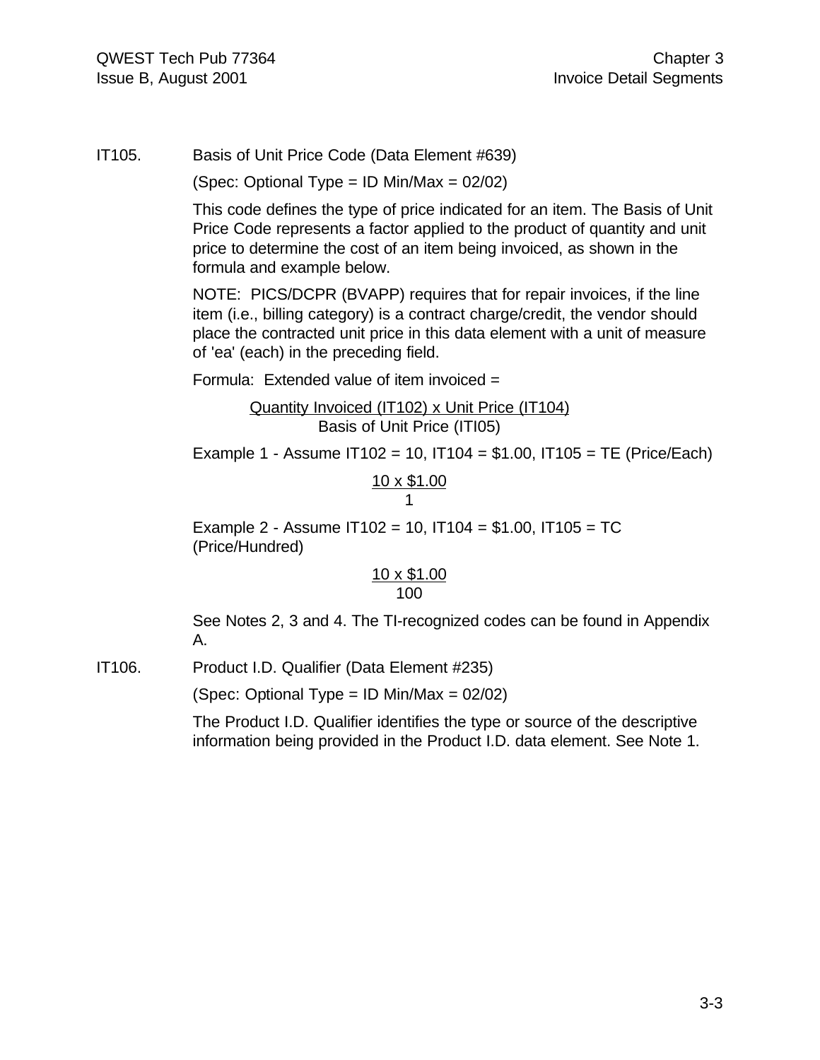IT105. Basis of Unit Price Code (Data Element #639)

(Spec: Optional Type = ID Min/Max = 02/02)

This code defines the type of price indicated for an item. The Basis of Unit Price Code represents a factor applied to the product of quantity and unit price to determine the cost of an item being invoiced, as shown in the formula and example below.

NOTE: PICS/DCPR (BVAPP) requires that for repair invoices, if the line item (i.e., billing category) is a contract charge/credit, the vendor should place the contracted unit price in this data element with a unit of measure of 'ea' (each) in the preceding field.

Formula: Extended value of item invoiced =

$$\frac{\text{Quantity Invoiced (IT102) x Unit Price (IT104)}}{\text{Basis of Unit Price (ITI05)}}$$

Example 1 - Assume IT102 = 10, IT104 = $1.00, IT105 = TE (Price/Each)

$$\frac{10 \text{ x } \$1.00}{1}$$

Example 2 - Assume IT102 = 10, IT104 = $1.00, IT105 = TC (Price/Hundred)

$$\frac{10 \text{ x } \$1.00}{100}$$

See Notes 2, 3 and 4. The TI-recognized codes can be found in Appendix A.

IT106. Product I.D. Qualifier (Data Element #235)

(Spec: Optional Type = ID Min/Max = 02/02)

The Product I.D. Qualifier identifies the type or source of the descriptive information being provided in the Product I.D. data element. See Note 1.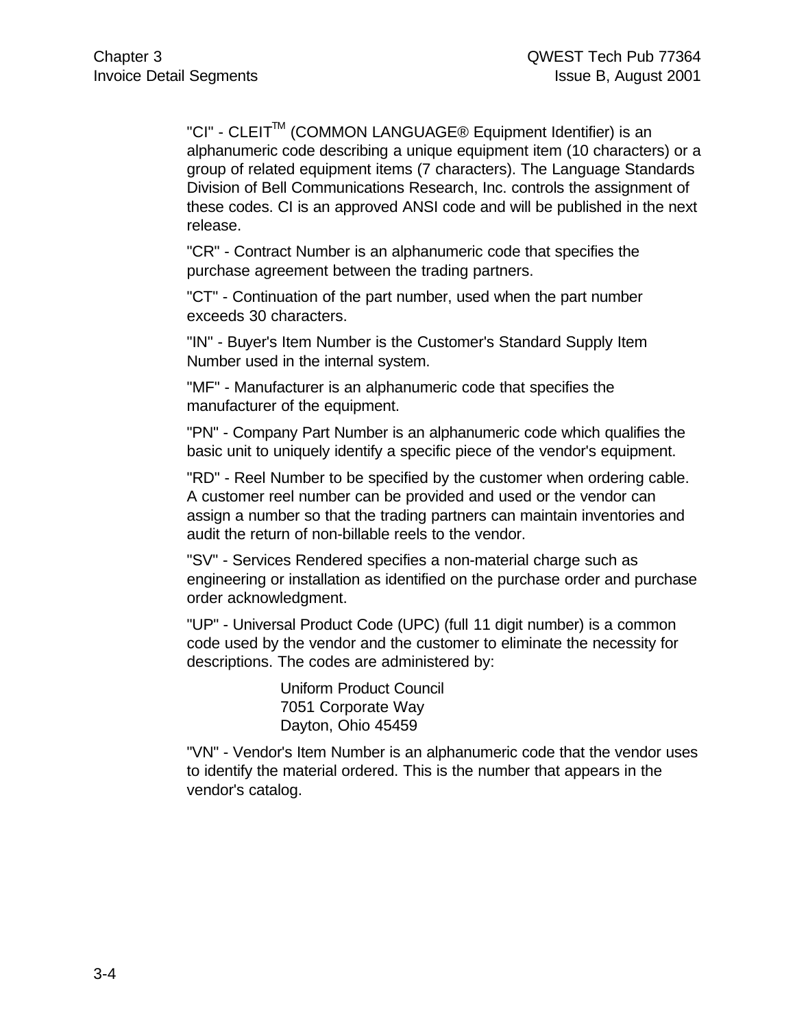"CI" - CLEI™ (COMMON LANGUAGE® Equipment Identifier) is an alphanumeric code describing a unique equipment item (10 characters) or a group of related equipment items (7 characters). The Language Standards Division of Bell Communications Research, Inc. controls the assignment of these codes. CI is an approved ANSI code and will be published in the next release.

"CR" - Contract Number is an alphanumeric code that specifies the purchase agreement between the trading partners.

"CT" - Continuation of the part number, used when the part number exceeds 30 characters.

"IN" - Buyer's Item Number is the Customer's Standard Supply Item Number used in the internal system.

"MF" - Manufacturer is an alphanumeric code that specifies the manufacturer of the equipment.

"PN" - Company Part Number is an alphanumeric code which qualifies the basic unit to uniquely identify a specific piece of the vendor's equipment.

"RD" - Reel Number to be specified by the customer when ordering cable. A customer reel number can be provided and used or the vendor can assign a number so that the trading partners can maintain inventories and audit the return of non-billable reels to the vendor.

"SV" - Services Rendered specifies a non-material charge such as engineering or installation as identified on the purchase order and purchase order acknowledgment.

"UP" - Universal Product Code (UPC) (full 11 digit number) is a common code used by the vendor and the customer to eliminate the necessity for descriptions. The codes are administered by:

Uniform Product Council
7051 Corporate Way
Dayton, Ohio 45459

"VN" - Vendor's Item Number is an alphanumeric code that the vendor uses to identify the material ordered. This is the number that appears in the vendor's catalog.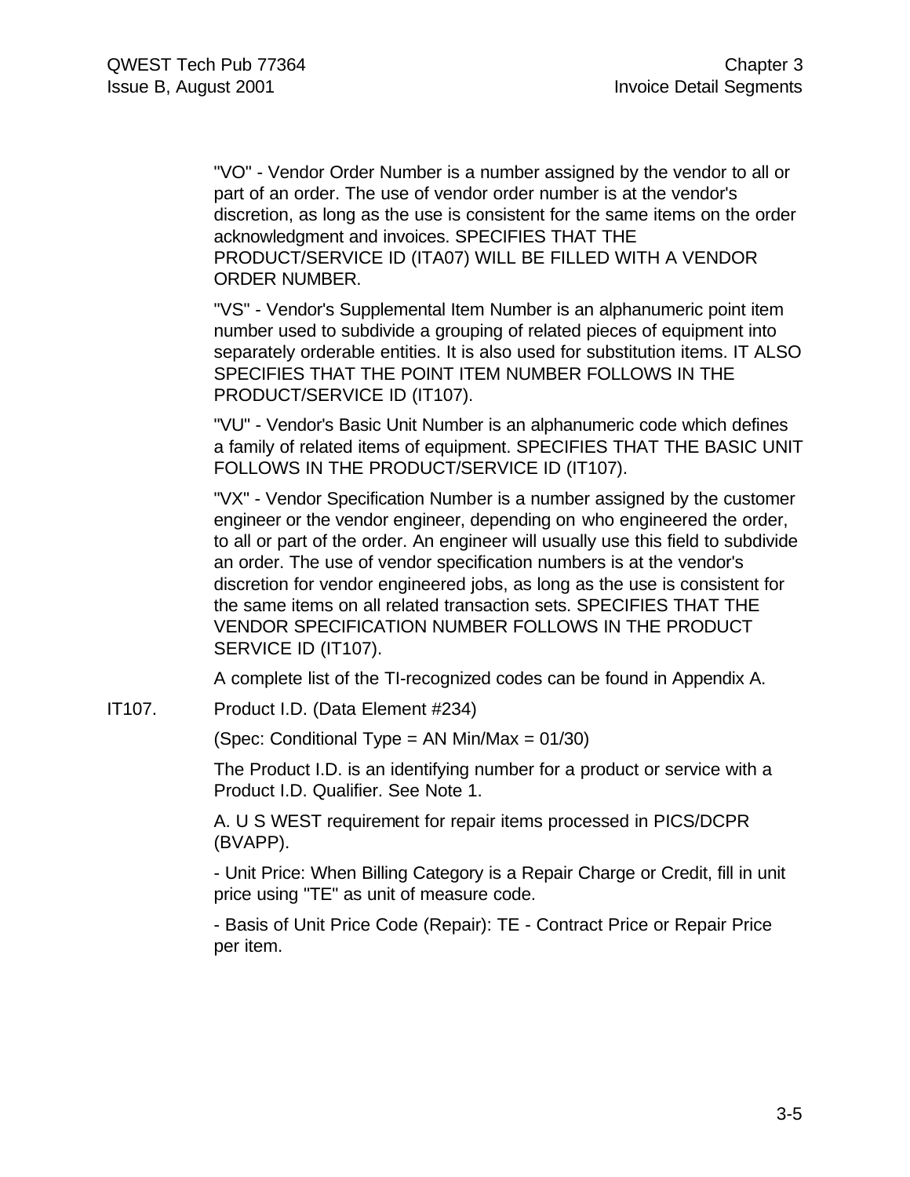"VO" - Vendor Order Number is a number assigned by the vendor to all or part of an order. The use of vendor order number is at the vendor's discretion, as long as the use is consistent for the same items on the order acknowledgment and invoices. SPECIFIES THAT THE PRODUCT/SERVICE ID (ITA07) WILL BE FILLED WITH A VENDOR ORDER NUMBER.

"VS" - Vendor's Supplemental Item Number is an alphanumeric point item number used to subdivide a grouping of related pieces of equipment into separately orderable entities. It is also used for substitution items. IT ALSO SPECIFIES THAT THE POINT ITEM NUMBER FOLLOWS IN THE PRODUCT/SERVICE ID (IT107).

"VU" - Vendor's Basic Unit Number is an alphanumeric code which defines a family of related items of equipment. SPECIFIES THAT THE BASIC UNIT FOLLOWS IN THE PRODUCT/SERVICE ID (IT107).

"VX" - Vendor Specification Number is a number assigned by the customer engineer or the vendor engineer, depending on who engineered the order, to all or part of the order. An engineer will usually use this field to subdivide an order. The use of vendor specification numbers is at the vendor's discretion for vendor engineered jobs, as long as the use is consistent for the same items on all related transaction sets. SPECIFIES THAT THE VENDOR SPECIFICATION NUMBER FOLLOWS IN THE PRODUCT SERVICE ID (IT107).

A complete list of the TI-recognized codes can be found in Appendix A.

IT107. Product I.D. (Data Element #234)

(Spec: Conditional Type = AN Min/Max = 01/30)

The Product I.D. is an identifying number for a product or service with a Product I.D. Qualifier. See Note 1.

A. U S WEST requirement for repair items processed in PICS/DCPR (BVAPP).

- Unit Price: When Billing Category is a Repair Charge or Credit, fill in unit price using "TE" as unit of measure code.

- Basis of Unit Price Code (Repair): TE - Contract Price or Repair Price per item.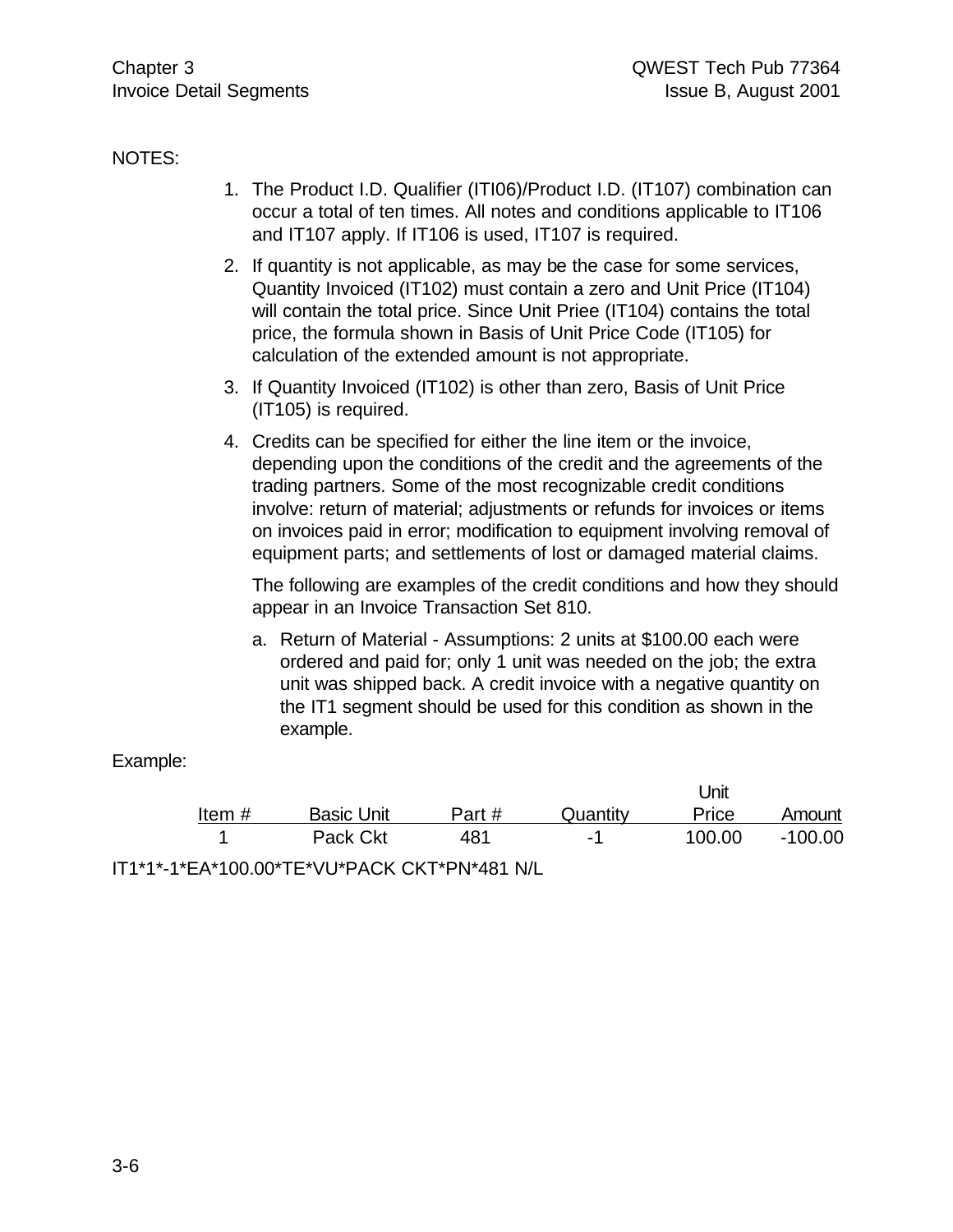NOTES:

1. The Product I.D. Qualifier (ITI06)/Product I.D. (IT107) combination can occur a total of ten times. All notes and conditions applicable to IT106 and IT107 apply. If IT106 is used, IT107 is required.
2. If quantity is not applicable, as may be the case for some services, Quantity Invoiced (IT102) must contain a zero and Unit Price (IT104) will contain the total price. Since Unit Priee (IT104) contains the total price, the formula shown in Basis of Unit Price Code (IT105) for calculation of the extended amount is not appropriate.
3. If Quantity Invoiced (IT102) is other than zero, Basis of Unit Price (IT105) is required.
4. Credits can be specified for either the line item or the invoice, depending upon the conditions of the credit and the agreements of the trading partners. Some of the most recognizable credit conditions involve: return of material; adjustments or refunds for invoices or items on invoices paid in error; modification to equipment involving removal of equipment parts; and settlements of lost or damaged material claims.

   The following are examples of the credit conditions and how they should appear in an Invoice Transaction Set 810.

   a. Return of Material - Assumptions: 2 units at $100.00 each were ordered and paid for; only 1 unit was needed on the job; the extra unit was shipped back. A credit invoice with a negative quantity on the IT1 segment should be used for this condition as shown in the example.

Example:

| Item # | Basic Unit | Part # | Quantity | Unit Price | Amount |
|---|---|---|---|---|---|
| 1 | Pack Ckt | 481 | -1 | 100.00 | -100.00 |

IT1*1*-1*EA*100.00*TE*VU*PACK CKT*PN*481 N/L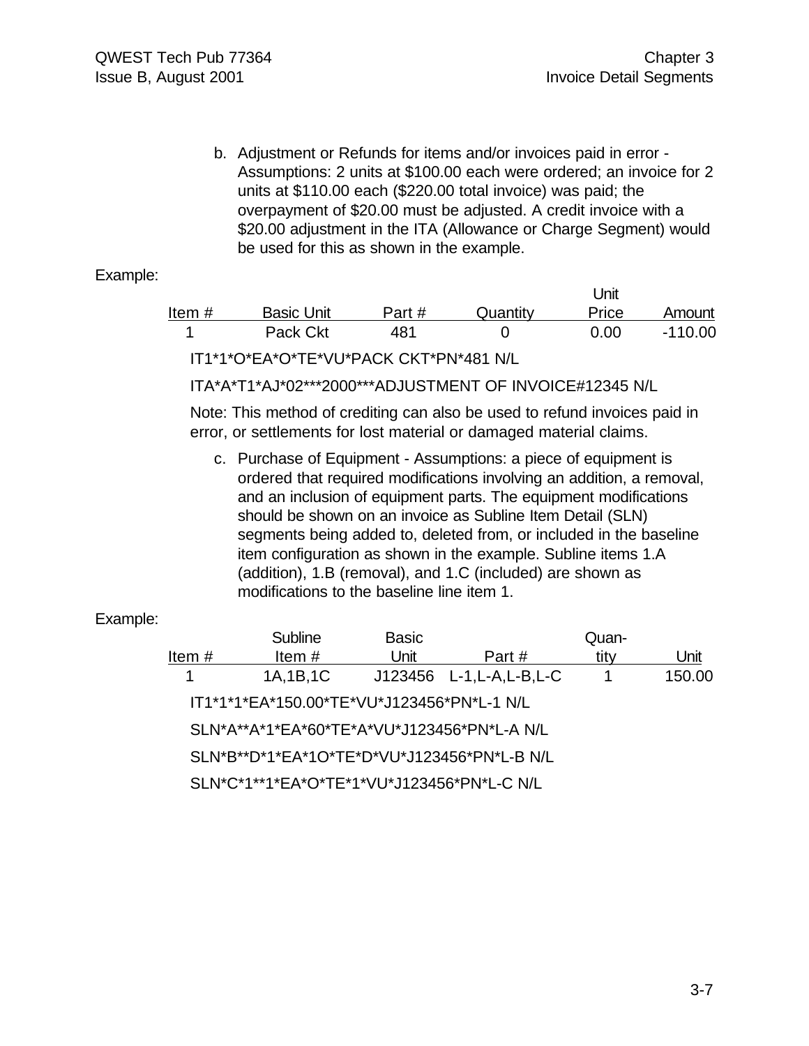b. Adjustment or Refunds for items and/or invoices paid in error - Assumptions: 2 units at $100.00 each were ordered; an invoice for 2 units at $110.00 each ($220.00 total invoice) was paid; the overpayment of $20.00 must be adjusted. A credit invoice with a $20.00 adjustment in the ITA (Allowance or Charge Segment) would be used for this as shown in the example.

Example:

| Item # | Basic Unit | Part # | Quantity | Unit Price | Amount |
|---|---|---|---|---|---|
| 1 | Pack Ckt | 481 | 0 | 0.00 | -110.00 |

IT1*1*O*EA*O*TE*VU*PACK CKT*PN*481 N/L

ITA*A*T1*AJ*02***2000***ADJUSTMENT OF INVOICE#12345 N/L

Note: This method of crediting can also be used to refund invoices paid in error, or settlements for lost material or damaged material claims.

c. Purchase of Equipment - Assumptions: a piece of equipment is ordered that required modifications involving an addition, a removal, and an inclusion of equipment parts. The equipment modifications should be shown on an invoice as Subline Item Detail (SLN) segments being added to, deleted from, or included in the baseline item configuration as shown in the example. Subline items 1.A (addition), 1.B (removal), and 1.C (included) are shown as modifications to the baseline line item 1.

Example:

| Item # | Subline Item # | Basic Unit | Part # | Quantity | Unit |
|---|---|---|---|---|---|
| 1 | 1A,1B,1C | J123456 | L-1,L-A,L-B,L-C | 1 | 150.00 |

IT1*1*1*EA*150.00*TE*VU*J123456*PN*L-1 N/L

SLN*A**A*1*EA*60*TE*A*VU*J123456*PN*L-A N/L

SLN*B**D*1*EA*1O*TE*D*VU*J123456*PN*L-B N/L

SLN*C*1**1*EA*O*TE*1*VU*J123456*PN*L-C N/L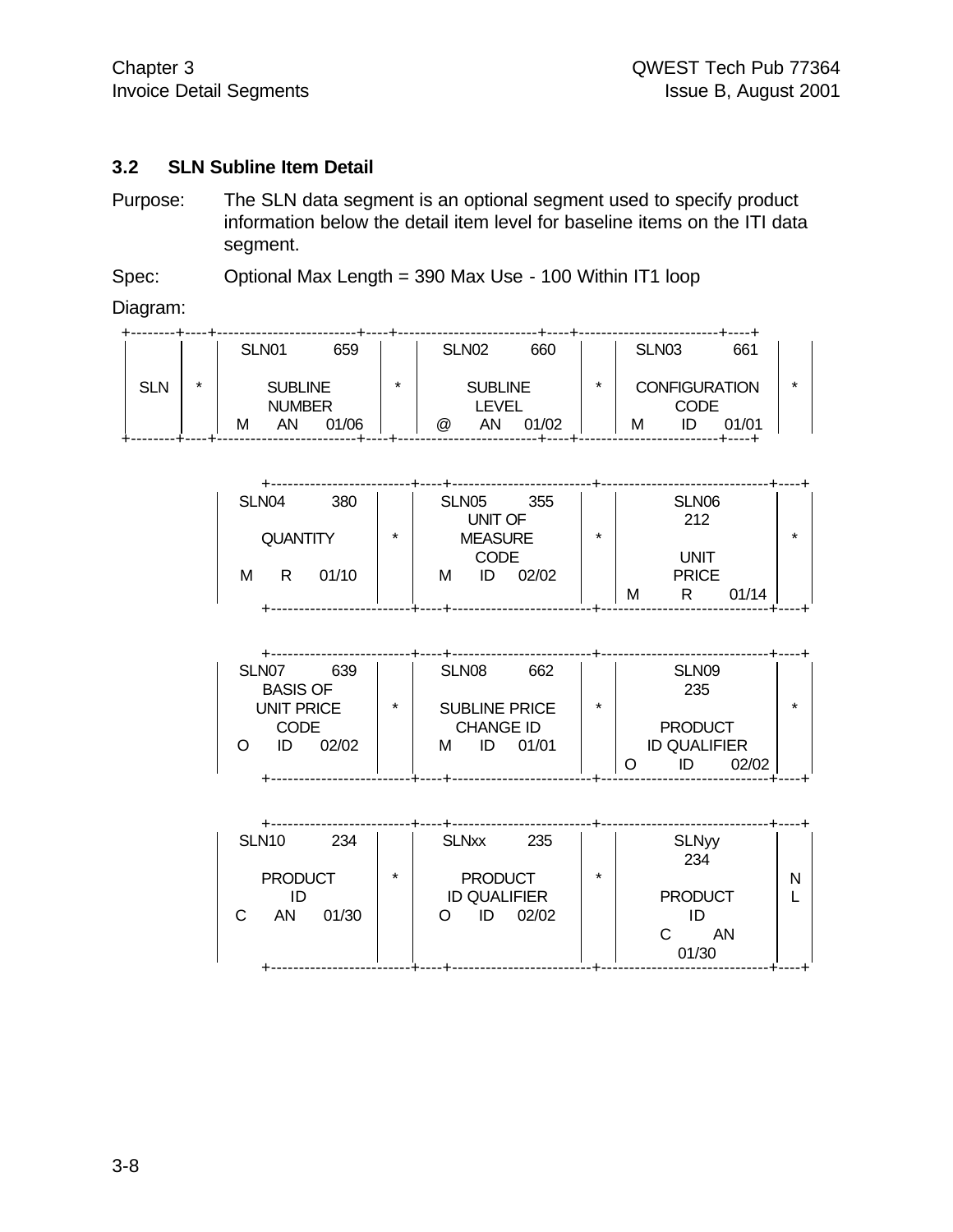### 3.2 SLN Subline Item Detail

Purpose: The SLN data segment is an optional segment used to specify product information below the detail item level for baseline items on the ITI data segment.

Spec: Optional Max Length = 390 Max Use - 100 Within IT1 loop

Diagram:

```
+--------+----+-------------------------+----+-------------------------+----+-------------------------+----+
|        |    | SLN01           659     |    | SLN02          660      |    | SLN03             661   |    |
|  SLN   | *  |       SUBLINE           | *  |       SUBLINE           | *  |   CONFIGURATION         | *  |
|        |    |       NUMBER            |    |        LEVEL            |    |       CODE              |    |
|        |    | M      AN      01/06    |    | @      AN     01/02     |    | M       ID      01/01   |    |
+--------+----+-------------------------+----+-------------------------+----+-------------------------+----+

              +-------------------------+----+-------------------------+------------------------------+----+
              | SLN04           380     |    | SLN05          355      |            SLN06             |    |
              |                         |    |       UNIT OF           |             212              |    |
              |       QUANTITY          | *  |       MEASURE           | *                            | *  |
              |                         |    |        CODE             |            UNIT              |    |
              | M      R       01/10    |    | M      ID     02/02     |            PRICE             |    |
              |                         |    |                         |   M         R        01/14   |    |
              +-------------------------+----+-------------------------+------------------------------+----+

              +-------------------------+----+-------------------------+------------------------------+----+
              | SLN07           639     |    | SLN08          662      |            SLN09             |    |
              |       BASIS OF          |    |                         |             235              |    |
              |      UNIT PRICE         | *  |     SUBLINE PRICE       | *                            | *  |
              |         CODE            |    |       CHANGE ID         |           PRODUCT            |    |
              | O      ID      02/02    |    | M      ID     01/01     |         ID QUALIFIER         |    |
              |                         |    |                         |   O         ID       02/02   |    |
              +-------------------------+----+-------------------------+------------------------------+----+

              +-------------------------+----+-------------------------+------------------------------+----+
              | SLN10           234     |    | SLNxx          235      |            SLNyy             |    |
              |                         |    |                         |             234              |    |
              |       PRODUCT           | *  |       PRODUCT           | *                            | N  |
              |          ID             |    |     ID QUALIFIER        |           PRODUCT            | L  |
              | C      AN      01/30    |    | O      ID     02/02     |              ID              |    |
              |                         |    |                         |        C          AN         |    |
              |                         |    |                         |             01/30            |    |
              +-------------------------+----+-------------------------+------------------------------+----+
```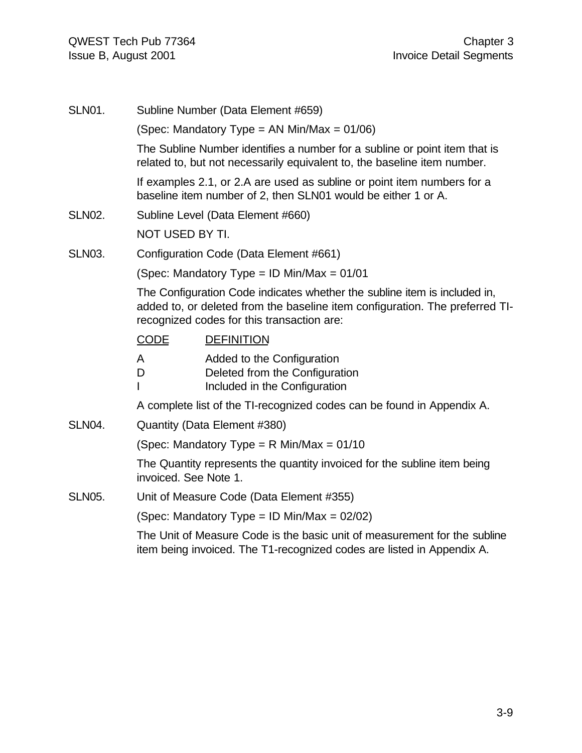SLN01. Subline Number (Data Element #659)

(Spec: Mandatory Type = AN Min/Max = 01/06)

The Subline Number identifies a number for a subline or point item that is related to, but not necessarily equivalent to, the baseline item number.

If examples 2.1, or 2.A are used as subline or point item numbers for a baseline item number of 2, then SLN01 would be either 1 or A.

SLN02. Subline Level (Data Element #660)

NOT USED BY TI.

SLN03. Configuration Code (Data Element #661)

(Spec: Mandatory Type = ID Min/Max = 01/01

The Configuration Code indicates whether the subline item is included in, added to, or deleted from the baseline item configuration. The preferred TI-recognized codes for this transaction are:

| CODE | DEFINITION |
|---|---|
| A | Added to the Configuration |
| D | Deleted from the Configuration |
| I | Included in the Configuration |

A complete list of the TI-recognized codes can be found in Appendix A.

SLN04. Quantity (Data Element #380)

(Spec: Mandatory Type = R Min/Max = 01/10

The Quantity represents the quantity invoiced for the subline item being invoiced. See Note 1.

SLN05. Unit of Measure Code (Data Element #355)

(Spec: Mandatory Type = ID Min/Max = 02/02)

The Unit of Measure Code is the basic unit of measurement for the subline item being invoiced. The T1-recognized codes are listed in Appendix A.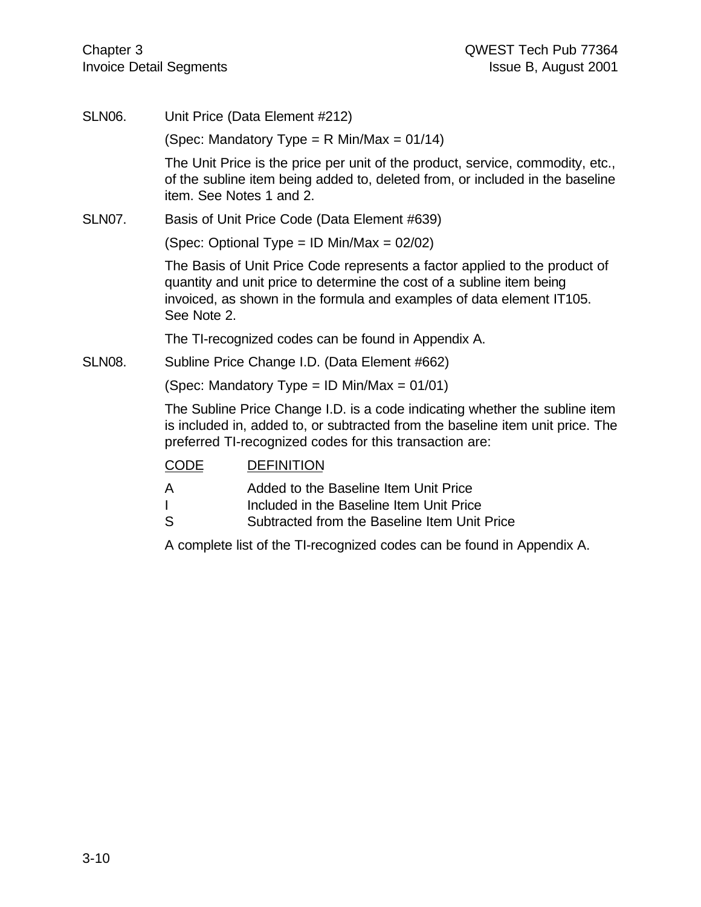SLN06. Unit Price (Data Element #212)

(Spec: Mandatory Type = R Min/Max = 01/14)

The Unit Price is the price per unit of the product, service, commodity, etc., of the subline item being added to, deleted from, or included in the baseline item. See Notes 1 and 2.

SLN07. Basis of Unit Price Code (Data Element #639)

(Spec: Optional Type = ID Min/Max = 02/02)

The Basis of Unit Price Code represents a factor applied to the product of quantity and unit price to determine the cost of a subline item being invoiced, as shown in the formula and examples of data element IT105. See Note 2.

The TI-recognized codes can be found in Appendix A.

SLN08. Subline Price Change I.D. (Data Element #662)

(Spec: Mandatory Type = ID Min/Max = 01/01)

The Subline Price Change I.D. is a code indicating whether the subline item is included in, added to, or subtracted from the baseline item unit price. The preferred TI-recognized codes for this transaction are:

| CODE | DEFINITION |
|---|---|
| A | Added to the Baseline Item Unit Price |
| I | Included in the Baseline Item Unit Price |
| S | Subtracted from the Baseline Item Unit Price |

A complete list of the TI-recognized codes can be found in Appendix A.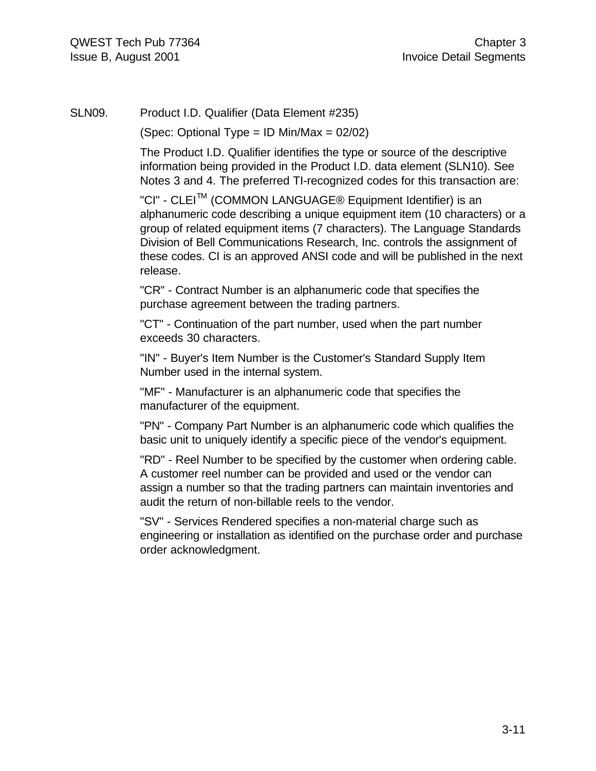SLN09. Product I.D. Qualifier (Data Element #235)

(Spec: Optional Type = ID Min/Max = 02/02)

The Product I.D. Qualifier identifies the type or source of the descriptive information being provided in the Product I.D. data element (SLN10). See Notes 3 and 4. The preferred TI-recognized codes for this transaction are:

"CI" - CLEI™ (COMMON LANGUAGE® Equipment Identifier) is an alphanumeric code describing a unique equipment item (10 characters) or a group of related equipment items (7 characters). The Language Standards Division of Bell Communications Research, Inc. controls the assignment of these codes. CI is an approved ANSI code and will be published in the next release.

"CR" - Contract Number is an alphanumeric code that specifies the purchase agreement between the trading partners.

"CT" - Continuation of the part number, used when the part number exceeds 30 characters.

"IN" - Buyer's Item Number is the Customer's Standard Supply Item Number used in the internal system.

"MF" - Manufacturer is an alphanumeric code that specifies the manufacturer of the equipment.

"PN" - Company Part Number is an alphanumeric code which qualifies the basic unit to uniquely identify a specific piece of the vendor's equipment.

"RD" - Reel Number to be specified by the customer when ordering cable. A customer reel number can be provided and used or the vendor can assign a number so that the trading partners can maintain inventories and audit the return of non-billable reels to the vendor.

"SV" - Services Rendered specifies a non-material charge such as engineering or installation as identified on the purchase order and purchase order acknowledgment.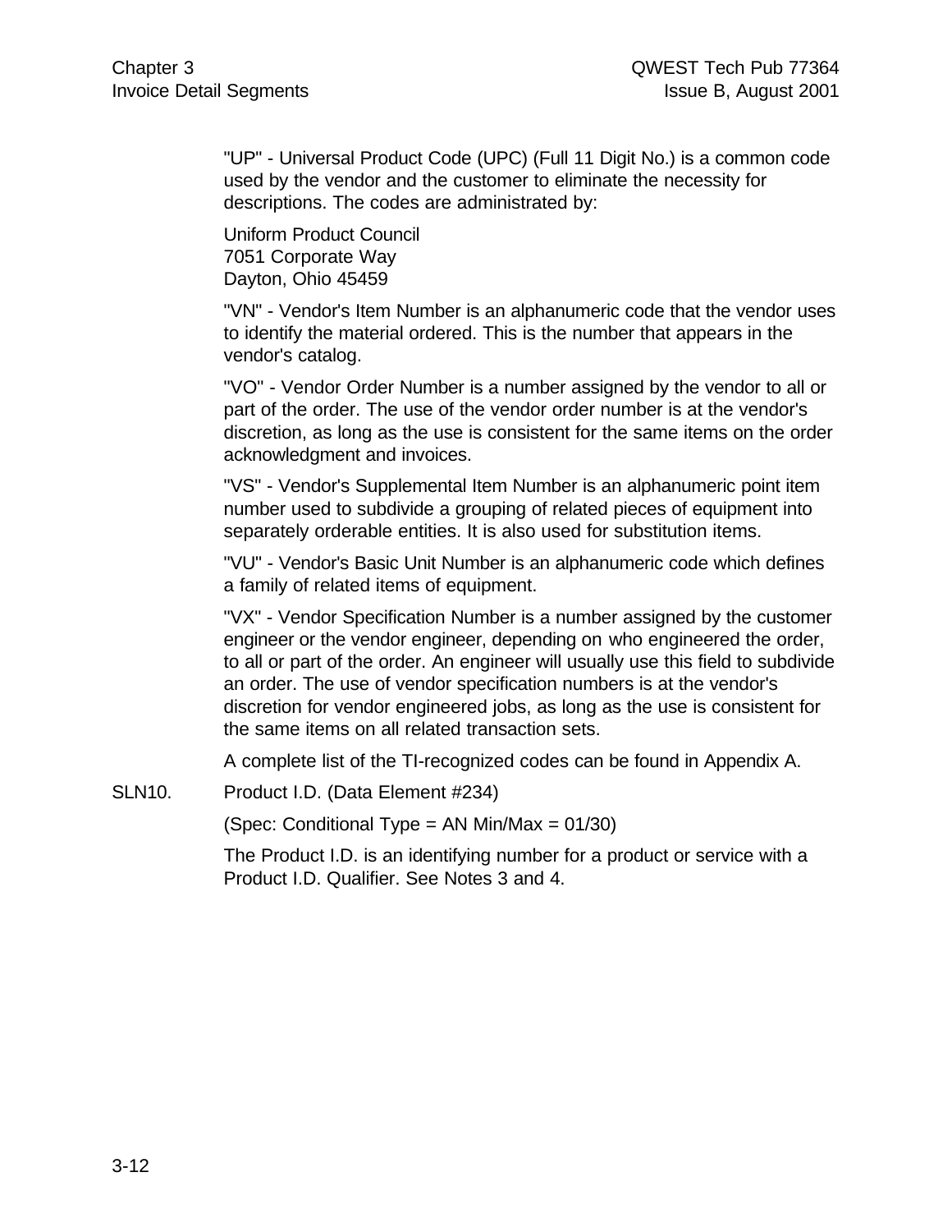"UP" - Universal Product Code (UPC) (Full 11 Digit No.) is a common code used by the vendor and the customer to eliminate the necessity for descriptions. The codes are administrated by:

Uniform Product Council
7051 Corporate Way
Dayton, Ohio 45459

"VN" - Vendor's Item Number is an alphanumeric code that the vendor uses to identify the material ordered. This is the number that appears in the vendor's catalog.

"VO" - Vendor Order Number is a number assigned by the vendor to all or part of the order. The use of the vendor order number is at the vendor's discretion, as long as the use is consistent for the same items on the order acknowledgment and invoices.

"VS" - Vendor's Supplemental Item Number is an alphanumeric point item number used to subdivide a grouping of related pieces of equipment into separately orderable entities. It is also used for substitution items.

"VU" - Vendor's Basic Unit Number is an alphanumeric code which defines a family of related items of equipment.

"VX" - Vendor Specification Number is a number assigned by the customer engineer or the vendor engineer, depending on who engineered the order, to all or part of the order. An engineer will usually use this field to subdivide an order. The use of vendor specification numbers is at the vendor's discretion for vendor engineered jobs, as long as the use is consistent for the same items on all related transaction sets.

A complete list of the TI-recognized codes can be found in Appendix A.

SLN10. Product I.D. (Data Element #234)

(Spec: Conditional Type = AN Min/Max = 01/30)

The Product I.D. is an identifying number for a product or service with a Product I.D. Qualifier. See Notes 3 and 4.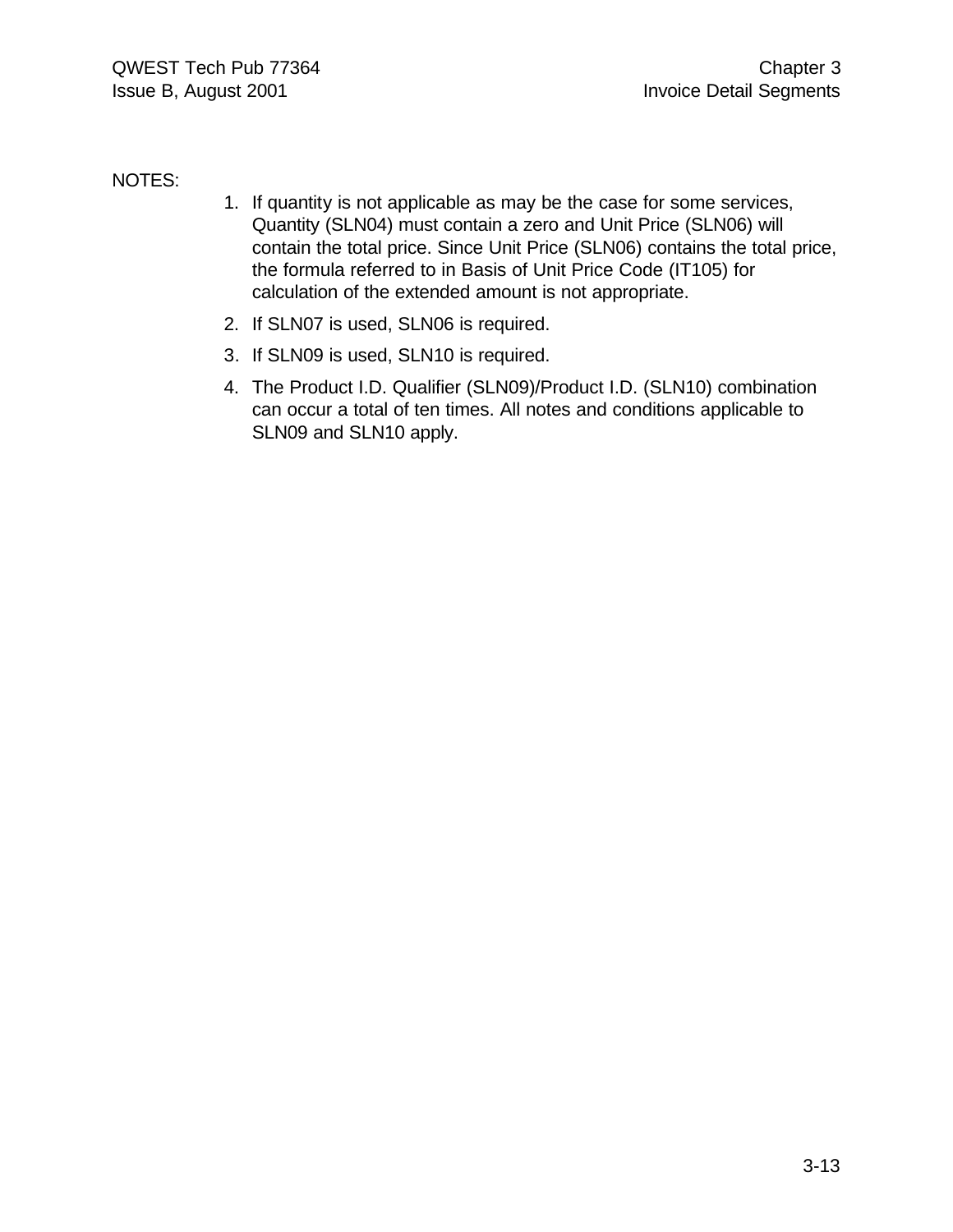NOTES:

1. If quantity is not applicable as may be the case for some services, Quantity (SLN04) must contain a zero and Unit Price (SLN06) will contain the total price. Since Unit Price (SLN06) contains the total price, the formula referred to in Basis of Unit Price Code (IT105) for calculation of the extended amount is not appropriate.
2. If SLN07 is used, SLN06 is required.
3. If SLN09 is used, SLN10 is required.
4. The Product I.D. Qualifier (SLN09)/Product I.D. (SLN10) combination can occur a total of ten times. All notes and conditions applicable to SLN09 and SLN10 apply.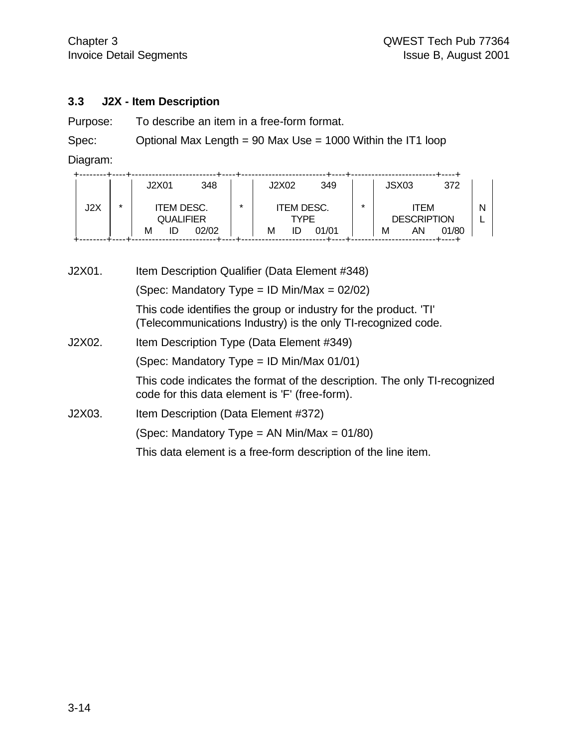### 3.3 J2X - Item Description

Purpose: To describe an item in a free-form format.

Spec: Optional Max Length = 90 Max Use = 1000 Within the IT1 loop

Diagram:

```
+--------+----+-------------------------+----+-------------------------+----+-------------------------+----+
|        |    |  J2X01          348     |    |  J2X02          349     |    |  JSX03          372     |    |
|  J2X   | *  |     ITEM DESC.          | *  |     ITEM DESC.          | *  |        ITEM             | N  |
|        |    |     QUALIFIER           |    |       TYPE              |    |     DESCRIPTION         | L  |
|        |    |  M      ID      02/02   |    |  M      ID      01/01   |    |  M      AN      01/80   |    |
+--------+----+-------------------------+----+-------------------------+----+-------------------------+----+
```

J2X01. Item Description Qualifier (Data Element #348)

(Spec: Mandatory Type = ID Min/Max = 02/02)

This code identifies the group or industry for the product. 'TI' (Telecommunications Industry) is the only TI-recognized code.

J2X02. Item Description Type (Data Element #349)

(Spec: Mandatory Type = ID Min/Max 01/01)

This code indicates the format of the description. The only TI-recognized code for this data element is 'F' (free-form).

J2X03. Item Description (Data Element #372)

(Spec: Mandatory Type = AN Min/Max = 01/80)

This data element is a free-form description of the line item.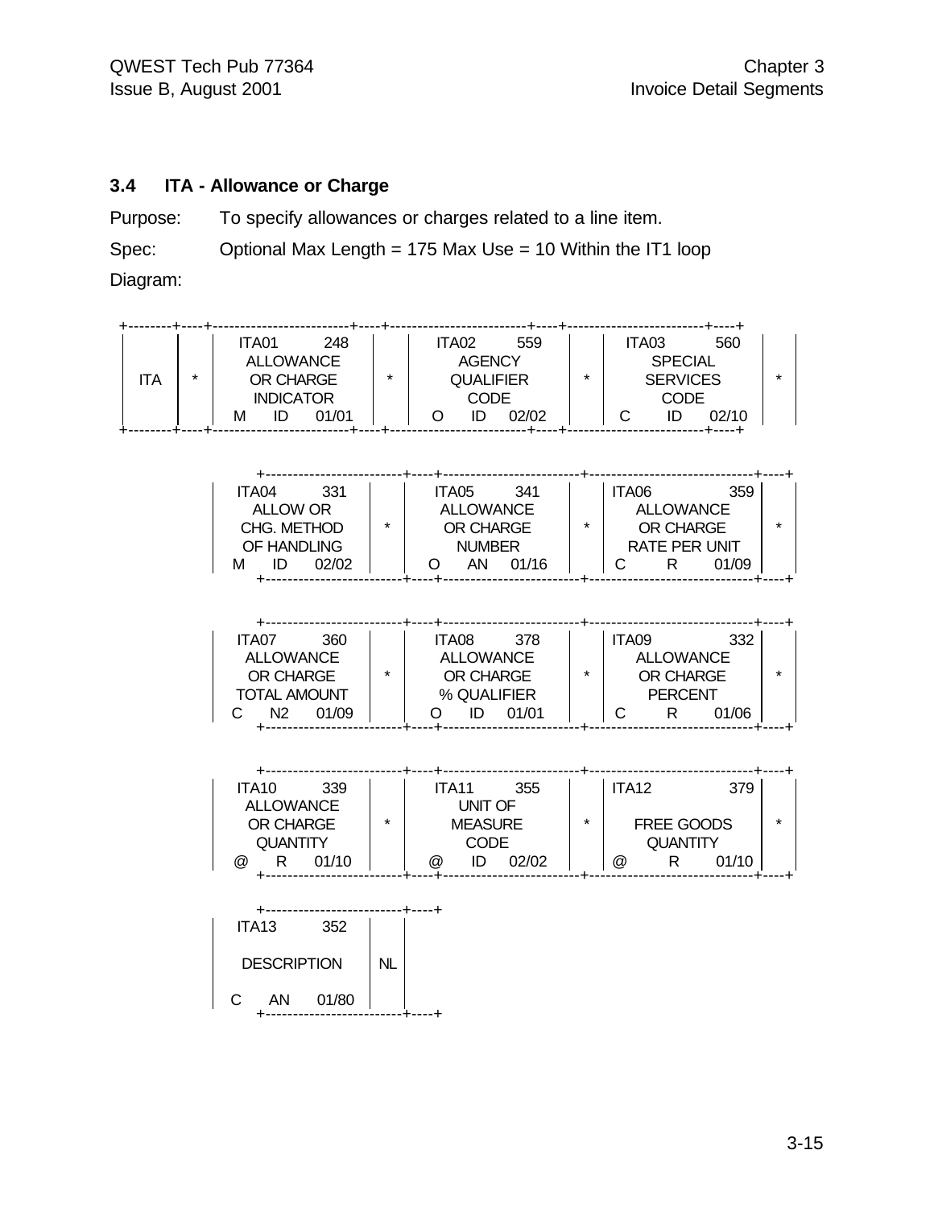### 3.4 ITA - Allowance or Charge

Purpose: To specify allowances or charges related to a line item.

Spec: Optional Max Length = 175 Max Use = 10 Within the IT1 loop

Diagram:

```
 +--------+----+-------------------------+----+-------------------------+----+-------------------------+----+
 |        |    |  ITA01          248     |    |  ITA02          559     |    |  ITA03          560     |    |
 |        |    |     ALLOWANCE           |    |      AGENCY             |    |     SPECIAL             |    |
 |  ITA   | *  |     OR CHARGE           | *  |     QUALIFIER           | *  |     SERVICES            | *  |
 |        |    |     INDICATOR           |    |       CODE              |    |       CODE              |    |
 |        |    |  M     ID     01/01     |    |  O     ID     02/02     |    |  C     ID     02/10     |    |
 +--------+----+-------------------------+----+-------------------------+----+-------------------------+----+

               +-------------------------+----+-------------------------+----+-----------------------------+----+
               |  ITA04          331     |    |  ITA05          341     |    |  ITA06               359    |    |
               |     ALLOW OR            |    |     ALLOWANCE           |    |      ALLOWANCE              |    |
               |     CHG. METHOD         | *  |     OR CHARGE           | *  |      OR CHARGE              | *  |
               |     OF HANDLING         |    |      NUMBER             |    |     RATE PER UNIT           |    |
               |  M     ID     02/02     |    |  O     AN     01/16     |    |  C        R        01/09    |    |
               +-------------------------+----+-------------------------+----+-----------------------------+----+

               +-------------------------+----+-------------------------+----+-----------------------------+----+
               |  ITA07          360     |    |  ITA08          378     |    |  ITA09               332    |    |
               |     ALLOWANCE           |    |     ALLOWANCE           |    |      ALLOWANCE              |    |
               |     OR CHARGE           | *  |     OR CHARGE           | *  |      OR CHARGE              | *  |
               |    TOTAL AMOUNT         |    |    % QUALIFIER          |    |       PERCENT               |    |
               |  C     N2     01/09     |    |  O     ID     01/01     |    |  C        R        01/06    |    |
               +-------------------------+----+-------------------------+----+-----------------------------+----+

               +-------------------------+----+-------------------------+----+-----------------------------+----+
               |  ITA10          339     |    |  ITA11          355     |    |  ITA12               379    |    |
               |     ALLOWANCE           |    |      UNIT OF            |    |                             |    |
               |     OR CHARGE           | *  |      MEASURE            | *  |     FREE GOODS              | *  |
               |     QUANTITY            |    |       CODE              |    |      QUANTITY               |    |
               |  @     R      01/10     |    |  @     ID     02/02     |    |  @        R        01/10    |    |
               +-------------------------+----+-------------------------+----+-----------------------------+----+

               +-------------------------+----+
               |  ITA13          352     |    |
               |                         |    |
               |     DESCRIPTION         | NL |
               |                         |    |
               |  C     AN     01/80     |    |
               +-------------------------+----+
```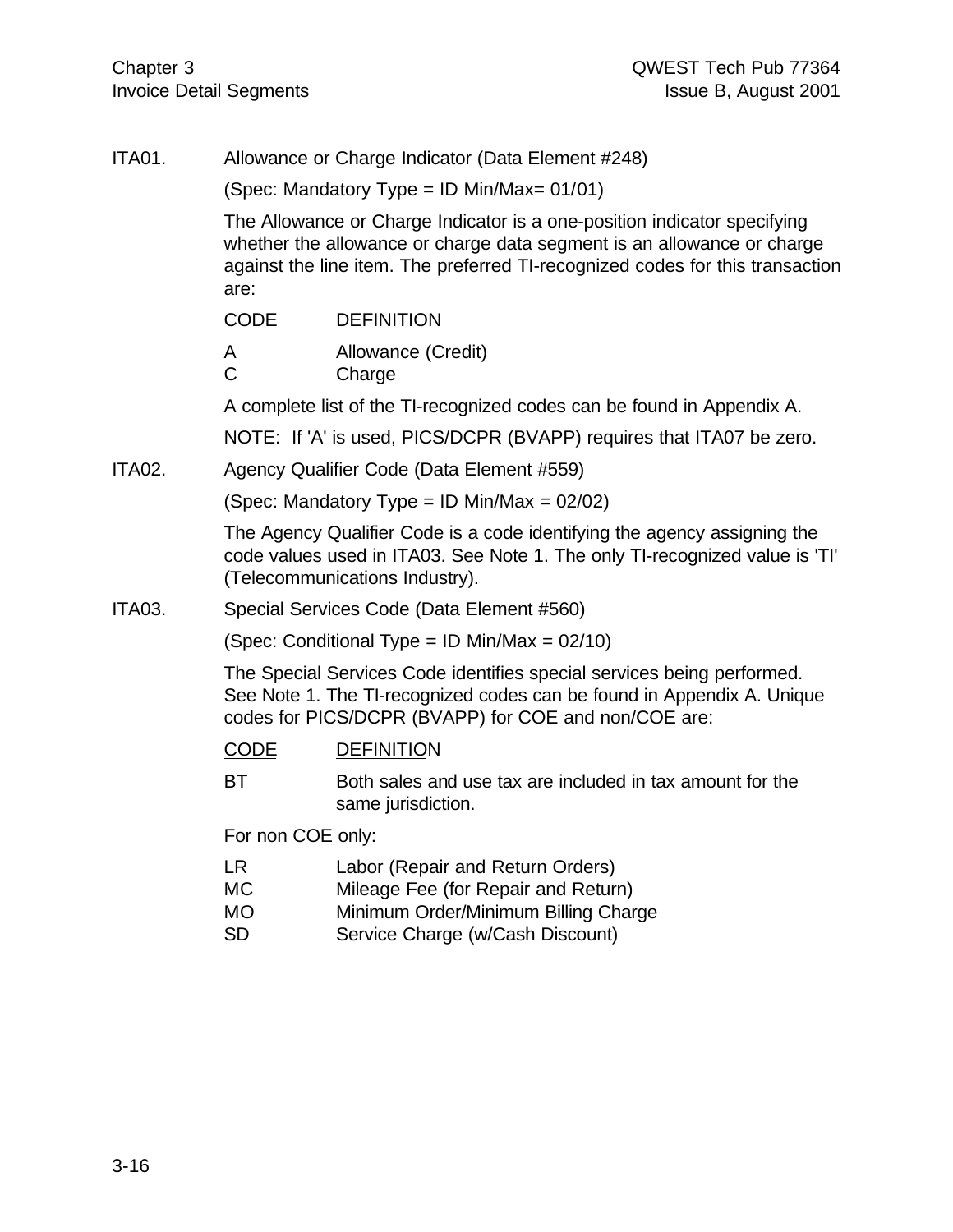ITA01. Allowance or Charge Indicator (Data Element #248)

(Spec: Mandatory Type = ID Min/Max= 01/01)

The Allowance or Charge Indicator is a one-position indicator specifying whether the allowance or charge data segment is an allowance or charge against the line item. The preferred TI-recognized codes for this transaction are:

| CODE | DEFINITION |
|---|---|
| A | Allowance (Credit) |
| C | Charge |

A complete list of the TI-recognized codes can be found in Appendix A.

NOTE: If 'A' is used, PICS/DCPR (BVAPP) requires that ITA07 be zero.

ITA02. Agency Qualifier Code (Data Element #559)

(Spec: Mandatory Type = ID Min/Max = 02/02)

The Agency Qualifier Code is a code identifying the agency assigning the code values used in ITA03. See Note 1. The only TI-recognized value is 'TI' (Telecommunications Industry).

ITA03. Special Services Code (Data Element #560)

(Spec: Conditional Type = ID Min/Max = 02/10)

The Special Services Code identifies special services being performed. See Note 1. The TI-recognized codes can be found in Appendix A. Unique codes for PICS/DCPR (BVAPP) for COE and non/COE are:

| CODE | DEFINITION |
|---|---|
| BT | Both sales and use tax are included in tax amount for the same jurisdiction. |

For non COE only:

| | |
|---|---|
| LR | Labor (Repair and Return Orders) |
| MC | Mileage Fee (for Repair and Return) |
| MO | Minimum Order/Minimum Billing Charge |
| SD | Service Charge (w/Cash Discount) |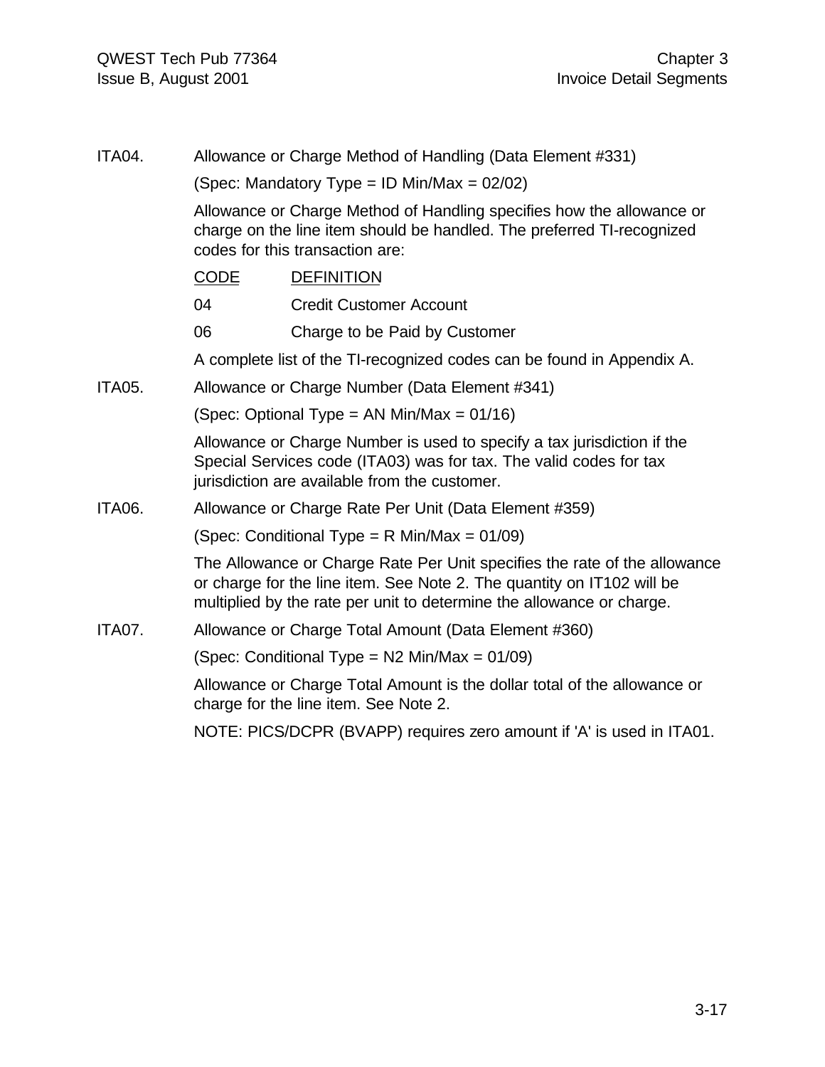ITA04. Allowance or Charge Method of Handling (Data Element #331)

(Spec: Mandatory Type = ID Min/Max = 02/02)

Allowance or Charge Method of Handling specifies how the allowance or charge on the line item should be handled. The preferred TI-recognized codes for this transaction are:

| CODE | DEFINITION |
| --- | --- |
| 04 | Credit Customer Account |
| 06 | Charge to be Paid by Customer |

A complete list of the TI-recognized codes can be found in Appendix A.

ITA05. Allowance or Charge Number (Data Element #341)

(Spec: Optional Type = AN Min/Max = 01/16)

Allowance or Charge Number is used to specify a tax jurisdiction if the Special Services code (ITA03) was for tax. The valid codes for tax jurisdiction are available from the customer.

ITA06. Allowance or Charge Rate Per Unit (Data Element #359)

(Spec: Conditional Type = R Min/Max = 01/09)

The Allowance or Charge Rate Per Unit specifies the rate of the allowance or charge for the line item. See Note 2. The quantity on IT102 will be multiplied by the rate per unit to determine the allowance or charge.

ITA07. Allowance or Charge Total Amount (Data Element #360)

(Spec: Conditional Type = N2 Min/Max = 01/09)

Allowance or Charge Total Amount is the dollar total of the allowance or charge for the line item. See Note 2.

NOTE: PICS/DCPR (BVAPP) requires zero amount if 'A' is used in ITA01.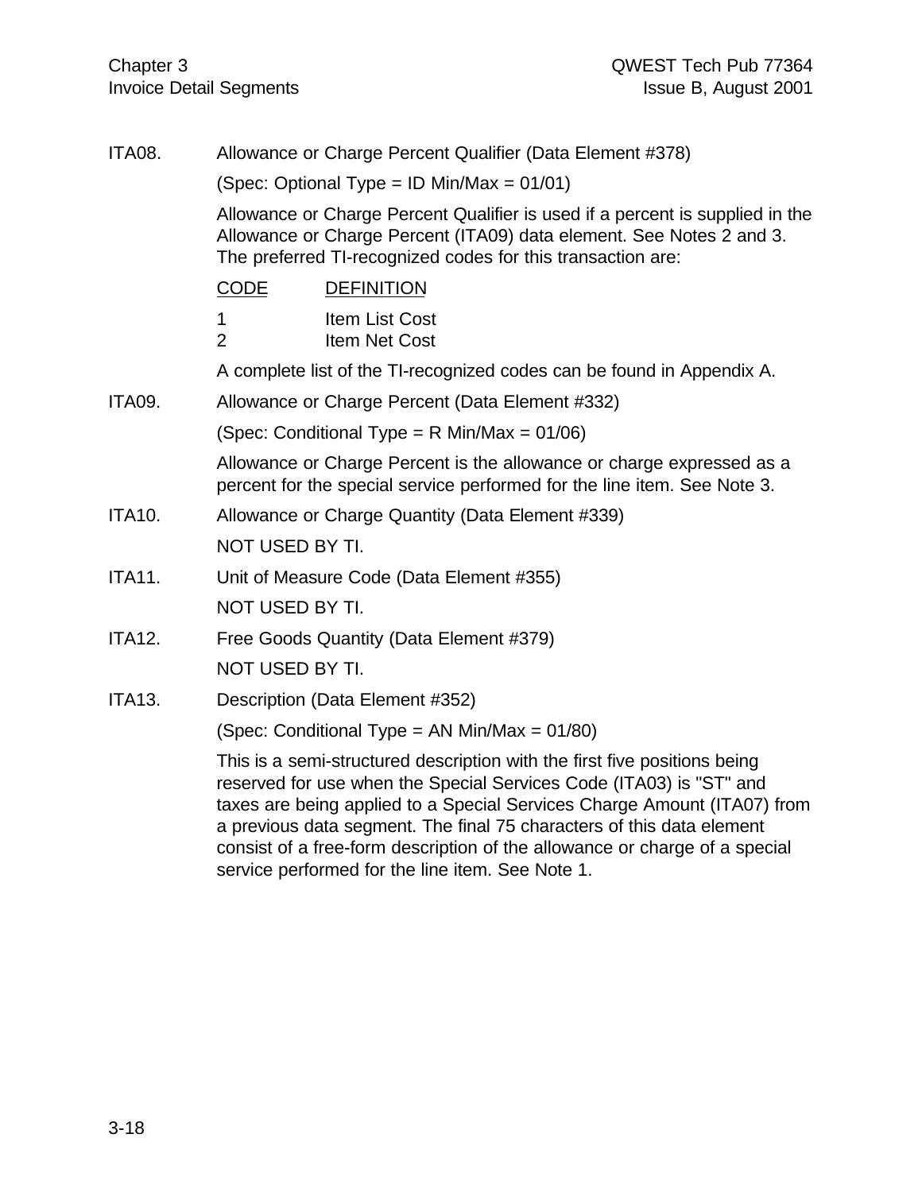ITA08. Allowance or Charge Percent Qualifier (Data Element #378)

(Spec: Optional Type = ID Min/Max = 01/01)

Allowance or Charge Percent Qualifier is used if a percent is supplied in the Allowance or Charge Percent (ITA09) data element. See Notes 2 and 3. The preferred TI-recognized codes for this transaction are:

| CODE | DEFINITION |
|---|---|
| 1 | Item List Cost |
| 2 | Item Net Cost |

A complete list of the TI-recognized codes can be found in Appendix A.

ITA09. Allowance or Charge Percent (Data Element #332)

(Spec: Conditional Type = R Min/Max = 01/06)

Allowance or Charge Percent is the allowance or charge expressed as a percent for the special service performed for the line item. See Note 3.

ITA10. Allowance or Charge Quantity (Data Element #339)

NOT USED BY TI.

ITA11. Unit of Measure Code (Data Element #355)

NOT USED BY TI.

ITA12. Free Goods Quantity (Data Element #379)

NOT USED BY TI.

ITA13. Description (Data Element #352)

(Spec: Conditional Type = AN Min/Max = 01/80)

This is a semi-structured description with the first five positions being reserved for use when the Special Services Code (ITA03) is "ST" and taxes are being applied to a Special Services Charge Amount (ITA07) from a previous data segment. The final 75 characters of this data element consist of a free-form description of the allowance or charge of a special service performed for the line item. See Note 1.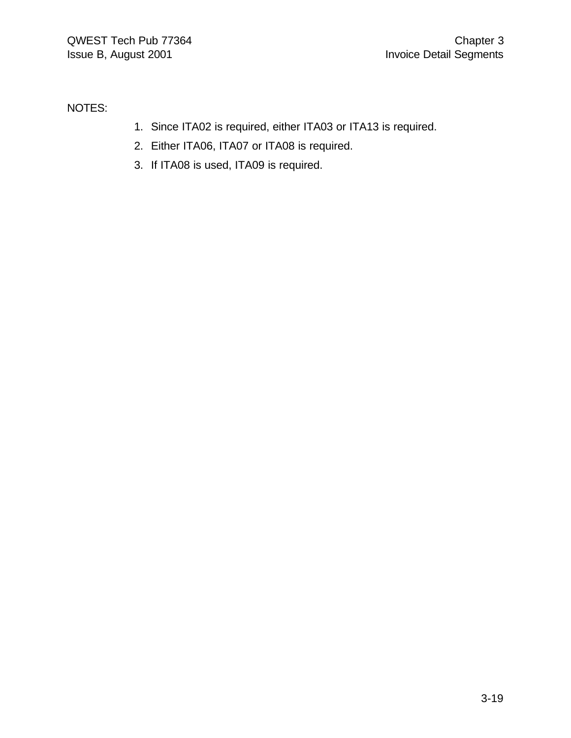NOTES:

1. Since ITA02 is required, either ITA03 or ITA13 is required.
2. Either ITA06, ITA07 or ITA08 is required.
3. If ITA08 is used, ITA09 is required.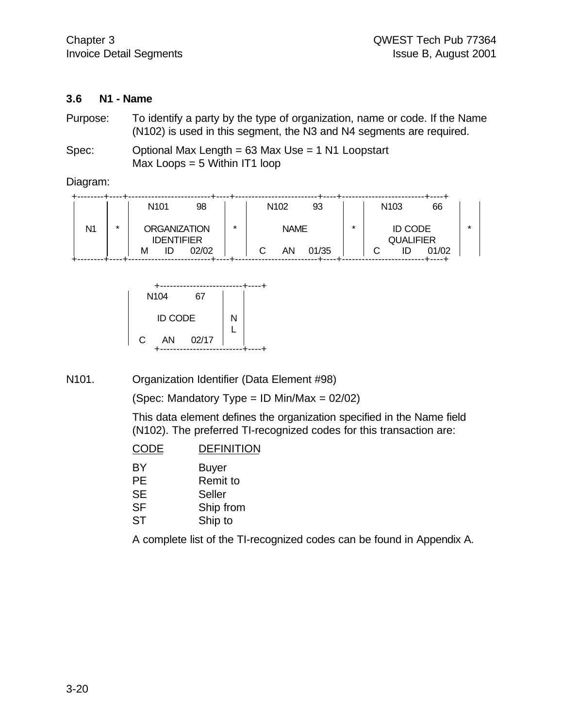### 3.6 N1 - Name

Purpose: To identify a party by the type of organization, name or code. If the Name (N102) is used in this segment, the N3 and N4 segments are required.

Spec: Optional Max Length = 63 Max Use = 1 N1 Loopstart
Max Loops = 5 Within IT1 loop

Diagram:

```
 +--------+----+-------------------------+----+-------------------------+----+-------------------------+----+
 |        |    |   N101         98       |    |   N102         93       |    |   N103         66       |    |
 |   N1   | *  |   ORGANIZATION          | *  |        NAME             | *  |      ID CODE            | *  |
 |        |    |    IDENTIFIER           |    |                         |    |     QUALIFIER           |    |
 |        |    |  M     ID     02/02     |    |  C     AN     01/35     |    |  C     ID     01/02     |    |
 +--------+----+-------------------------+----+-------------------------+----+-------------------------+----+

     +-------------------------+----+
     |   N104         67       |    |
     |      ID CODE            | N  |
     |                         | L  |
     |  C     AN     02/17     |    |
     +-------------------------+----+
```

N101. Organization Identifier (Data Element #98)

(Spec: Mandatory Type = ID Min/Max = 02/02)

This data element defines the organization specified in the Name field (N102). The preferred TI-recognized codes for this transaction are:

| CODE | DEFINITION |
|---|---|
| BY | Buyer |
| PE | Remit to |
| SE | Seller |
| SF | Ship from |
| ST | Ship to |

A complete list of the TI-recognized codes can be found in Appendix A.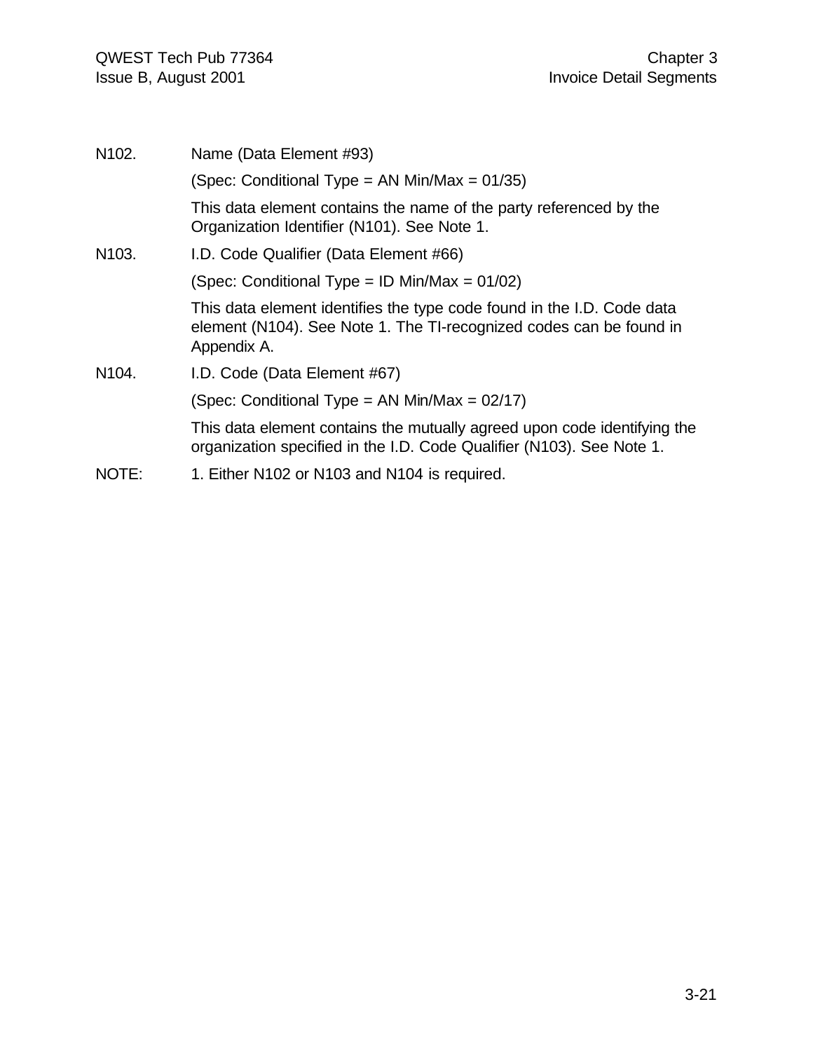N102. Name (Data Element #93)

(Spec: Conditional Type = AN Min/Max = 01/35)

This data element contains the name of the party referenced by the Organization Identifier (N101). See Note 1.

N103. I.D. Code Qualifier (Data Element #66)

(Spec: Conditional Type = ID Min/Max = 01/02)

This data element identifies the type code found in the I.D. Code data element (N104). See Note 1. The TI-recognized codes can be found in Appendix A.

N104. I.D. Code (Data Element #67)

(Spec: Conditional Type = AN Min/Max = 02/17)

This data element contains the mutually agreed upon code identifying the organization specified in the I.D. Code Qualifier (N103). See Note 1.

NOTE: 1. Either N102 or N103 and N104 is required.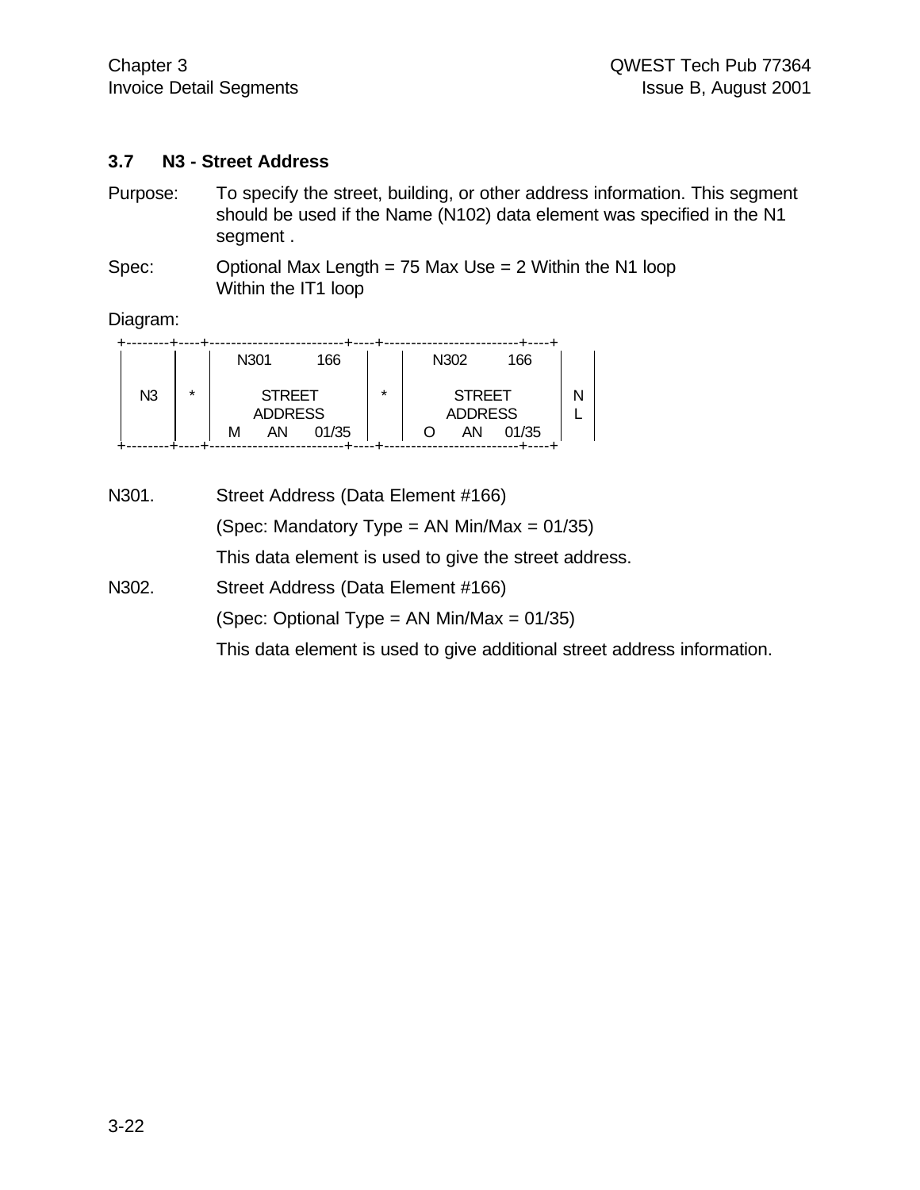### 3.7 N3 - Street Address

Purpose: To specify the street, building, or other address information. This segment should be used if the Name (N102) data element was specified in the N1 segment .

Spec: Optional Max Length = 75 Max Use = 2 Within the N1 loop
Within the IT1 loop

Diagram:

```
+--------+----+-------------------------+----+-------------------------+----+
|        |    |   N301        166       |    |   N302        166       |    |
|        |    |                         |    |                         |    |
|   N3   |  * |       STREET            |  * |       STREET            | N  |
|        |    |       ADDRESS           |    |       ADDRESS           | L  |
|        |    |  M      AN      01/35   |    |  O      AN      01/35   |    |
+--------+----+-------------------------+----+-------------------------+----+
```

N301. Street Address (Data Element #166)

(Spec: Mandatory Type = AN Min/Max = 01/35)

This data element is used to give the street address.

N302. Street Address (Data Element #166)

(Spec: Optional Type = AN Min/Max = 01/35)

This data element is used to give additional street address information.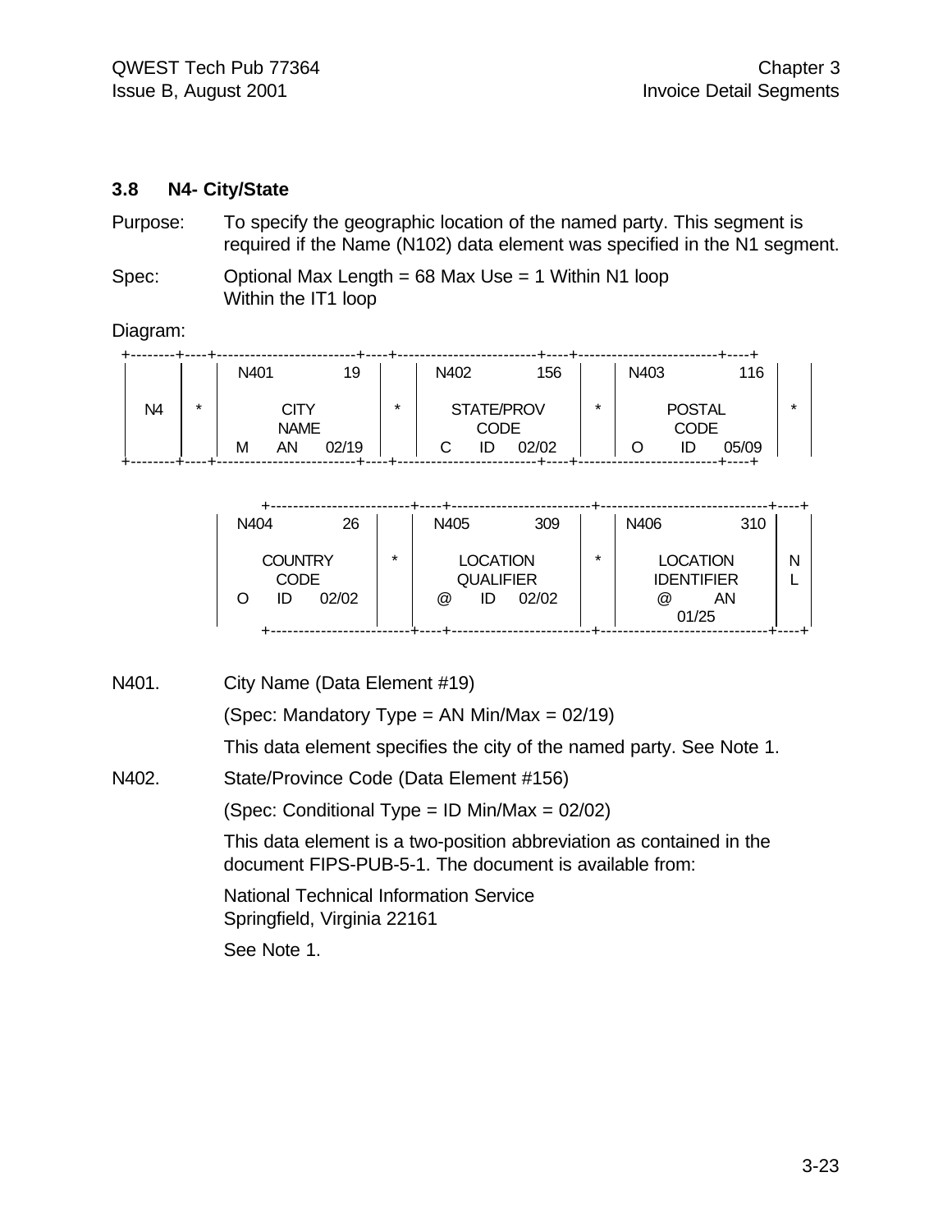### 3.8 N4- City/State

Purpose: To specify the geographic location of the named party. This segment is required if the Name (N102) data element was specified in the N1 segment.

Spec: Optional Max Length = 68 Max Use = 1 Within N1 loop
Within the IT1 loop

Diagram:

```
 +--------+----+-------------------------+----+-------------------------+----+-------------------------+----+
 |        |    | N401             19     |    | N402            156     |    | N403            116     |    |
 |        |    |                         |    |                         |    |                         |    |
 |   N4   |  * |         CITY            |  * |      STATE/PROV         |  * |        POSTAL           |  * |
 |        |    |         NAME            |    |         CODE            |    |         CODE            |    |
 |        |    |  M      AN     02/19    |    |   C     ID     02/02    |    |   O     ID     05/09    |    |
 +--------+----+-------------------------+----+-------------------------+----+-------------------------+----+

               +-------------------------+----+-------------------------+------------------------------+----+
               | N404             26     |    | N405            309     |    | N406            310     |    |
               |                         |    |                         |    |                         |    |
               |       COUNTRY           |  * |       LOCATION          |  * |       LOCATION          | N  |
               |         CODE            |    |       QUALIFIER         |    |      IDENTIFIER         | L  |
               |  O      ID     02/02    |    |   @     ID     02/02    |    |    @         AN         |    |
               |                         |    |                         |    |        01/25            |    |
               +-------------------------+----+-------------------------+------------------------------+----+
```

N401. City Name (Data Element #19)

(Spec: Mandatory Type = AN Min/Max = 02/19)

This data element specifies the city of the named party. See Note 1.

N402. State/Province Code (Data Element #156)

(Spec: Conditional Type = ID Min/Max = 02/02)

This data element is a two-position abbreviation as contained in the document FIPS-PUB-5-1. The document is available from:

National Technical Information Service
Springfield, Virginia 22161

See Note 1.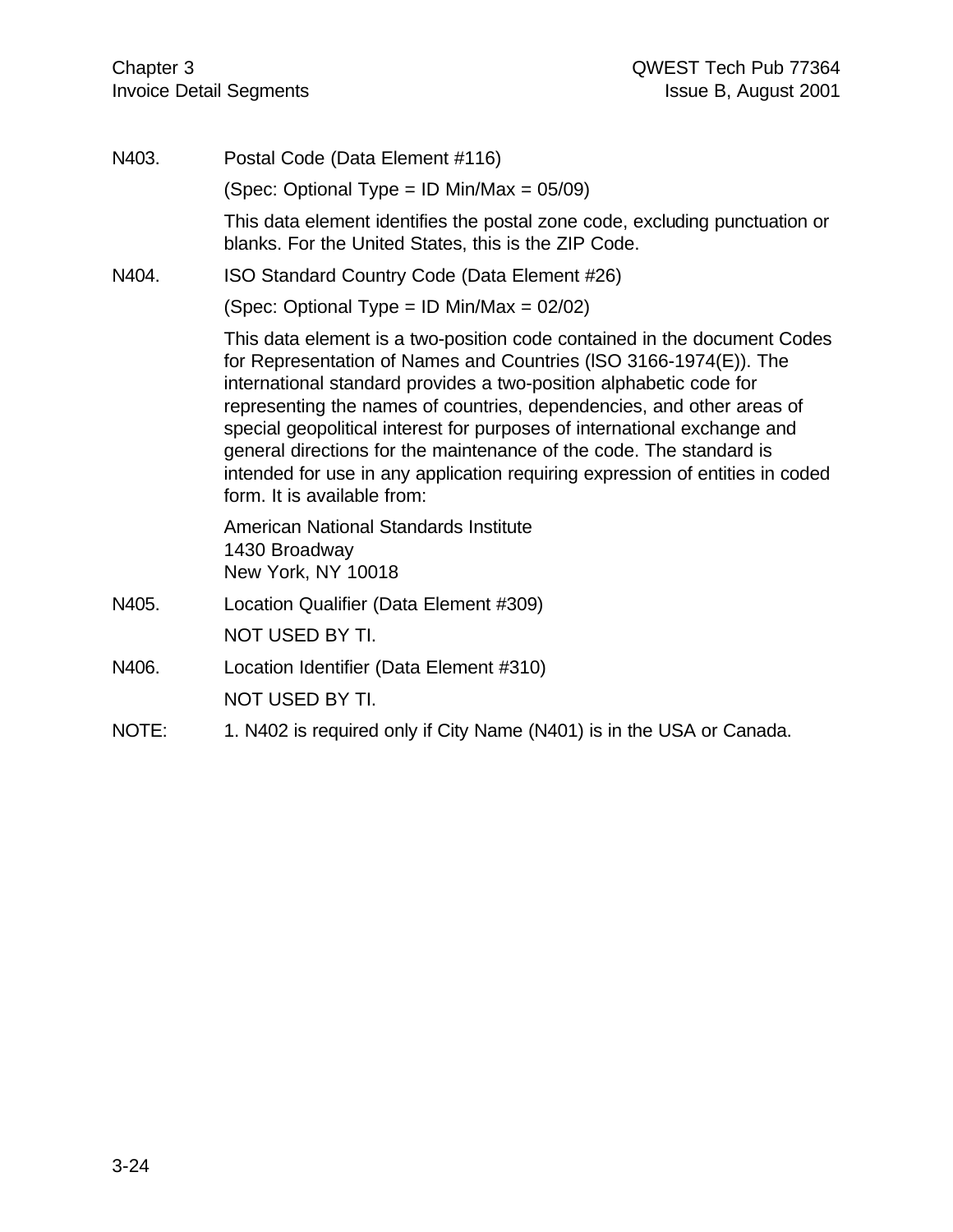N403. Postal Code (Data Element #116)

(Spec: Optional Type = ID Min/Max = 05/09)

This data element identifies the postal zone code, excluding punctuation or blanks. For the United States, this is the ZIP Code.

N404. ISO Standard Country Code (Data Element #26)

(Spec: Optional Type = ID Min/Max = 02/02)

This data element is a two-position code contained in the document Codes for Representation of Names and Countries (lSO 3166-1974(E)). The international standard provides a two-position alphabetic code for representing the names of countries, dependencies, and other areas of special geopolitical interest for purposes of international exchange and general directions for the maintenance of the code. The standard is intended for use in any application requiring expression of entities in coded form. It is available from:

American National Standards Institute
1430 Broadway
New York, NY 10018

N405. Location Qualifier (Data Element #309)

NOT USED BY TI.

N406. Location Identifier (Data Element #310)

NOT USED BY TI.

NOTE: 1. N402 is required only if City Name (N401) is in the USA or Canada.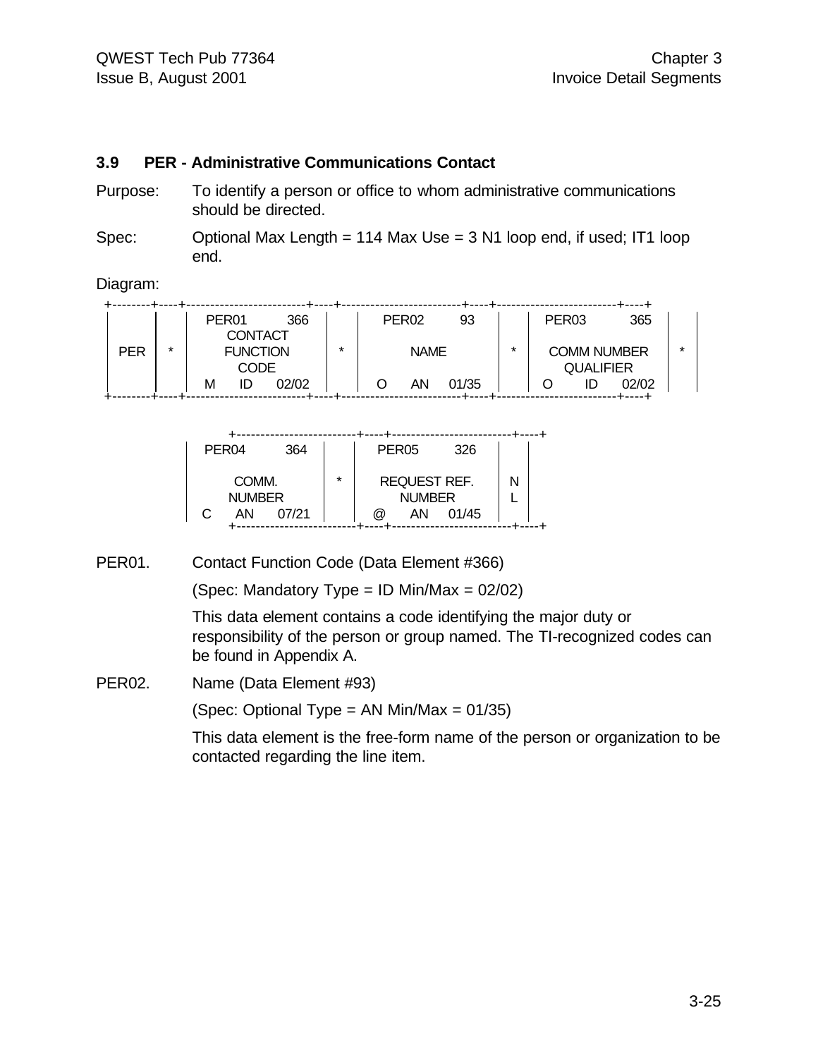### 3.9 PER - Administrative Communications Contact

Purpose: To identify a person or office to whom administrative communications should be directed.

Spec: Optional Max Length = 114 Max Use = 3 N1 loop end, if used; IT1 loop end.

Diagram:

```
 +--------+----+-------------------------+----+-------------------------+----+-------------------------+----+
 |        |    |  PER01         366      |    |   PER02          93     |    |  PER03           365    |    |
 |        |    |      CONTACT            |    |                         |    |                         |    |
 |  PER   | *  |      FUNCTION           | *  |         NAME            | *  |    COMM NUMBER          | *  |
 |        |    |        CODE             |    |                         |    |      QUALIFIER          |    |
 |        |    |  M     ID     02/02     |    |   O     AN    01/35     |    |  O      ID     02/02    |    |
 +--------+----+-------------------------+----+-------------------------+----+-------------------------+----+

               +-------------------------+----+-------------------------+----+
               |  PER04          364     |    |   PER05         326     |    |
               |                         |    |                         |    |
               |       COMM.             | *  |    REQUEST REF.         | N  |
               |      NUMBER             |    |       NUMBER            | L  |
               |  C    AN     07/21      |    |   @    AN    01/45      |    |
               +-------------------------+----+-------------------------+----+
```

PER01. Contact Function Code (Data Element #366)

(Spec: Mandatory Type = ID Min/Max = 02/02)

This data element contains a code identifying the major duty or responsibility of the person or group named. The TI-recognized codes can be found in Appendix A.

PER02. Name (Data Element #93)

(Spec: Optional Type = AN Min/Max = 01/35)

This data element is the free-form name of the person or organization to be contacted regarding the line item.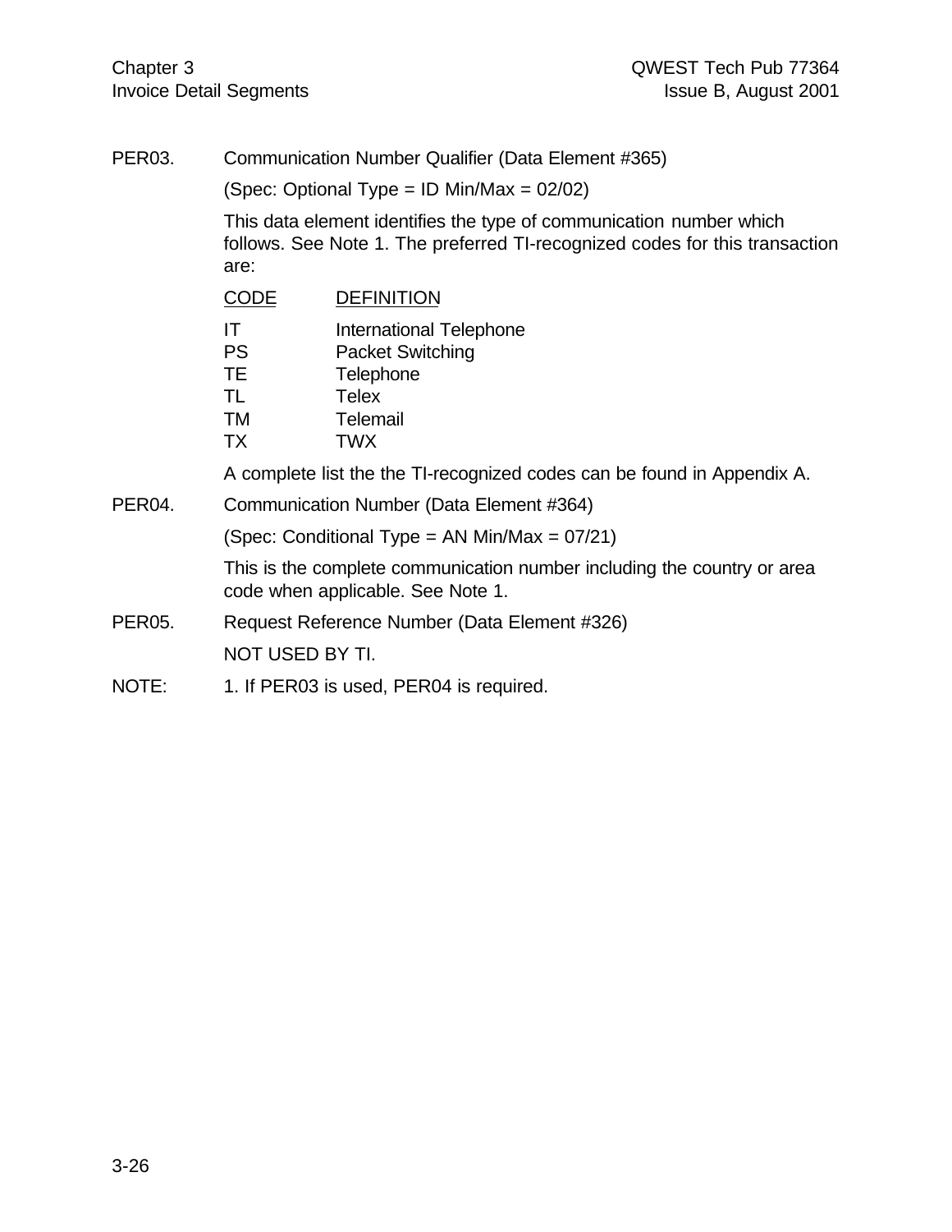PER03. Communication Number Qualifier (Data Element #365)

(Spec: Optional Type = ID Min/Max = 02/02)

This data element identifies the type of communication number which follows. See Note 1. The preferred TI-recognized codes for this transaction are:

| CODE | DEFINITION |
|---|---|
| IT | International Telephone |
| PS | Packet Switching |
| TE | Telephone |
| TL | Telex |
| TM | Telemail |
| TX | TWX |

A complete list the the TI-recognized codes can be found in Appendix A.

PER04. Communication Number (Data Element #364)

(Spec: Conditional Type = AN Min/Max = 07/21)

This is the complete communication number including the country or area code when applicable. See Note 1.

PER05. Request Reference Number (Data Element #326)

NOT USED BY TI.

NOTE: 1. If PER03 is used, PER04 is required.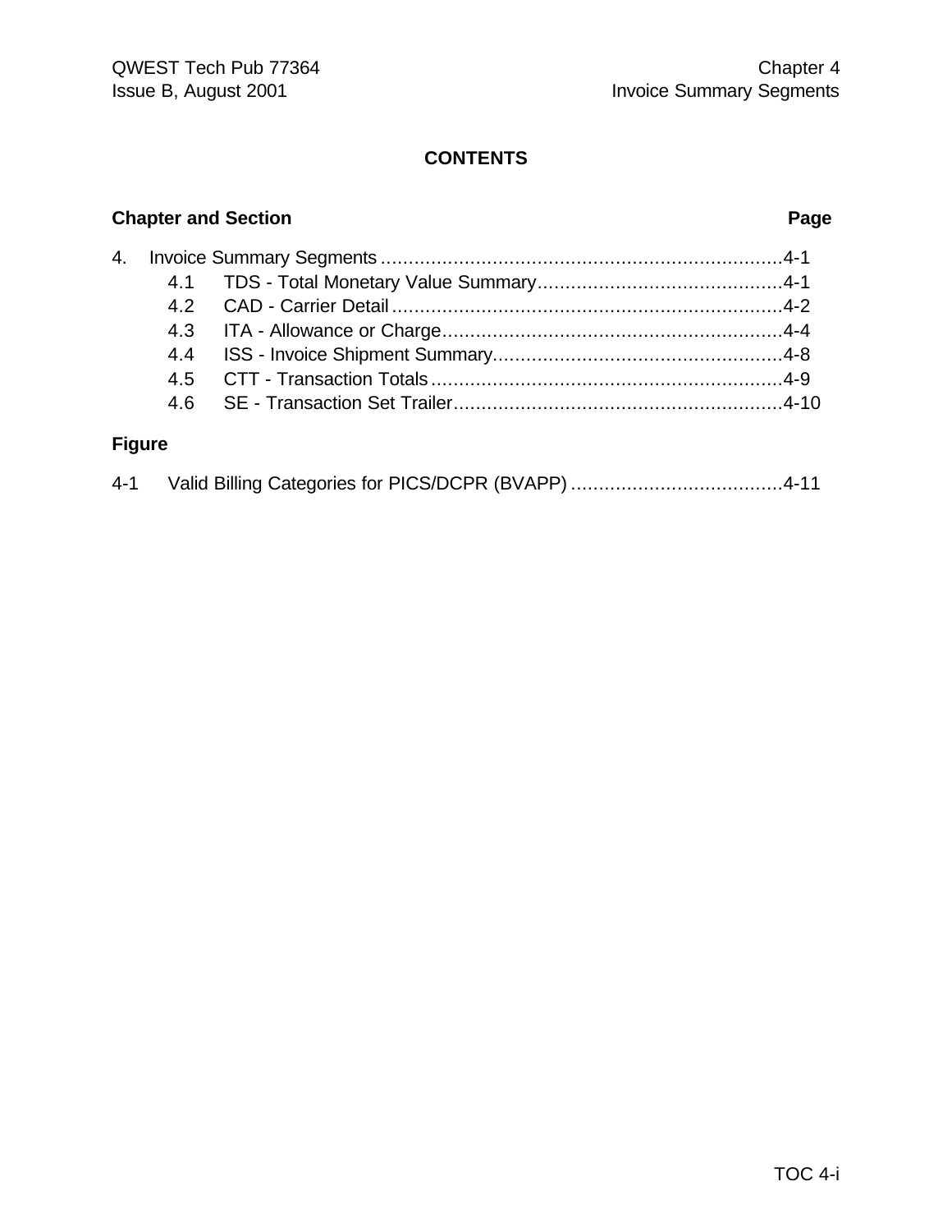# CONTENTS

**Chapter and Section** **Page**

4. Invoice Summary Segments ........................................................................4-1
   - 4.1 TDS - Total Monetary Value Summary............................................4-1
   - 4.2 CAD - Carrier Detail ......................................................................4-2
   - 4.3 ITA - Allowance or Charge.............................................................4-4
   - 4.4 ISS - Invoice Shipment Summary....................................................4-8
   - 4.5 CTT - Transaction Totals ...............................................................4-9
   - 4.6 SE - Transaction Set Trailer...........................................................4-10

**Figure**

4-1 Valid Billing Categories for PICS/DCPR (BVAPP) ......................................4-11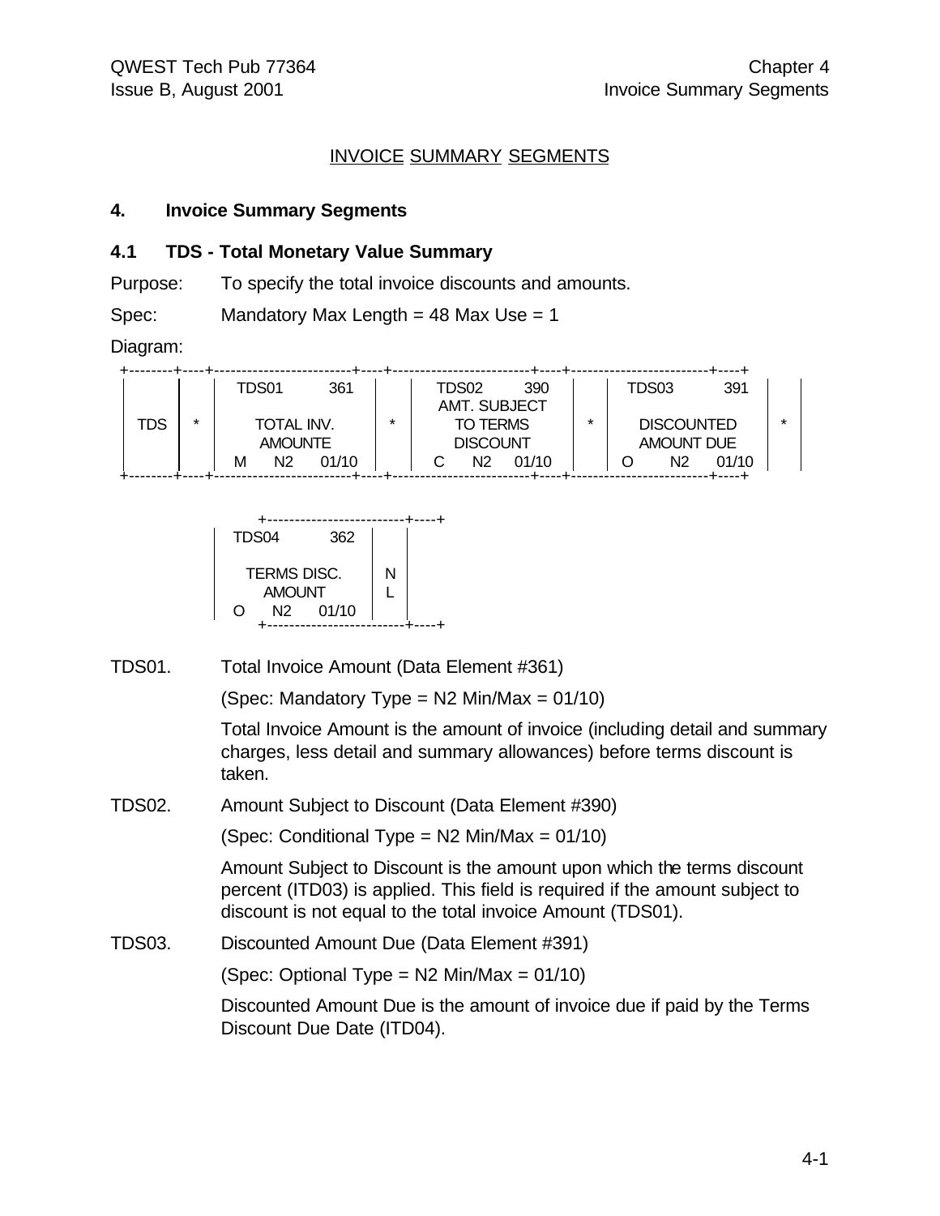INVOICE SUMMARY SEGMENTS

## 4. Invoice Summary Segments

### 4.1 TDS - Total Monetary Value Summary

Purpose: To specify the total invoice discounts and amounts.

Spec: Mandatory Max Length = 48 Max Use = 1

Diagram:

```
+--------+----+-------------------------+----+-------------------------+----+-------------------------+----+
|        |    | TDS01          361      |    | TDS02          390      |    | TDS03          391      |    |
|        |    |                         |    |  AMT. SUBJECT           |    |                         |    |
|  TDS   | *  |     TOTAL INV.          | *  |    TO TERMS             | *  |    DISCOUNTED           | *  |
|        |    |      AMOUNTE            |    |    DISCOUNT             |    |    AMOUNT DUE           |    |
|        |    | M     N2      01/10     |    | C     N2      01/10     |    | O     N2      01/10     |    |
+--------+----+-------------------------+----+-------------------------+----+-------------------------+----+

                 +-------------------------+----+
                 | TDS04          362      |    |
                 |                         |    |
                 |   TERMS DISC.           | N  |
                 |     AMOUNT              | L  |
                 | O     N2      01/10     |    |
                 +-------------------------+----+
```

TDS01. Total Invoice Amount (Data Element #361)

(Spec: Mandatory Type = N2 Min/Max = 01/10)

Total Invoice Amount is the amount of invoice (including detail and summary charges, less detail and summary allowances) before terms discount is taken.

TDS02. Amount Subject to Discount (Data Element #390)

(Spec: Conditional Type = N2 Min/Max = 01/10)

Amount Subject to Discount is the amount upon which the terms discount percent (ITD03) is applied. This field is required if the amount subject to discount is not equal to the total invoice Amount (TDS01).

TDS03. Discounted Amount Due (Data Element #391)

(Spec: Optional Type = N2 Min/Max = 01/10)

Discounted Amount Due is the amount of invoice due if paid by the Terms Discount Due Date (ITD04).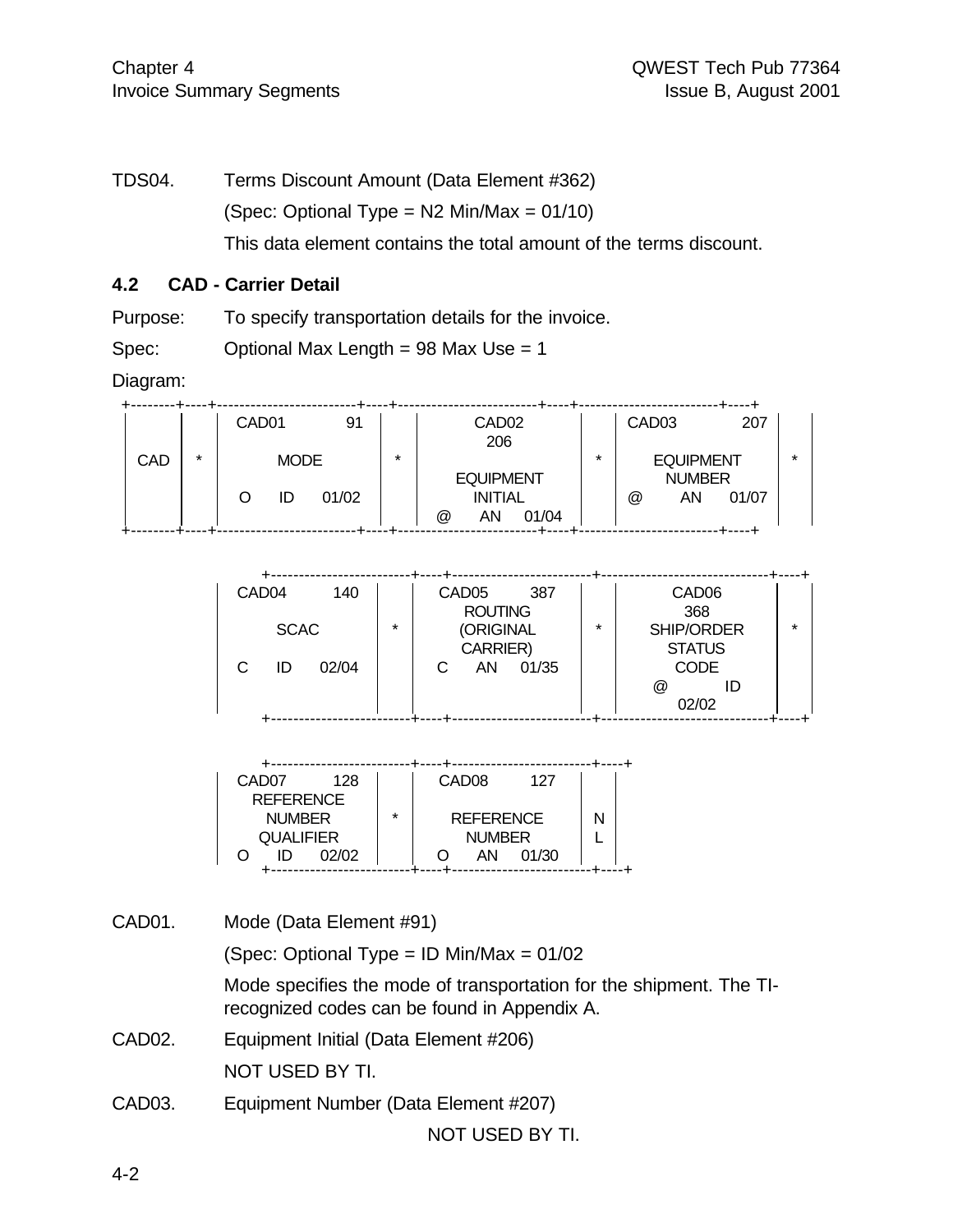TDS04. Terms Discount Amount (Data Element #362)

(Spec: Optional Type = N2 Min/Max = 01/10)

This data element contains the total amount of the terms discount.

## 4.2 CAD - Carrier Detail

Purpose: To specify transportation details for the invoice.

Spec: Optional Max Length = 98 Max Use = 1

Diagram:

| | | | | | | | |
|---|---|---|---|---|---|---|---|
| CAD | * | CAD01 91<br>MODE<br>O ID 01/02 | * | CAD02 206<br>EQUIPMENT INITIAL<br>@ AN 01/04 | * | CAD03 207<br>EQUIPMENT NUMBER<br>@ AN 01/07 | * |

| | | | | | |
|---|---|---|---|---|---|
| CAD04 140<br>SCAC<br>C ID 02/04 | * | CAD05 387<br>ROUTING (ORIGINAL CARRIER)<br>C AN 01/35 | * | CAD06 368<br>SHIP/ORDER STATUS CODE<br>@ ID 02/02 | * |

| | | | |
|---|---|---|---|
| CAD07 128<br>REFERENCE NUMBER QUALIFIER<br>O ID 02/02 | * | CAD08 127<br>REFERENCE NUMBER<br>O AN 01/30 | NL |

CAD01. Mode (Data Element #91)

(Spec: Optional Type = ID Min/Max = 01/02

Mode specifies the mode of transportation for the shipment. The TI-recognized codes can be found in Appendix A.

CAD02. Equipment Initial (Data Element #206)

NOT USED BY TI.

CAD03. Equipment Number (Data Element #207)

NOT USED BY TI.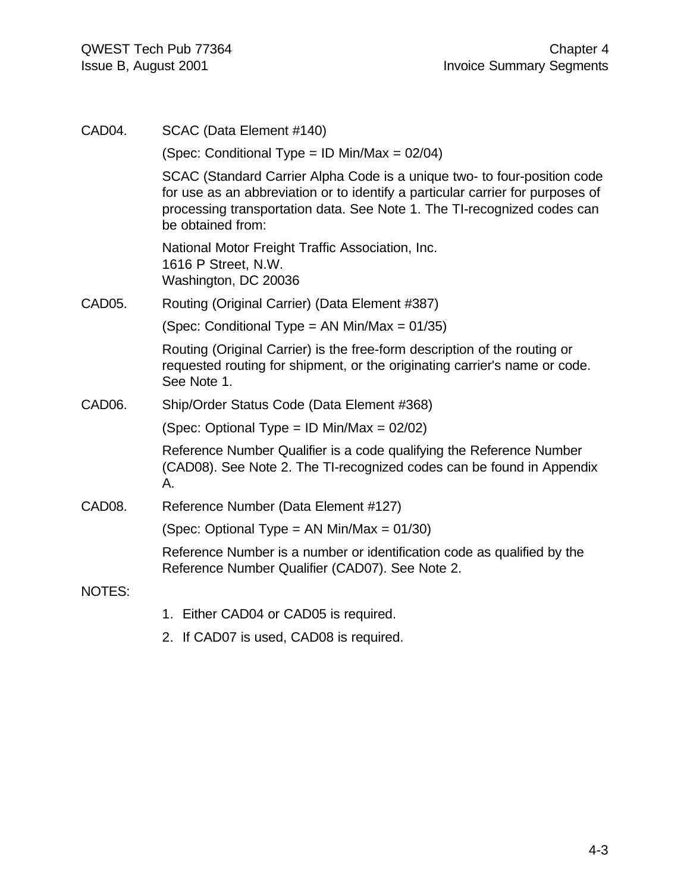CAD04. SCAC (Data Element #140)

(Spec: Conditional Type = ID Min/Max = 02/04)

SCAC (Standard Carrier Alpha Code is a unique two- to four-position code for use as an abbreviation or to identify a particular carrier for purposes of processing transportation data. See Note 1. The TI-recognized codes can be obtained from:

National Motor Freight Traffic Association, Inc.
1616 P Street, N.W.
Washington, DC 20036

CAD05. Routing (Original Carrier) (Data Element #387)

(Spec: Conditional Type = AN Min/Max = 01/35)

Routing (Original Carrier) is the free-form description of the routing or requested routing for shipment, or the originating carrier's name or code. See Note 1.

CAD06. Ship/Order Status Code (Data Element #368)

(Spec: Optional Type = ID Min/Max = 02/02)

Reference Number Qualifier is a code qualifying the Reference Number (CAD08). See Note 2. The TI-recognized codes can be found in Appendix A.

CAD08. Reference Number (Data Element #127)

(Spec: Optional Type = AN Min/Max = 01/30)

Reference Number is a number or identification code as qualified by the Reference Number Qualifier (CAD07). See Note 2.

NOTES:

1. Either CAD04 or CAD05 is required.
2. If CAD07 is used, CAD08 is required.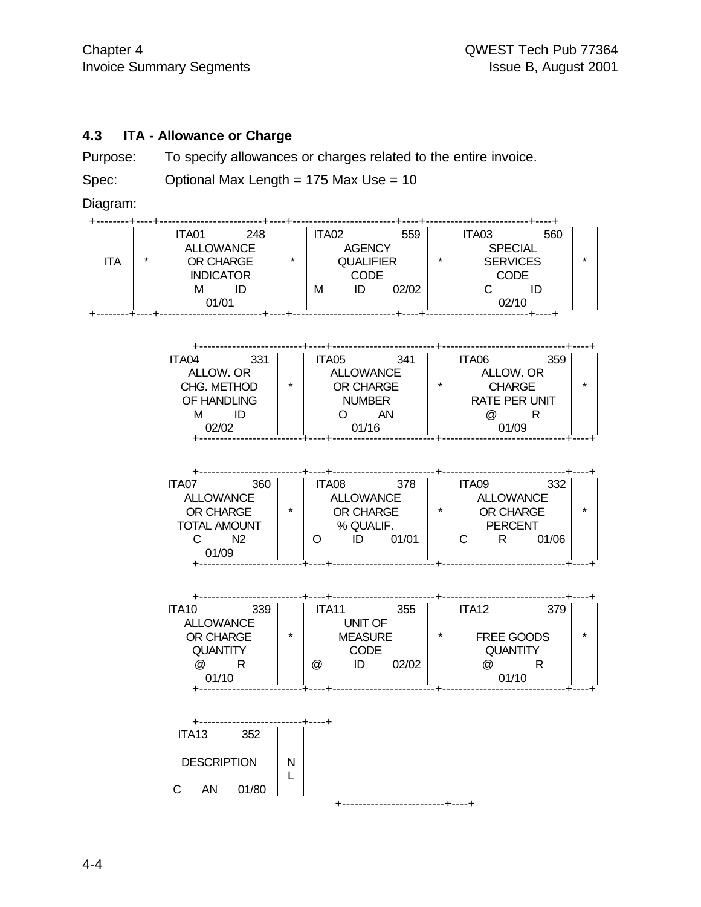### 4.3 ITA - Allowance or Charge

Purpose: To specify allowances or charges related to the entire invoice.

Spec: Optional Max Length = 175 Max Use = 10

Diagram:

```
 +--------+----+------------------------+----+------------------------+----+------------------------+----+
 |        |    | ITA01              248 |    | ITA02              559 |    | ITA03              560 |    |
 |        |    |       ALLOWANCE        |    |        AGENCY          |    |        SPECIAL         |    |
 |  ITA   | *  |      OR CHARGE         | *  |       QUALIFIER        | *  |       SERVICES         | *  |
 |        |    |      INDICATOR         |    |         CODE           |    |         CODE           |    |
 |        |    |       M     ID         |    | M       ID       02/02 |    |       C     ID         |    |
 |        |    |        01/01           |    |                        |    |        02/10           |    |
 +--------+----+------------------------+----+------------------------+----+------------------------+----+

           +------------------------+----+------------------------+------------------------------+----+
           | ITA04              331 |    | ITA05              341 | ITA06                    359 |    |
           |       ALLOW. OR        |    |       ALLOWANCE        |          ALLOW. OR           |    |
           |     CHG. METHOD        | *  |       OR CHARGE        | *        CHARGE             | *  |
           |     OF HANDLING        |    |        NUMBER          |        RATE PER UNIT         |    |
           |       M     ID         |    |       O     AN         |          @      R            |    |
           |        02/02           |    |        01/16           |           01/09              |    |
           +------------------------+----+------------------------+------------------------------+----+

           +------------------------+----+------------------------+------------------------------+----+
           | ITA07              360 |    | ITA08              378 | ITA09                    332 |    |
           |       ALLOWANCE        |    |       ALLOWANCE        |          ALLOWANCE           |    |
           |       OR CHARGE        | *  |       OR CHARGE        | *        OR CHARGE           | *  |
           |     TOTAL AMOUNT       |    |       % QUALIF.        |           PERCENT            |    |
           |       C     N2         |    | O       ID       01/01 | C           R          01/06 |    |
           |        01/09           |    |                        |                              |    |
           +------------------------+----+------------------------+------------------------------+----+

           +------------------------+----+------------------------+------------------------------+----+
           | ITA10              339 |    | ITA11              355 | ITA12                    379 |    |
           |       ALLOWANCE        |    |        UNIT OF         |                              |    |
           |       OR CHARGE        | *  |        MEASURE         | *       FREE GOODS           | *  |
           |       QUANTITY         |    |          CODE          |           QUANTITY           |    |
           |       @     R          |    | @       ID       02/02 |          @      R            |    |
           |        01/10           |    |                        |           01/10              |    |
           +------------------------+----+------------------------+------------------------------+----+

           +------------------------+----+
           | ITA13              352 |    |
           |                        |    |
           |     DESCRIPTION        | N  |
           |                        | L  |
           | C      AN        01/80 |    |
           +------------------------+----+
```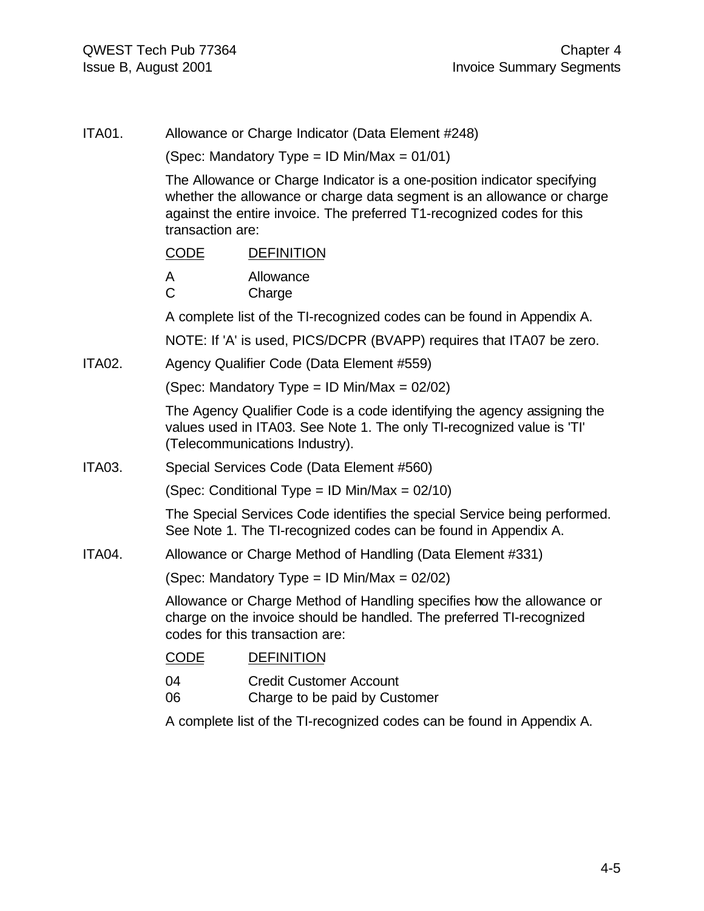ITA01. Allowance or Charge Indicator (Data Element #248)

(Spec: Mandatory Type = ID Min/Max = 01/01)

The Allowance or Charge Indicator is a one-position indicator specifying whether the allowance or charge data segment is an allowance or charge against the entire invoice. The preferred T1-recognized codes for this transaction are:

| CODE | DEFINITION |
|---|---|
| A | Allowance |
| C | Charge |

A complete list of the TI-recognized codes can be found in Appendix A.

NOTE: If 'A' is used, PICS/DCPR (BVAPP) requires that ITA07 be zero.

ITA02. Agency Qualifier Code (Data Element #559)

(Spec: Mandatory Type = ID Min/Max = 02/02)

The Agency Qualifier Code is a code identifying the agency assigning the values used in ITA03. See Note 1. The only TI-recognized value is 'TI' (Telecommunications Industry).

ITA03. Special Services Code (Data Element #560)

(Spec: Conditional Type = ID Min/Max = 02/10)

The Special Services Code identifies the special Service being performed. See Note 1. The TI-recognized codes can be found in Appendix A.

ITA04. Allowance or Charge Method of Handling (Data Element #331)

(Spec: Mandatory Type = ID Min/Max = 02/02)

Allowance or Charge Method of Handling specifies how the allowance or charge on the invoice should be handled. The preferred TI-recognized codes for this transaction are:

| CODE | DEFINITION |
|---|---|
| 04 | Credit Customer Account |
| 06 | Charge to be paid by Customer |

A complete list of the TI-recognized codes can be found in Appendix A.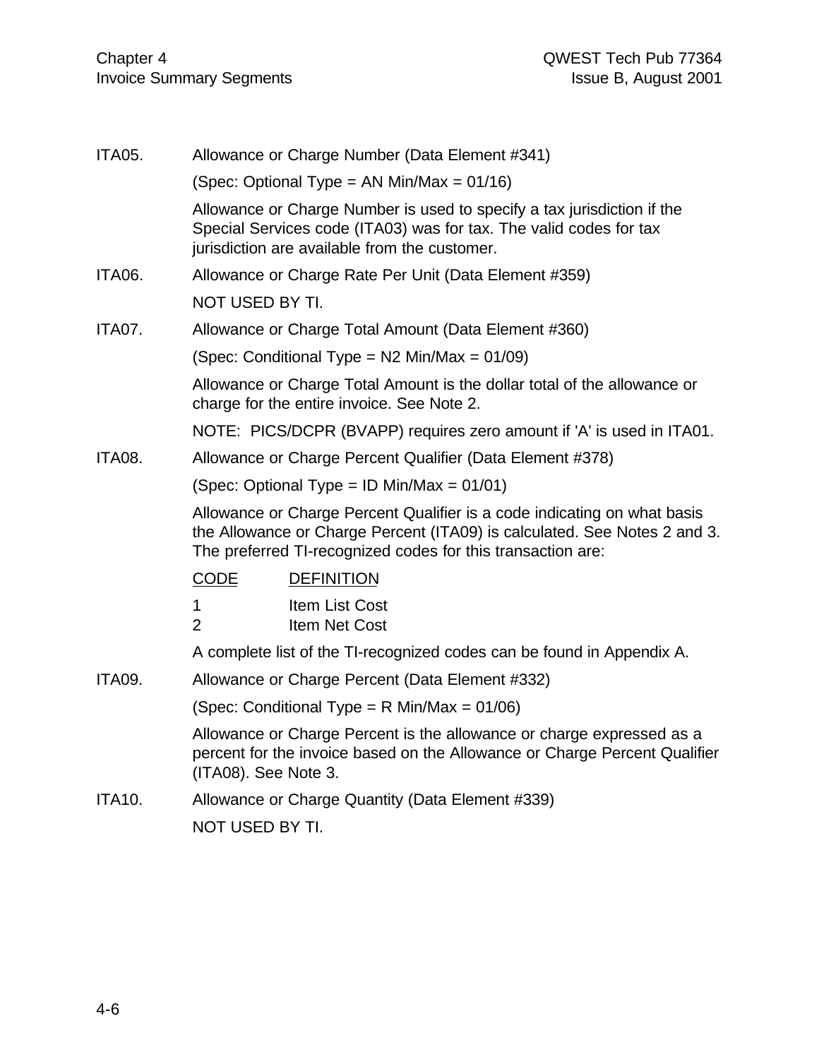ITA05. Allowance or Charge Number (Data Element #341)

(Spec: Optional Type = AN Min/Max = 01/16)

Allowance or Charge Number is used to specify a tax jurisdiction if the Special Services code (ITA03) was for tax. The valid codes for tax jurisdiction are available from the customer.

ITA06. Allowance or Charge Rate Per Unit (Data Element #359)

NOT USED BY TI.

ITA07. Allowance or Charge Total Amount (Data Element #360)

(Spec: Conditional Type = N2 Min/Max = 01/09)

Allowance or Charge Total Amount is the dollar total of the allowance or charge for the entire invoice. See Note 2.

NOTE: PICS/DCPR (BVAPP) requires zero amount if 'A' is used in ITA01.

ITA08. Allowance or Charge Percent Qualifier (Data Element #378)

(Spec: Optional Type = ID Min/Max = 01/01)

Allowance or Charge Percent Qualifier is a code indicating on what basis the Allowance or Charge Percent (ITA09) is calculated. See Notes 2 and 3. The preferred TI-recognized codes for this transaction are:

| CODE | DEFINITION |
|---|---|
| 1 | Item List Cost |
| 2 | Item Net Cost |

A complete list of the TI-recognized codes can be found in Appendix A.

ITA09. Allowance or Charge Percent (Data Element #332)

(Spec: Conditional Type = R Min/Max = 01/06)

Allowance or Charge Percent is the allowance or charge expressed as a percent for the invoice based on the Allowance or Charge Percent Qualifier (ITA08). See Note 3.

ITA10. Allowance or Charge Quantity (Data Element #339)

NOT USED BY TI.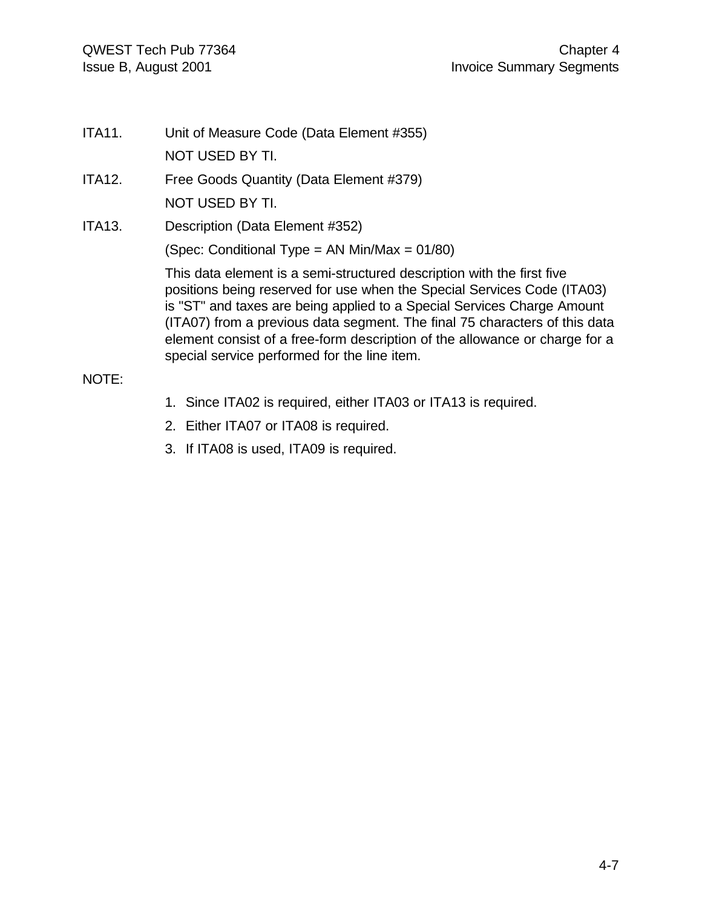ITA11. Unit of Measure Code (Data Element #355)

NOT USED BY TI.

ITA12. Free Goods Quantity (Data Element #379)

NOT USED BY TI.

ITA13. Description (Data Element #352)

(Spec: Conditional Type = AN Min/Max = 01/80)

This data element is a semi-structured description with the first five positions being reserved for use when the Special Services Code (ITA03) is "ST" and taxes are being applied to a Special Services Charge Amount (ITA07) from a previous data segment. The final 75 characters of this data element consist of a free-form description of the allowance or charge for a special service performed for the line item.

NOTE:

1. Since ITA02 is required, either ITA03 or ITA13 is required.
2. Either ITA07 or ITA08 is required.
3. If ITA08 is used, ITA09 is required.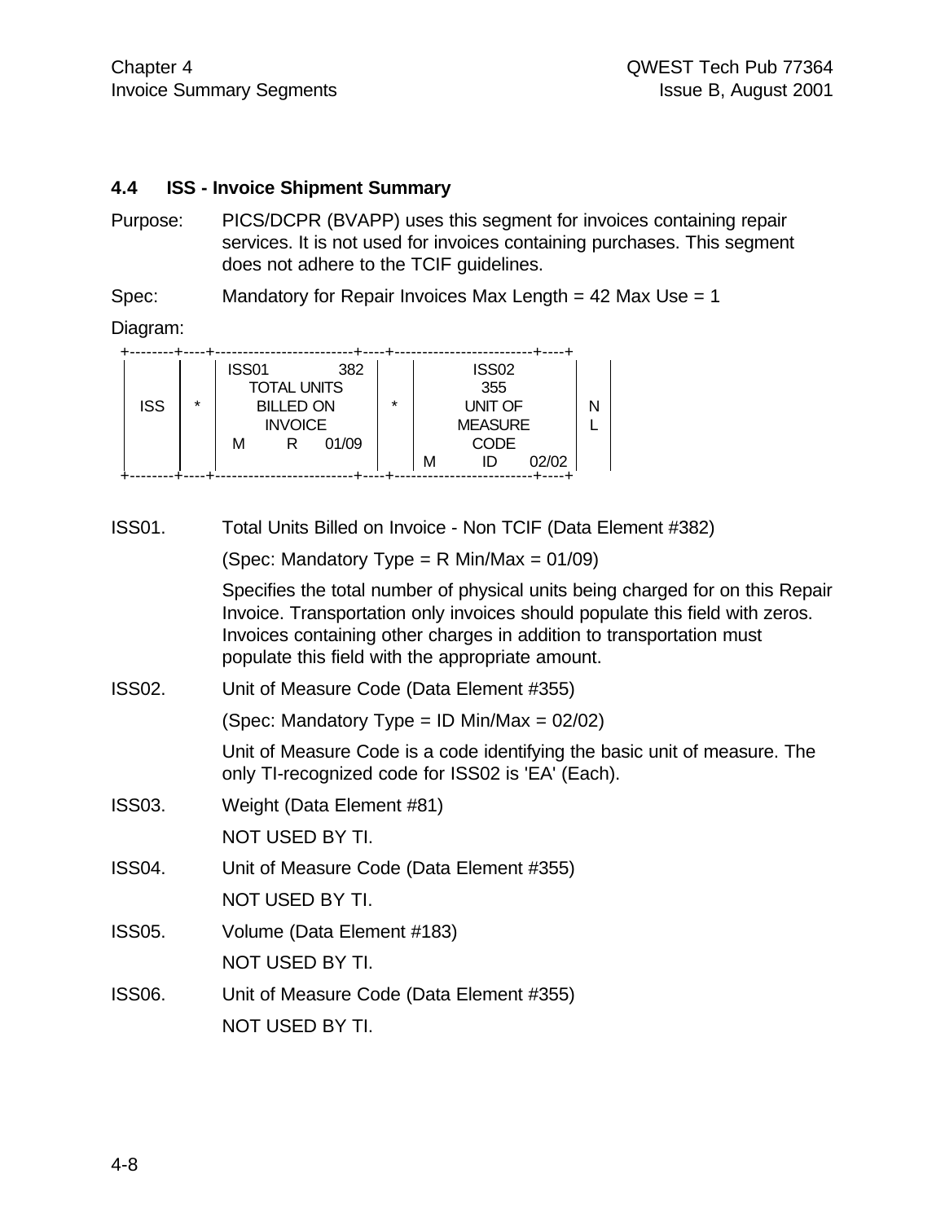## 4.4 ISS - Invoice Shipment Summary

Purpose: PICS/DCPR (BVAPP) uses this segment for invoices containing repair services. It is not used for invoices containing purchases. This segment does not adhere to the TCIF guidelines.

Spec: Mandatory for Repair Invoices Max Length = 42 Max Use = 1

Diagram:

```
+--------+----+-------------------------+----+-------------------------+----+
|        |    | ISS01              382  |    |          ISS02          |    |
|        |    |      TOTAL UNITS        |    |           355           |    |
|  ISS   | *  |       BILLED ON         | *  |         UNIT OF         | N  |
|        |    |        INVOICE          |    |         MEASURE         | L  |
|        |    |  M       R      01/09   |    |           CODE          |    |
|        |    |                         |    | M        ID      02/02  |    |
+--------+----+-------------------------+----+-------------------------+----+
```

ISS01. Total Units Billed on Invoice - Non TCIF (Data Element #382)

(Spec: Mandatory Type = R Min/Max = 01/09)

Specifies the total number of physical units being charged for on this Repair Invoice. Transportation only invoices should populate this field with zeros. Invoices containing other charges in addition to transportation must populate this field with the appropriate amount.

ISS02. Unit of Measure Code (Data Element #355)

(Spec: Mandatory Type = ID Min/Max = 02/02)

Unit of Measure Code is a code identifying the basic unit of measure. The only TI-recognized code for ISS02 is 'EA' (Each).

ISS03. Weight (Data Element #81)

NOT USED BY TI.

ISS04. Unit of Measure Code (Data Element #355)

NOT USED BY TI.

ISS05. Volume (Data Element #183)

NOT USED BY TI.

ISS06. Unit of Measure Code (Data Element #355)

NOT USED BY TI.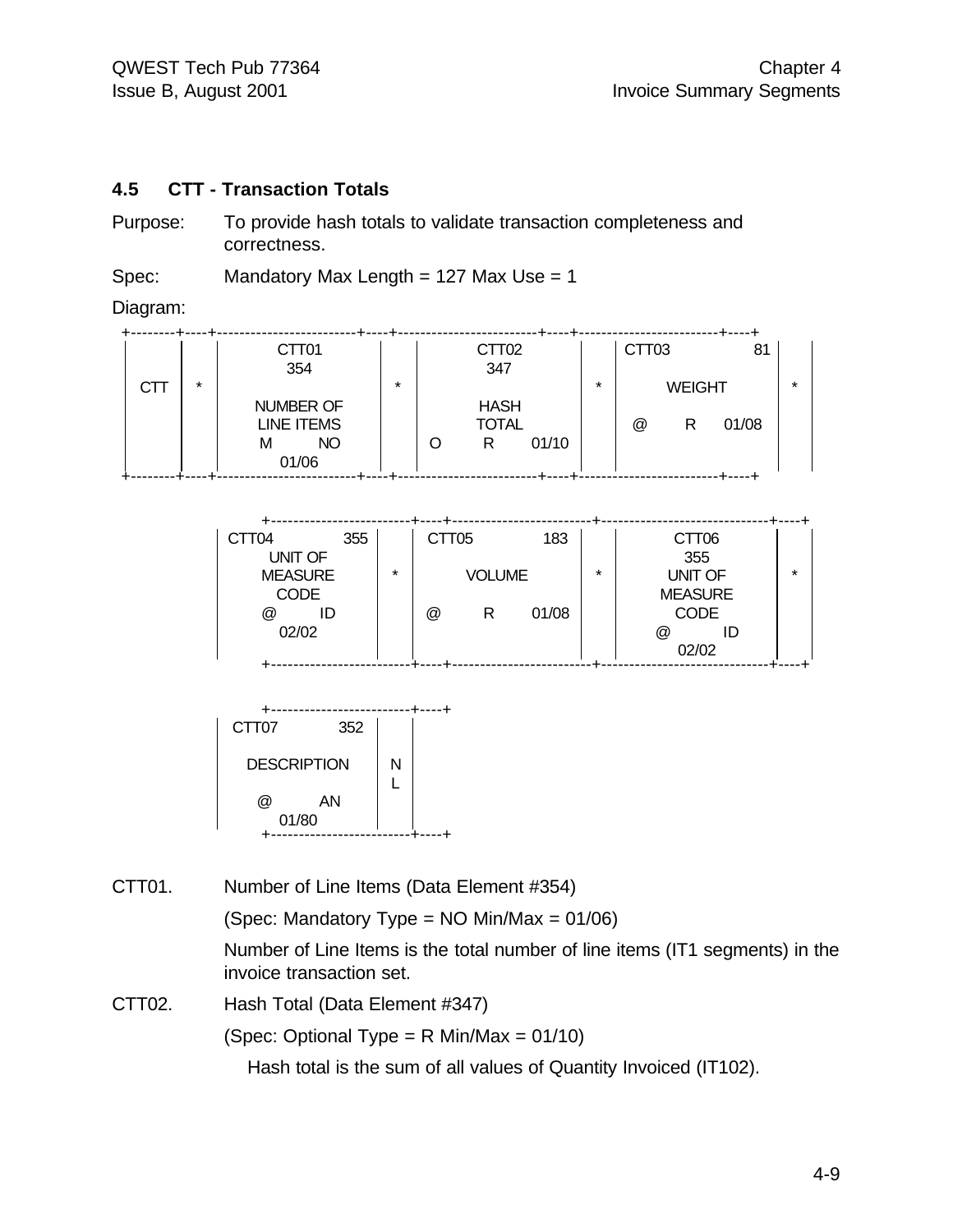## 4.5 CTT - Transaction Totals

Purpose: To provide hash totals to validate transaction completeness and correctness.

Spec: Mandatory Max Length = 127 Max Use = 1

Diagram:

```
+--------+----+-------------------------+----+-------------------------+----+-------------------------+----+
|        |    |          CTT01          |    |          CTT02          |    | CTT03                81 |    |
|        |    |           354           |    |           347           |    |                         |    |
|  CTT   | *  |                         | *  |                         | *  |         WEIGHT          | *  |
|        |    |        NUMBER OF        |    |          HASH           |    |                         |    |
|        |    |       LINE ITEMS        |    |          TOTAL          |    |   @       R      01/08  |    |
|        |    |        M      NO        |    |  O       R      01/10   |    |                         |    |
|        |    |          01/06          |    |                         |    |                         |    |
+--------+----+-------------------------+----+-------------------------+----+-------------------------+----+

    +-------------------------+----+-------------------------+------------------------------+----+
    | CTT04               355 |    | CTT05               183 |            CTT06             |    |
    |         UNIT OF         |    |                         |             355              |    |
    |         MEASURE         | *  |         VOLUME          | *  |         UNIT OF         | *  |
    |          CODE           |    |                         |            MEASURE           |    |
    |       @        ID       |    |  @       R      01/08   |             CODE             |    |
    |          02/02          |    |                         |          @        ID         |    |
    |                         |    |                         |             02/02            |    |
    +-------------------------+----+-------------------------+------------------------------+----+

    +-------------------------+----+
    | CTT07               352 |    |
    |                         |    |
    |       DESCRIPTION       | N  |
    |                         | L  |
    |       @        AN       |    |
    |          01/80          |    |
    +-------------------------+----+
```

CTT01. Number of Line Items (Data Element #354)

(Spec: Mandatory Type = NO Min/Max = 01/06)

Number of Line Items is the total number of line items (IT1 segments) in the invoice transaction set.

CTT02. Hash Total (Data Element #347)

(Spec: Optional Type = R Min/Max = 01/10)

Hash total is the sum of all values of Quantity Invoiced (IT102).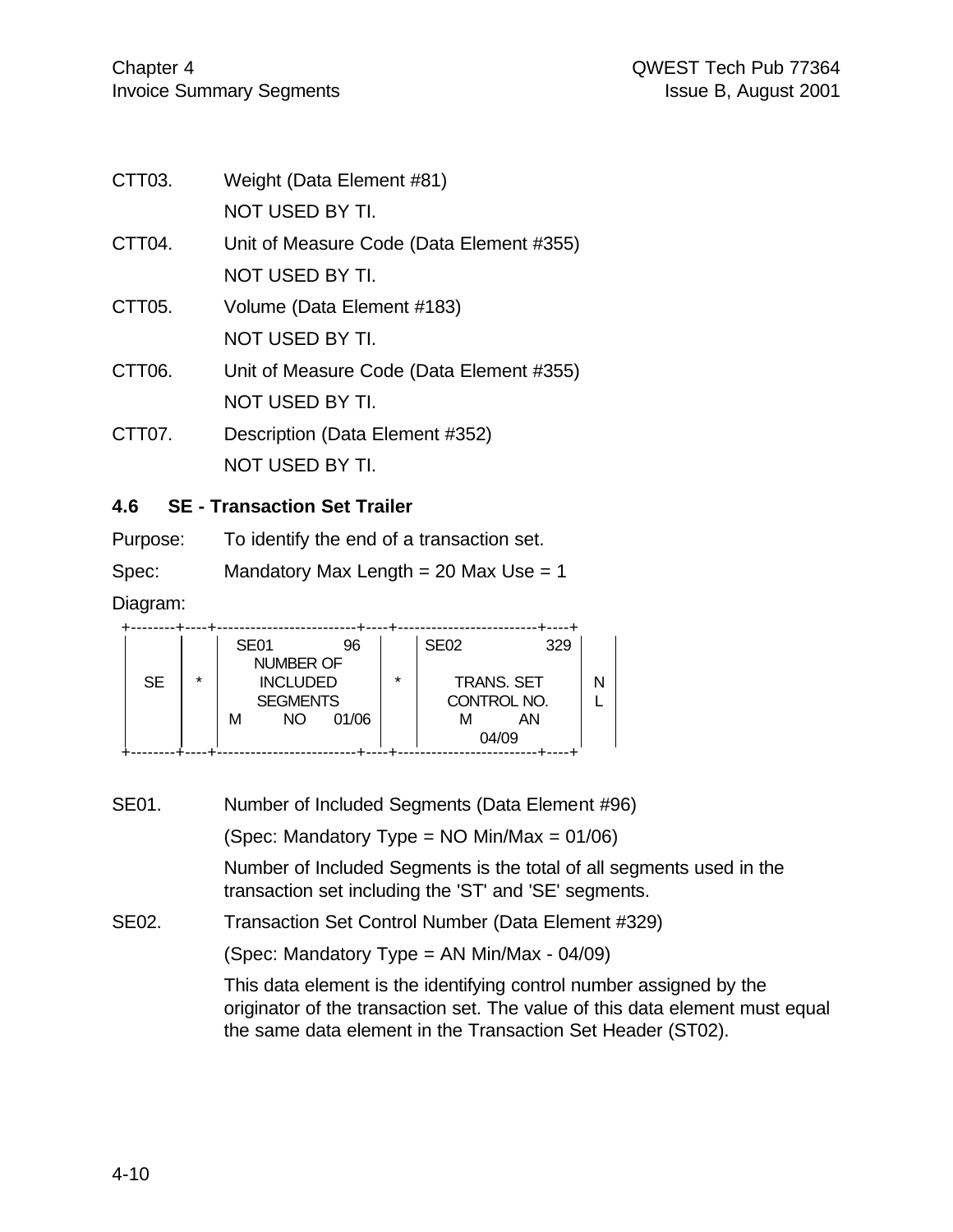CTT03. Weight (Data Element #81)

NOT USED BY TI.

CTT04. Unit of Measure Code (Data Element #355)

NOT USED BY TI.

CTT05. Volume (Data Element #183)

NOT USED BY TI.

CTT06. Unit of Measure Code (Data Element #355)

NOT USED BY TI.

CTT07. Description (Data Element #352)

NOT USED BY TI.

### 4.6 SE - Transaction Set Trailer

Purpose: To identify the end of a transaction set.

Spec: Mandatory Max Length = 20 Max Use = 1

Diagram:

```
+--------+----+------------------------+----+------------------------+----+
|        |    |  SE01             96   |    | SE02              329  |    |
|        |    |      NUMBER OF         |    |                        |    |
|   SE   | *  |      INCLUDED          | *  |     TRANS. SET         | N  |
|        |    |      SEGMENTS          |    |     CONTROL NO.        | L  |
|        |    |  M      NO     01/06  |    |     M        AN        |    |
|        |    |                        |    |        04/09           |    |
+--------+----+------------------------+----+------------------------+----+
```

SE01. Number of Included Segments (Data Element #96)

(Spec: Mandatory Type = NO Min/Max = 01/06)

Number of Included Segments is the total of all segments used in the transaction set including the 'ST' and 'SE' segments.

SE02. Transaction Set Control Number (Data Element #329)

(Spec: Mandatory Type = AN Min/Max - 04/09)

This data element is the identifying control number assigned by the originator of the transaction set. The value of this data element must equal the same data element in the Transaction Set Header (ST02).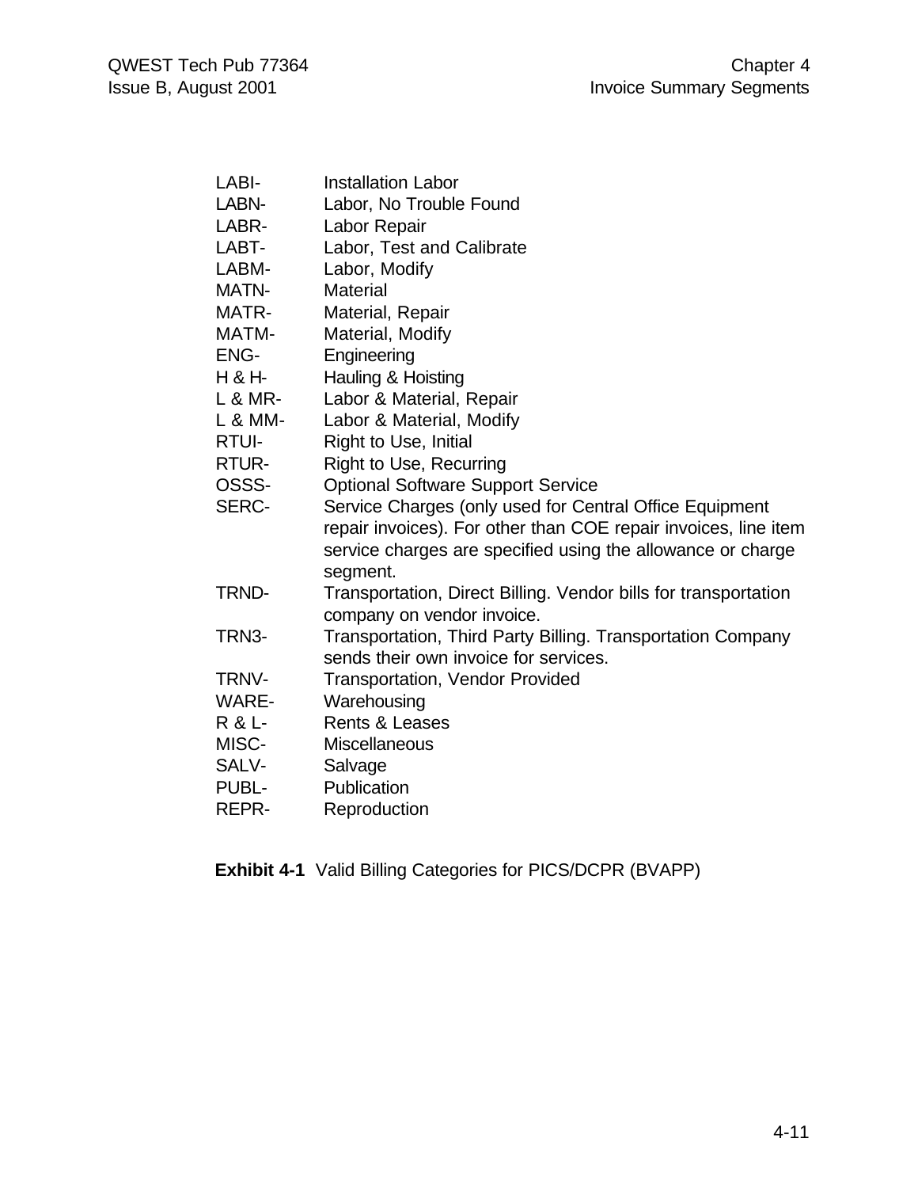| | |
|---|---|
| LABI- | Installation Labor |
| LABN- | Labor, No Trouble Found |
| LABR- | Labor Repair |
| LABT- | Labor, Test and Calibrate |
| LABM- | Labor, Modify |
| MATN- | Material |
| MATR- | Material, Repair |
| MATM- | Material, Modify |
| ENG- | Engineering |
| H & H- | Hauling & Hoisting |
| L & MR- | Labor & Material, Repair |
| L & MM- | Labor & Material, Modify |
| RTUI- | Right to Use, Initial |
| RTUR- | Right to Use, Recurring |
| OSSS- | Optional Software Support Service |
| SERC- | Service Charges (only used for Central Office Equipment repair invoices). For other than COE repair invoices, line item service charges are specified using the allowance or charge segment. |
| TRND- | Transportation, Direct Billing. Vendor bills for transportation company on vendor invoice. |
| TRN3- | Transportation, Third Party Billing. Transportation Company sends their own invoice for services. |
| TRNV- | Transportation, Vendor Provided |
| WARE- | Warehousing |
| R & L- | Rents & Leases |
| MISC- | Miscellaneous |
| SALV- | Salvage |
| PUBL- | Publication |
| REPR- | Reproduction |

**Exhibit 4-1** Valid Billing Categories for PICS/DCPR (BVAPP)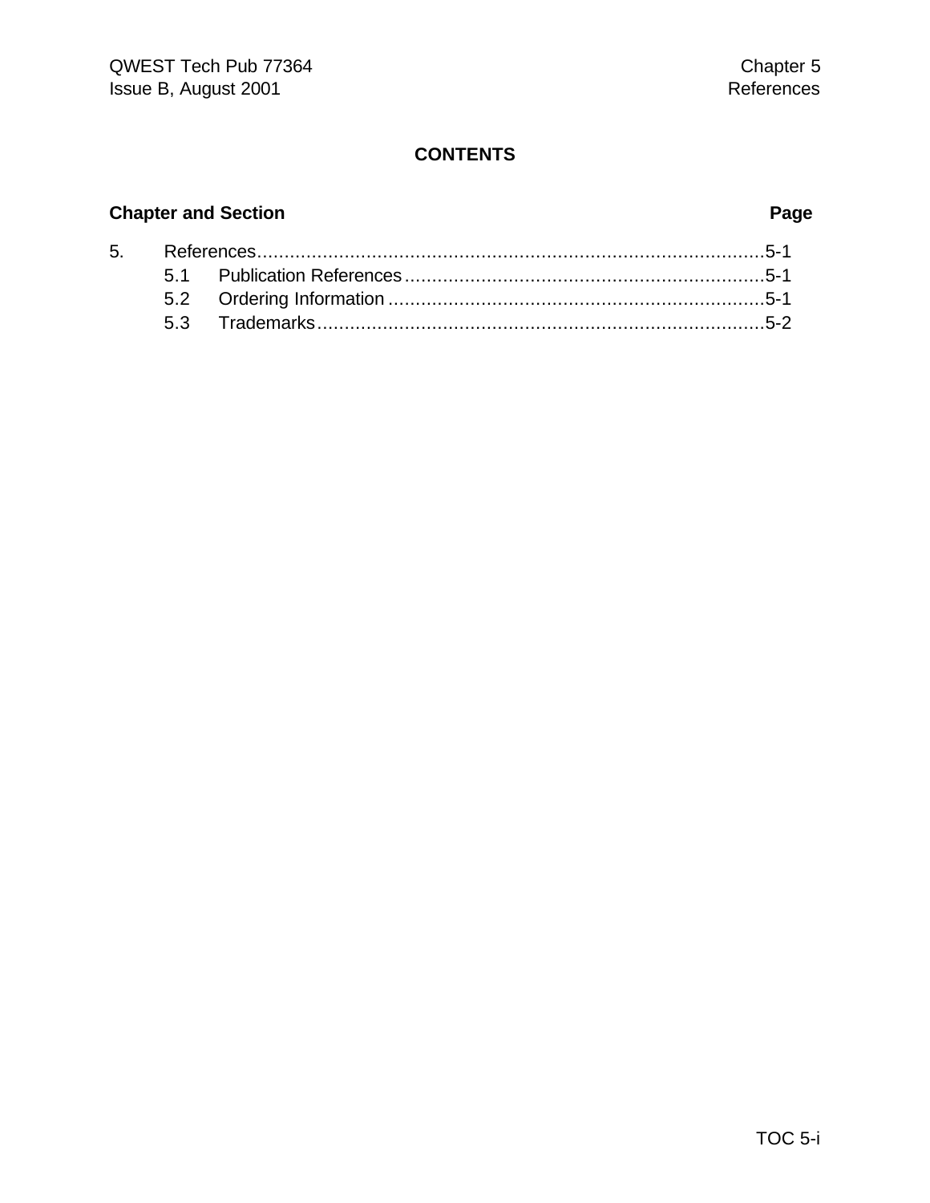**CONTENTS**

| Chapter and Section | Page |
|---|---|
| 5. References | 5-1 |
| 5.1 Publication References | 5-1 |
| 5.2 Ordering Information | 5-1 |
| 5.3 Trademarks | 5-2 |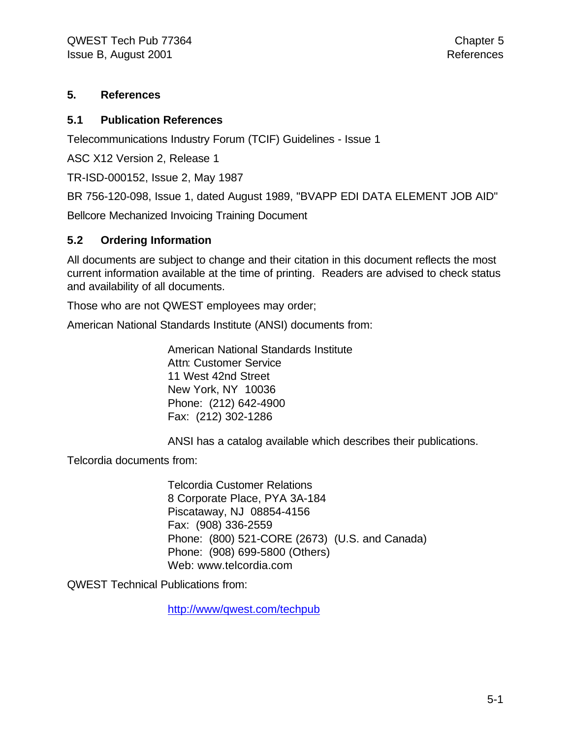# 5. References

## 5.1 Publication References

Telecommunications Industry Forum (TCIF) Guidelines - Issue 1

ASC X12 Version 2, Release 1

TR-ISD-000152, Issue 2, May 1987

BR 756-120-098, Issue 1, dated August 1989, "BVAPP EDI DATA ELEMENT JOB AID"

Bellcore Mechanized Invoicing Training Document

## 5.2 Ordering Information

All documents are subject to change and their citation in this document reflects the most current information available at the time of printing. Readers are advised to check status and availability of all documents.

Those who are not QWEST employees may order;

American National Standards Institute (ANSI) documents from:

> American National Standards Institute
> Attn: Customer Service
> 11 West 42nd Street
> New York, NY 10036
> Phone: (212) 642-4900
> Fax: (212) 302-1286
>
> ANSI has a catalog available which describes their publications.

Telcordia documents from:

> Telcordia Customer Relations
> 8 Corporate Place, PYA 3A-184
> Piscataway, NJ 08854-4156
> Fax: (908) 336-2559
> Phone: (800) 521-CORE (2673) (U.S. and Canada)
> Phone: (908) 699-5800 (Others)
> Web: www.telcordia.com

QWEST Technical Publications from:

> http://www/qwest.com/techpub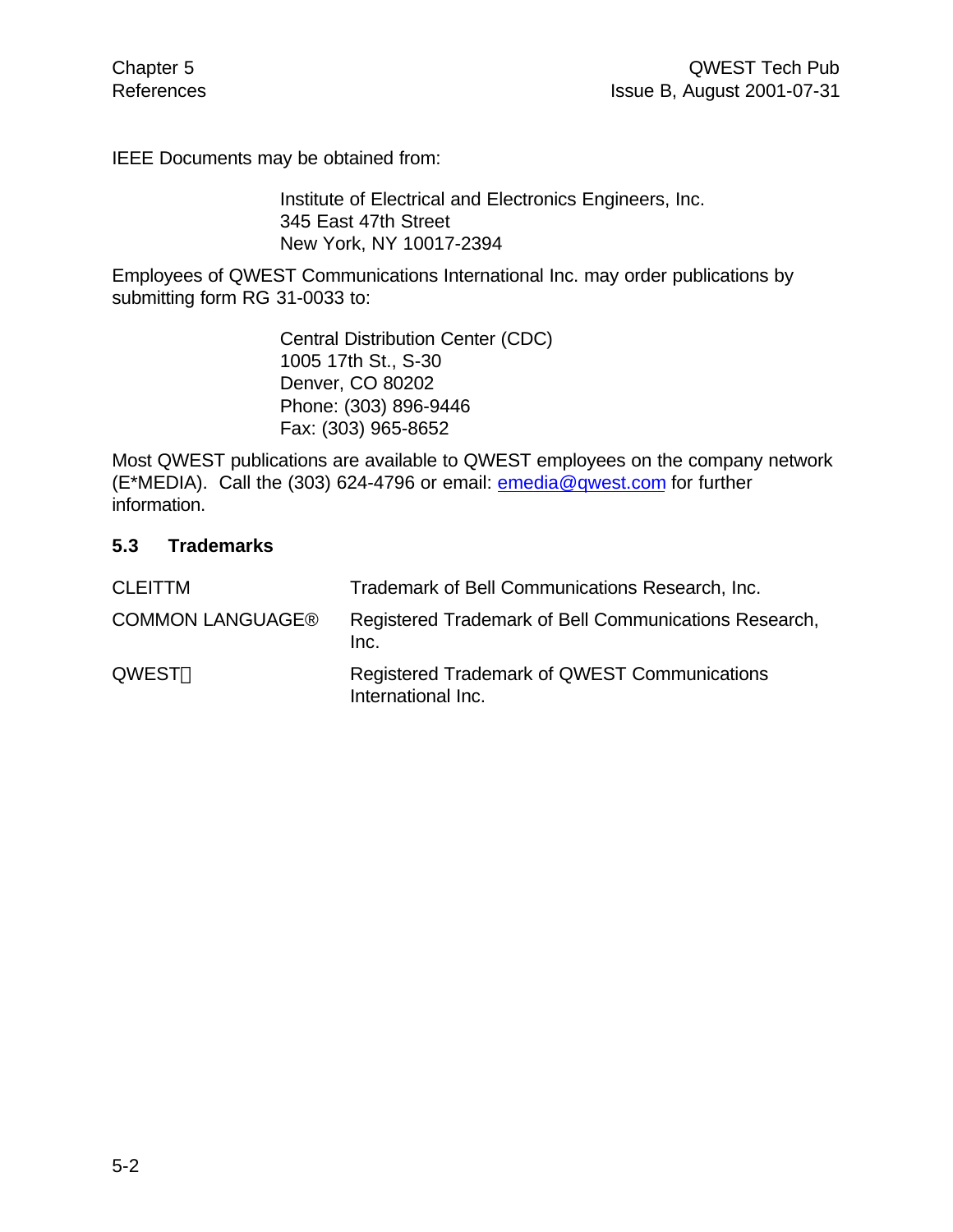IEEE Documents may be obtained from:

Institute of Electrical and Electronics Engineers, Inc.
345 East 47th Street
New York, NY 10017-2394

Employees of QWEST Communications International Inc. may order publications by submitting form RG 31-0033 to:

Central Distribution Center (CDC)
1005 17th St., S-30
Denver, CO 80202
Phone: (303) 896-9446
Fax: (303) 965-8652

Most QWEST publications are available to QWEST employees on the company network (E*MEDIA). Call the (303) 624-4796 or email: emedia@qwest.com for further information.

## 5.3 Trademarks

| | |
|---|---|
| CLEITTM | Trademark of Bell Communications Research, Inc. |
| COMMON LANGUAGE® | Registered Trademark of Bell Communications Research, Inc. |
| QWEST | Registered Trademark of QWEST Communications International Inc. |